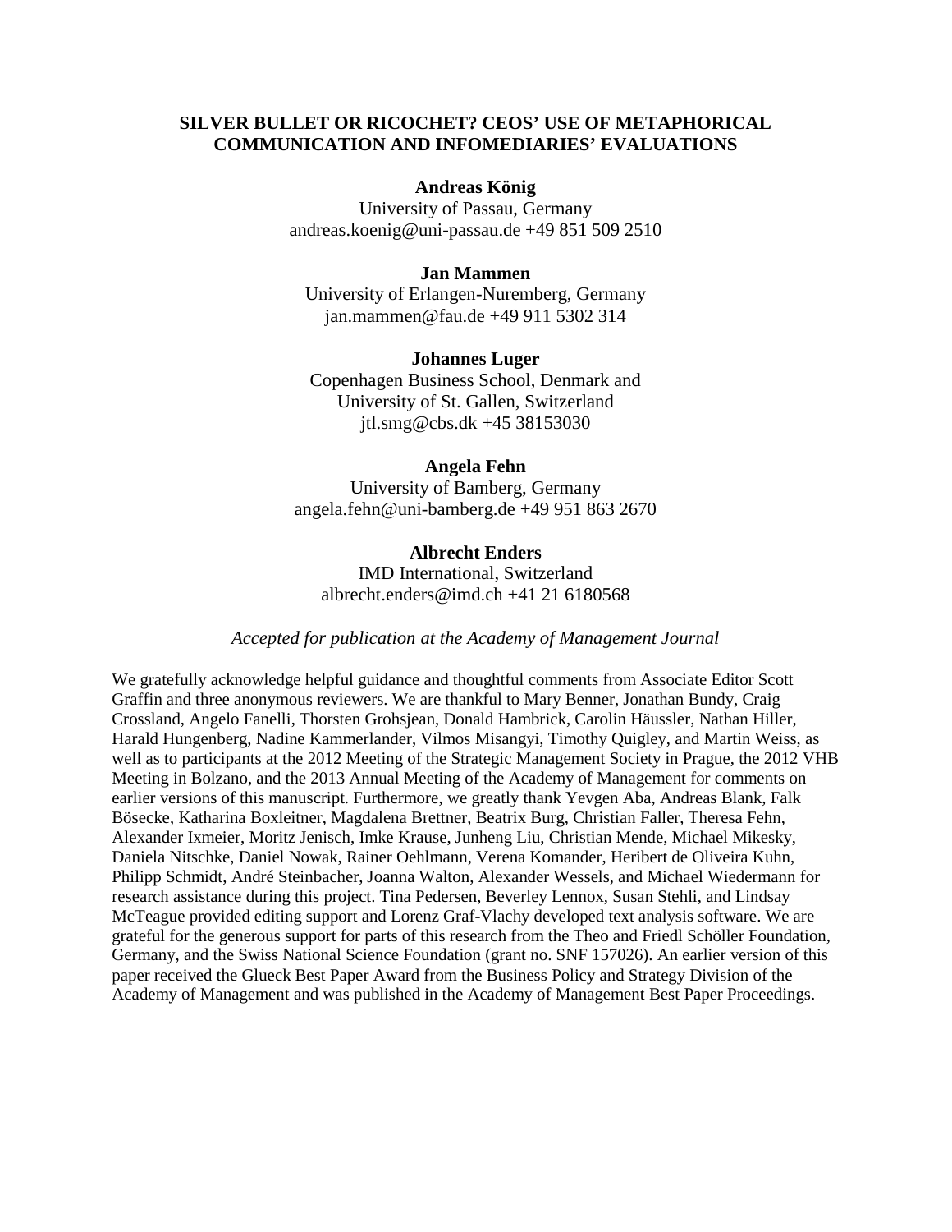# SILVER BULLET OR RICOCHET? CEOS' USE OF METAPHORICAL COMMUNICATION AND INFOMEDIARIES' EVALUATIONS

**Andreas König**
University of Passau, Germany
andreas.koenig@uni-passau.de +49 851 509 2510

**Jan Mammen**
University of Erlangen-Nuremberg, Germany
jan.mammen@fau.de +49 911 5302 314

**Johannes Luger**
Copenhagen Business School, Denmark and
University of St. Gallen, Switzerland
jtl.smg@cbs.dk +45 38153030

**Angela Fehn**
University of Bamberg, Germany
angela.fehn@uni-bamberg.de +49 951 863 2670

**Albrecht Enders**
IMD International, Switzerland
albrecht.enders@imd.ch +41 21 6180568

*Accepted for publication at the Academy of Management Journal*

We gratefully acknowledge helpful guidance and thoughtful comments from Associate Editor Scott Graffin and three anonymous reviewers. We are thankful to Mary Benner, Jonathan Bundy, Craig Crossland, Angelo Fanelli, Thorsten Grohsjean, Donald Hambrick, Carolin Häussler, Nathan Hiller, Harald Hungenberg, Nadine Kammerlander, Vilmos Misangyi, Timothy Quigley, and Martin Weiss, as well as to participants at the 2012 Meeting of the Strategic Management Society in Prague, the 2012 VHB Meeting in Bolzano, and the 2013 Annual Meeting of the Academy of Management for comments on earlier versions of this manuscript. Furthermore, we greatly thank Yevgen Aba, Andreas Blank, Falk Bösecke, Katharina Boxleitner, Magdalena Brettner, Beatrix Burg, Christian Faller, Theresa Fehn, Alexander Ixmeier, Moritz Jenisch, Imke Krause, Junheng Liu, Christian Mende, Michael Mikesky, Daniela Nitschke, Daniel Nowak, Rainer Oehlmann, Verena Komander, Heribert de Oliveira Kuhn, Philipp Schmidt, André Steinbacher, Joanna Walton, Alexander Wessels, and Michael Wiedermann for research assistance during this project. Tina Pedersen, Beverley Lennox, Susan Stehli, and Lindsay McTeague provided editing support and Lorenz Graf-Vlachy developed text analysis software. We are grateful for the generous support for parts of this research from the Theo and Friedl Schöller Foundation, Germany, and the Swiss National Science Foundation (grant no. SNF 157026). An earlier version of this paper received the Glueck Best Paper Award from the Business Policy and Strategy Division of the Academy of Management and was published in the Academy of Management Best Paper Proceedings.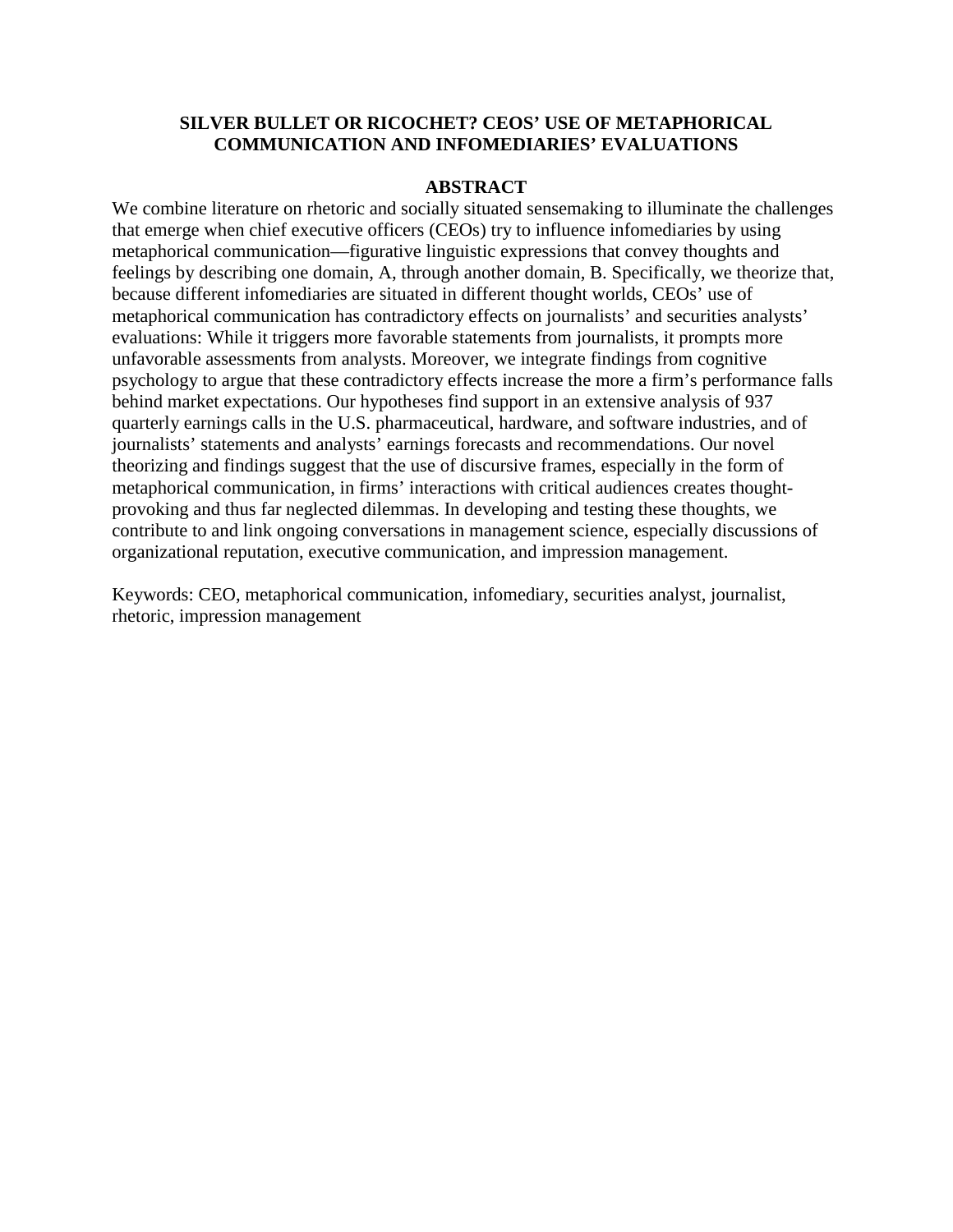# SILVER BULLET OR RICOCHET? CEOS' USE OF METAPHORICAL COMMUNICATION AND INFOMEDIARIES' EVALUATIONS

## ABSTRACT

We combine literature on rhetoric and socially situated sensemaking to illuminate the challenges that emerge when chief executive officers (CEOs) try to influence infomediaries by using metaphorical communication—figurative linguistic expressions that convey thoughts and feelings by describing one domain, A, through another domain, B. Specifically, we theorize that, because different infomediaries are situated in different thought worlds, CEOs' use of metaphorical communication has contradictory effects on journalists' and securities analysts' evaluations: While it triggers more favorable statements from journalists, it prompts more unfavorable assessments from analysts. Moreover, we integrate findings from cognitive psychology to argue that these contradictory effects increase the more a firm's performance falls behind market expectations. Our hypotheses find support in an extensive analysis of 937 quarterly earnings calls in the U.S. pharmaceutical, hardware, and software industries, and of journalists' statements and analysts' earnings forecasts and recommendations. Our novel theorizing and findings suggest that the use of discursive frames, especially in the form of metaphorical communication, in firms' interactions with critical audiences creates thought-provoking and thus far neglected dilemmas. In developing and testing these thoughts, we contribute to and link ongoing conversations in management science, especially discussions of organizational reputation, executive communication, and impression management.

Keywords: CEO, metaphorical communication, infomediary, securities analyst, journalist, rhetoric, impression management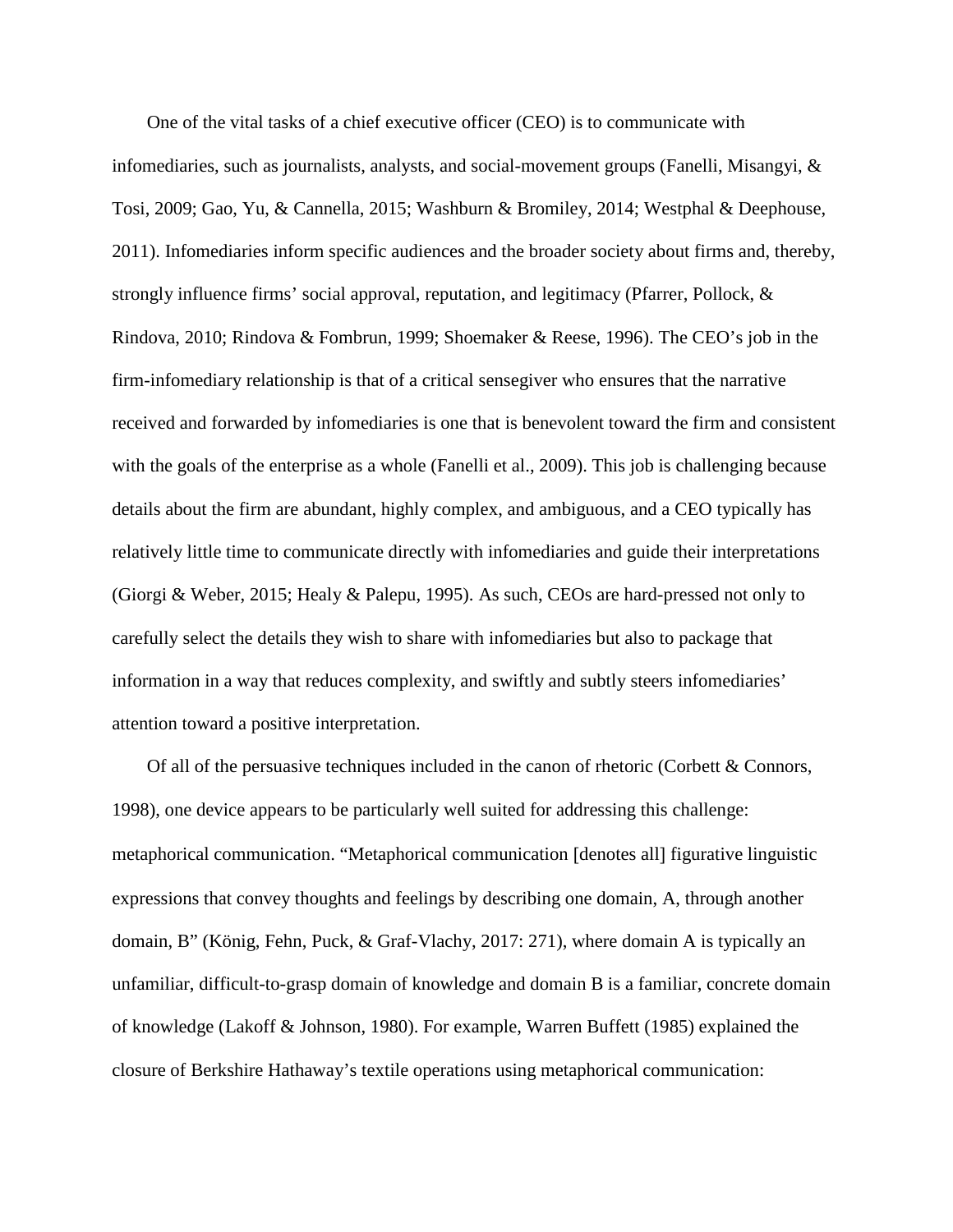One of the vital tasks of a chief executive officer (CEO) is to communicate with infomediaries, such as journalists, analysts, and social-movement groups (Fanelli, Misangyi, & Tosi, 2009; Gao, Yu, & Cannella, 2015; Washburn & Bromiley, 2014; Westphal & Deephouse, 2011). Infomediaries inform specific audiences and the broader society about firms and, thereby, strongly influence firms' social approval, reputation, and legitimacy (Pfarrer, Pollock, & Rindova, 2010; Rindova & Fombrun, 1999; Shoemaker & Reese, 1996). The CEO's job in the firm-infomediary relationship is that of a critical sensegiver who ensures that the narrative received and forwarded by infomediaries is one that is benevolent toward the firm and consistent with the goals of the enterprise as a whole (Fanelli et al., 2009). This job is challenging because details about the firm are abundant, highly complex, and ambiguous, and a CEO typically has relatively little time to communicate directly with infomediaries and guide their interpretations (Giorgi & Weber, 2015; Healy & Palepu, 1995). As such, CEOs are hard-pressed not only to carefully select the details they wish to share with infomediaries but also to package that information in a way that reduces complexity, and swiftly and subtly steers infomediaries' attention toward a positive interpretation.

Of all of the persuasive techniques included in the canon of rhetoric (Corbett & Connors, 1998), one device appears to be particularly well suited for addressing this challenge: metaphorical communication. "Metaphorical communication [denotes all] figurative linguistic expressions that convey thoughts and feelings by describing one domain, A, through another domain, B" (König, Fehn, Puck, & Graf-Vlachy, 2017: 271), where domain A is typically an unfamiliar, difficult-to-grasp domain of knowledge and domain B is a familiar, concrete domain of knowledge (Lakoff & Johnson, 1980). For example, Warren Buffett (1985) explained the closure of Berkshire Hathaway's textile operations using metaphorical communication: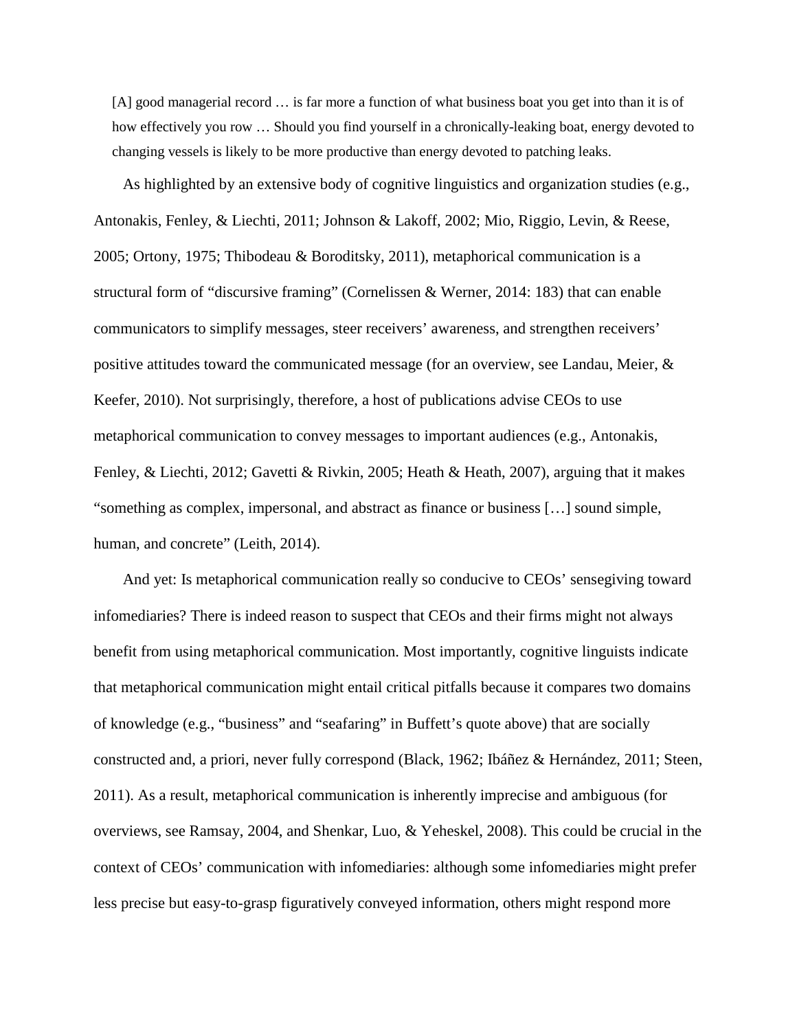> [A] good managerial record … is far more a function of what business boat you get into than it is of how effectively you row … Should you find yourself in a chronically-leaking boat, energy devoted to changing vessels is likely to be more productive than energy devoted to patching leaks.

As highlighted by an extensive body of cognitive linguistics and organization studies (e.g., Antonakis, Fenley, & Liechti, 2011; Johnson & Lakoff, 2002; Mio, Riggio, Levin, & Reese, 2005; Ortony, 1975; Thibodeau & Boroditsky, 2011), metaphorical communication is a structural form of "discursive framing" (Cornelissen & Werner, 2014: 183) that can enable communicators to simplify messages, steer receivers' awareness, and strengthen receivers' positive attitudes toward the communicated message (for an overview, see Landau, Meier, & Keefer, 2010). Not surprisingly, therefore, a host of publications advise CEOs to use metaphorical communication to convey messages to important audiences (e.g., Antonakis, Fenley, & Liechti, 2012; Gavetti & Rivkin, 2005; Heath & Heath, 2007), arguing that it makes "something as complex, impersonal, and abstract as finance or business […] sound simple, human, and concrete" (Leith, 2014).

And yet: Is metaphorical communication really so conducive to CEOs' sensegiving toward infomediaries? There is indeed reason to suspect that CEOs and their firms might not always benefit from using metaphorical communication. Most importantly, cognitive linguists indicate that metaphorical communication might entail critical pitfalls because it compares two domains of knowledge (e.g., "business" and "seafaring" in Buffett's quote above) that are socially constructed and, a priori, never fully correspond (Black, 1962; Ibáñez & Hernández, 2011; Steen, 2011). As a result, metaphorical communication is inherently imprecise and ambiguous (for overviews, see Ramsay, 2004, and Shenkar, Luo, & Yeheskel, 2008). This could be crucial in the context of CEOs' communication with infomediaries: although some infomediaries might prefer less precise but easy-to-grasp figuratively conveyed information, others might respond more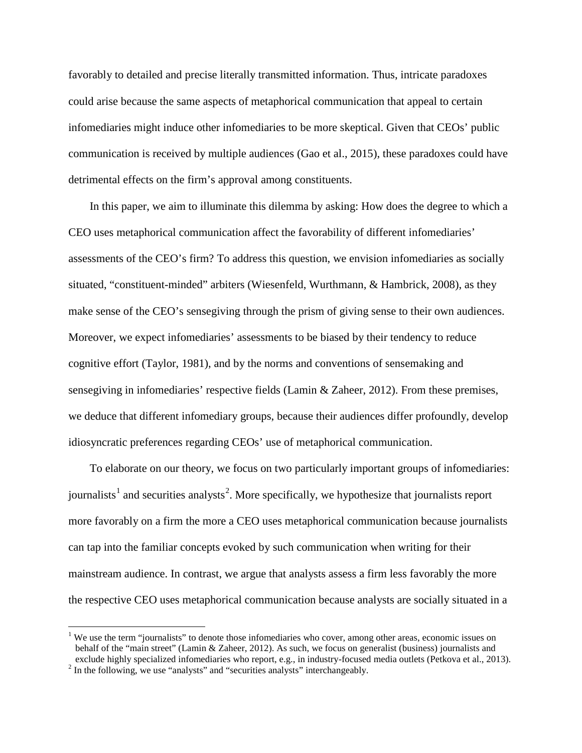favorably to detailed and precise literally transmitted information. Thus, intricate paradoxes could arise because the same aspects of metaphorical communication that appeal to certain infomediaries might induce other infomediaries to be more skeptical. Given that CEOs' public communication is received by multiple audiences (Gao et al., 2015), these paradoxes could have detrimental effects on the firm's approval among constituents.

In this paper, we aim to illuminate this dilemma by asking: How does the degree to which a CEO uses metaphorical communication affect the favorability of different infomediaries' assessments of the CEO's firm? To address this question, we envision infomediaries as socially situated, "constituent-minded" arbiters (Wiesenfeld, Wurthmann, & Hambrick, 2008), as they make sense of the CEO's sensegiving through the prism of giving sense to their own audiences. Moreover, we expect infomediaries' assessments to be biased by their tendency to reduce cognitive effort (Taylor, 1981), and by the norms and conventions of sensemaking and sensegiving in infomediaries' respective fields (Lamin & Zaheer, 2012). From these premises, we deduce that different infomediary groups, because their audiences differ profoundly, develop idiosyncratic preferences regarding CEOs' use of metaphorical communication.

To elaborate on our theory, we focus on two particularly important groups of infomediaries: journalists[1] and securities analysts[2]. More specifically, we hypothesize that journalists report more favorably on a firm the more a CEO uses metaphorical communication because journalists can tap into the familiar concepts evoked by such communication when writing for their mainstream audience. In contrast, we argue that analysts assess a firm less favorably the more the respective CEO uses metaphorical communication because analysts are socially situated in a

[1] We use the term "journalists" to denote those infomediaries who cover, among other areas, economic issues on behalf of the "main street" (Lamin & Zaheer, 2012). As such, we focus on generalist (business) journalists and exclude highly specialized infomediaries who report, e.g., in industry-focused media outlets (Petkova et al., 2013).

[2] In the following, we use "analysts" and "securities analysts" interchangeably.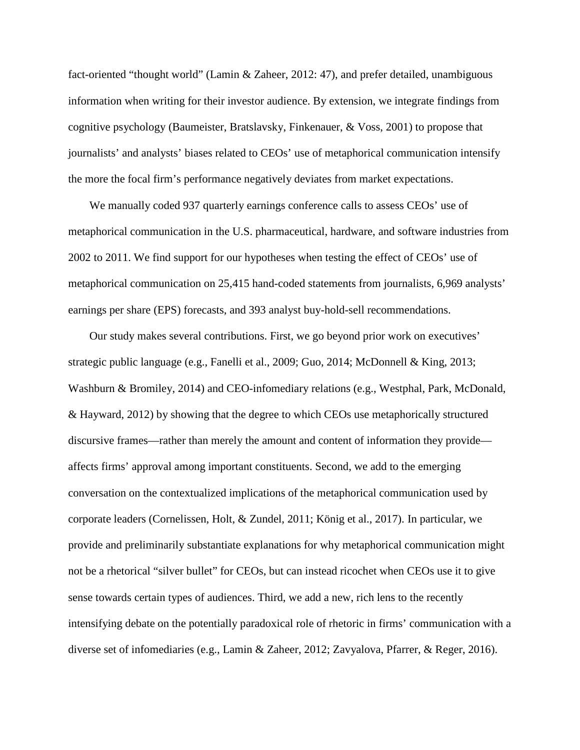fact-oriented “thought world” (Lamin & Zaheer, 2012: 47), and prefer detailed, unambiguous information when writing for their investor audience. By extension, we integrate findings from cognitive psychology (Baumeister, Bratslavsky, Finkenauer, & Voss, 2001) to propose that journalists’ and analysts’ biases related to CEOs’ use of metaphorical communication intensify the more the focal firm’s performance negatively deviates from market expectations.

We manually coded 937 quarterly earnings conference calls to assess CEOs’ use of metaphorical communication in the U.S. pharmaceutical, hardware, and software industries from 2002 to 2011. We find support for our hypotheses when testing the effect of CEOs’ use of metaphorical communication on 25,415 hand-coded statements from journalists, 6,969 analysts’ earnings per share (EPS) forecasts, and 393 analyst buy-hold-sell recommendations.

Our study makes several contributions. First, we go beyond prior work on executives’ strategic public language (e.g., Fanelli et al., 2009; Guo, 2014; McDonnell & King, 2013; Washburn & Bromiley, 2014) and CEO-infomediary relations (e.g., Westphal, Park, McDonald, & Hayward, 2012) by showing that the degree to which CEOs use metaphorically structured discursive frames—rather than merely the amount and content of information they provide—affects firms’ approval among important constituents. Second, we add to the emerging conversation on the contextualized implications of the metaphorical communication used by corporate leaders (Cornelissen, Holt, & Zundel, 2011; König et al., 2017). In particular, we provide and preliminarily substantiate explanations for why metaphorical communication might not be a rhetorical “silver bullet” for CEOs, but can instead ricochet when CEOs use it to give sense towards certain types of audiences. Third, we add a new, rich lens to the recently intensifying debate on the potentially paradoxical role of rhetoric in firms’ communication with a diverse set of infomediaries (e.g., Lamin & Zaheer, 2012; Zavyalova, Pfarrer, & Reger, 2016).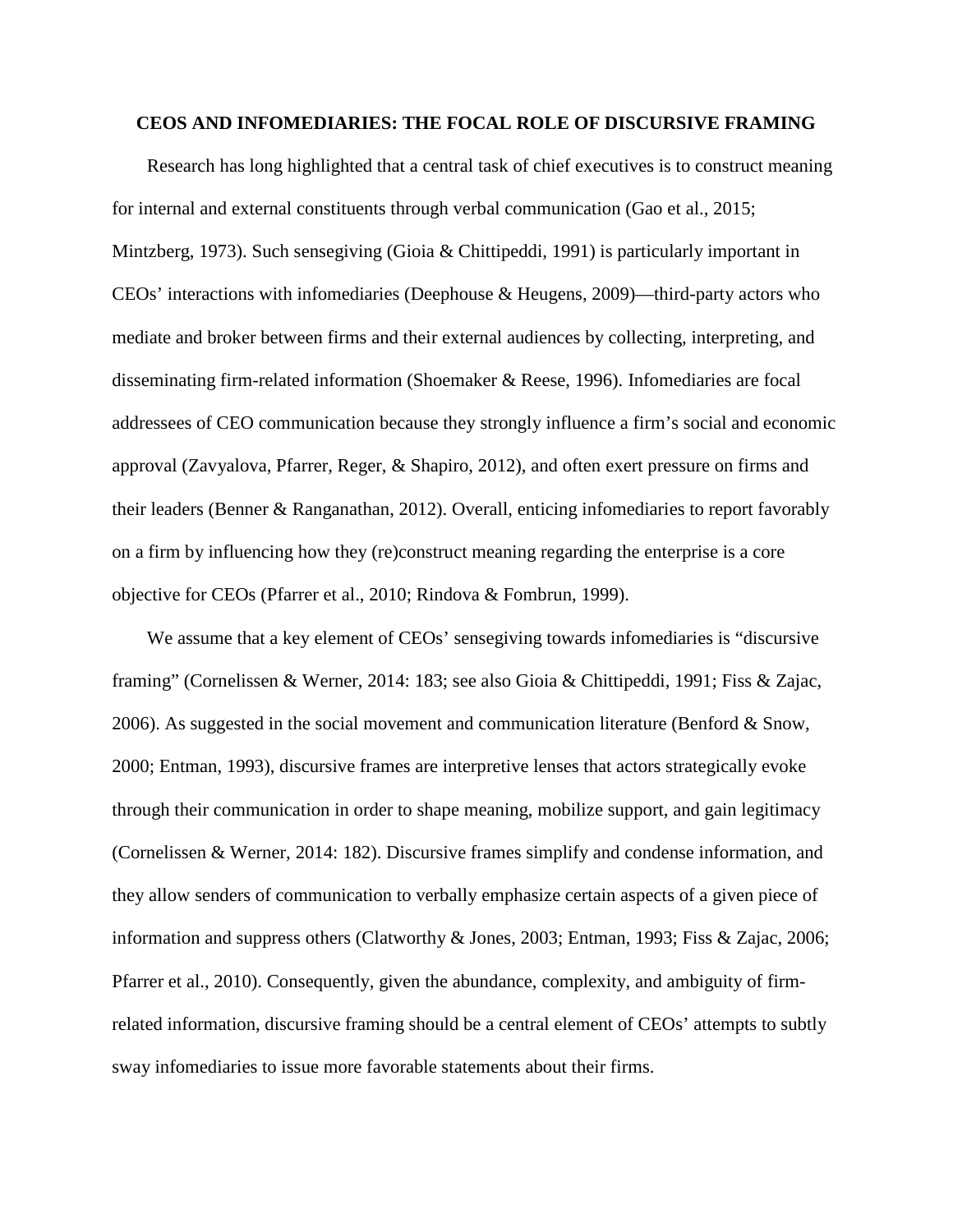## CEOS AND INFOMEDIARIES: THE FOCAL ROLE OF DISCURSIVE FRAMING

Research has long highlighted that a central task of chief executives is to construct meaning for internal and external constituents through verbal communication (Gao et al., 2015; Mintzberg, 1973). Such sensegiving (Gioia & Chittipeddi, 1991) is particularly important in CEOs' interactions with infomediaries (Deephouse & Heugens, 2009)—third-party actors who mediate and broker between firms and their external audiences by collecting, interpreting, and disseminating firm-related information (Shoemaker & Reese, 1996). Infomediaries are focal addressees of CEO communication because they strongly influence a firm's social and economic approval (Zavyalova, Pfarrer, Reger, & Shapiro, 2012), and often exert pressure on firms and their leaders (Benner & Ranganathan, 2012). Overall, enticing infomediaries to report favorably on a firm by influencing how they (re)construct meaning regarding the enterprise is a core objective for CEOs (Pfarrer et al., 2010; Rindova & Fombrun, 1999).

We assume that a key element of CEOs' sensegiving towards infomediaries is "discursive framing" (Cornelissen & Werner, 2014: 183; see also Gioia & Chittipeddi, 1991; Fiss & Zajac, 2006). As suggested in the social movement and communication literature (Benford & Snow, 2000; Entman, 1993), discursive frames are interpretive lenses that actors strategically evoke through their communication in order to shape meaning, mobilize support, and gain legitimacy (Cornelissen & Werner, 2014: 182). Discursive frames simplify and condense information, and they allow senders of communication to verbally emphasize certain aspects of a given piece of information and suppress others (Clatworthy & Jones, 2003; Entman, 1993; Fiss & Zajac, 2006; Pfarrer et al., 2010). Consequently, given the abundance, complexity, and ambiguity of firm-related information, discursive framing should be a central element of CEOs' attempts to subtly sway infomediaries to issue more favorable statements about their firms.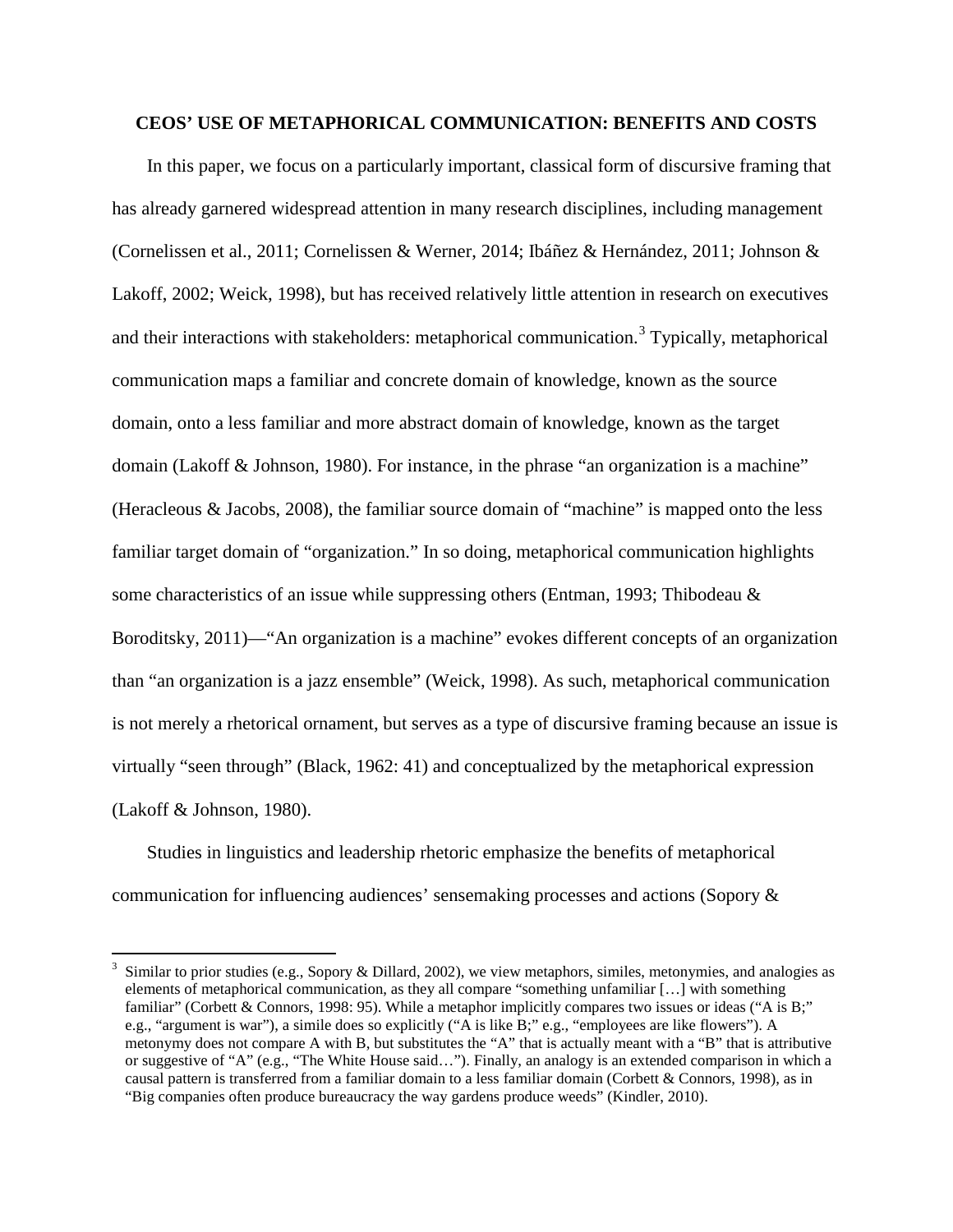**CEOS' USE OF METAPHORICAL COMMUNICATION: BENEFITS AND COSTS**

In this paper, we focus on a particularly important, classical form of discursive framing that has already garnered widespread attention in many research disciplines, including management (Cornelissen et al., 2011; Cornelissen & Werner, 2014; Ibáñez & Hernández, 2011; Johnson & Lakoff, 2002; Weick, 1998), but has received relatively little attention in research on executives and their interactions with stakeholders: metaphorical communication.[3] Typically, metaphorical communication maps a familiar and concrete domain of knowledge, known as the source domain, onto a less familiar and more abstract domain of knowledge, known as the target domain (Lakoff & Johnson, 1980). For instance, in the phrase "an organization is a machine" (Heracleous & Jacobs, 2008), the familiar source domain of "machine" is mapped onto the less familiar target domain of "organization." In so doing, metaphorical communication highlights some characteristics of an issue while suppressing others (Entman, 1993; Thibodeau & Boroditsky, 2011)—"An organization is a machine" evokes different concepts of an organization than "an organization is a jazz ensemble" (Weick, 1998). As such, metaphorical communication is not merely a rhetorical ornament, but serves as a type of discursive framing because an issue is virtually "seen through" (Black, 1962: 41) and conceptualized by the metaphorical expression (Lakoff & Johnson, 1980).

Studies in linguistics and leadership rhetoric emphasize the benefits of metaphorical communication for influencing audiences' sensemaking processes and actions (Sopory &

[3] Similar to prior studies (e.g., Sopory & Dillard, 2002), we view metaphors, similes, metonymies, and analogies as elements of metaphorical communication, as they all compare "something unfamiliar […] with something familiar" (Corbett & Connors, 1998: 95). While a metaphor implicitly compares two issues or ideas ("A is B;" e.g., "argument is war"), a simile does so explicitly ("A is like B;" e.g., "employees are like flowers"). A metonymy does not compare A with B, but substitutes the "A" that is actually meant with a "B" that is attributive or suggestive of "A" (e.g., "The White House said…"). Finally, an analogy is an extended comparison in which a causal pattern is transferred from a familiar domain to a less familiar domain (Corbett & Connors, 1998), as in "Big companies often produce bureaucracy the way gardens produce weeds" (Kindler, 2010).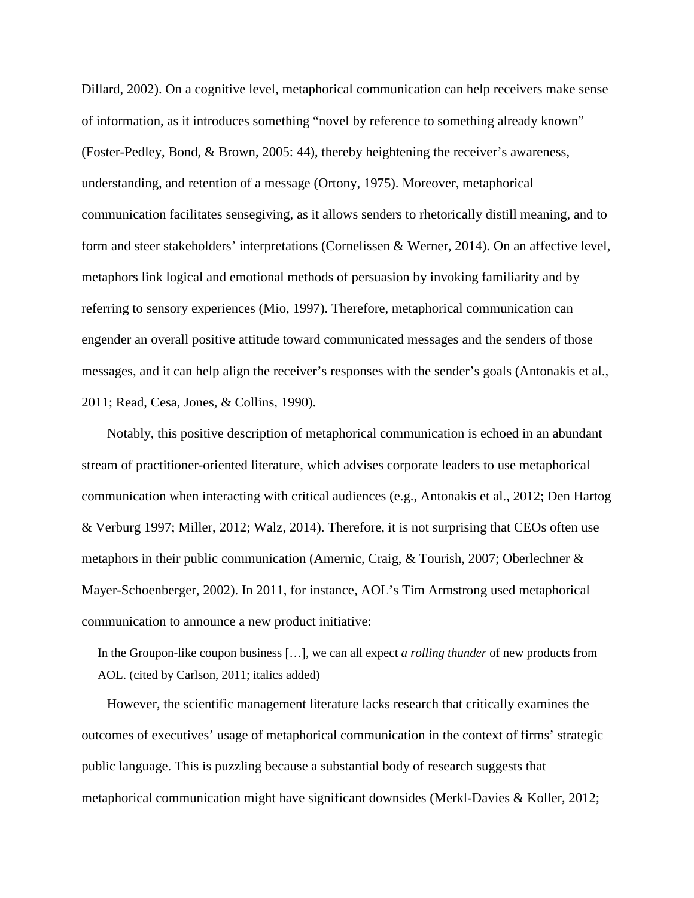Dillard, 2002). On a cognitive level, metaphorical communication can help receivers make sense of information, as it introduces something "novel by reference to something already known" (Foster-Pedley, Bond, & Brown, 2005: 44), thereby heightening the receiver's awareness, understanding, and retention of a message (Ortony, 1975). Moreover, metaphorical communication facilitates sensegiving, as it allows senders to rhetorically distill meaning, and to form and steer stakeholders' interpretations (Cornelissen & Werner, 2014). On an affective level, metaphors link logical and emotional methods of persuasion by invoking familiarity and by referring to sensory experiences (Mio, 1997). Therefore, metaphorical communication can engender an overall positive attitude toward communicated messages and the senders of those messages, and it can help align the receiver's responses with the sender's goals (Antonakis et al., 2011; Read, Cesa, Jones, & Collins, 1990).

Notably, this positive description of metaphorical communication is echoed in an abundant stream of practitioner-oriented literature, which advises corporate leaders to use metaphorical communication when interacting with critical audiences (e.g., Antonakis et al., 2012; Den Hartog & Verburg 1997; Miller, 2012; Walz, 2014). Therefore, it is not surprising that CEOs often use metaphors in their public communication (Amernic, Craig, & Tourish, 2007; Oberlechner & Mayer-Schoenberger, 2002). In 2011, for instance, AOL's Tim Armstrong used metaphorical communication to announce a new product initiative:

> In the Groupon-like coupon business […], we can all expect *a rolling thunder* of new products from AOL. (cited by Carlson, 2011; italics added)

However, the scientific management literature lacks research that critically examines the outcomes of executives' usage of metaphorical communication in the context of firms' strategic public language. This is puzzling because a substantial body of research suggests that metaphorical communication might have significant downsides (Merkl-Davies & Koller, 2012;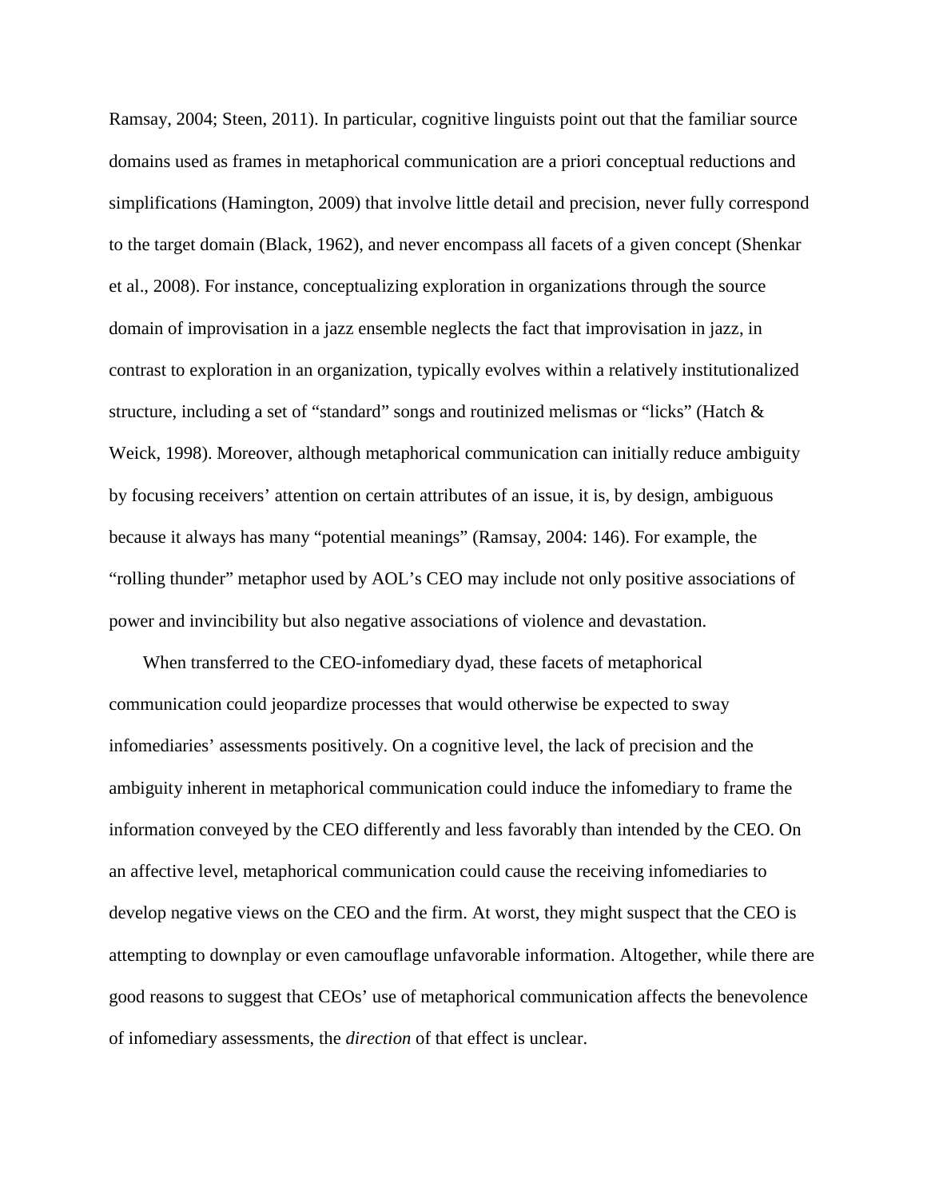Ramsay, 2004; Steen, 2011). In particular, cognitive linguists point out that the familiar source domains used as frames in metaphorical communication are a priori conceptual reductions and simplifications (Hamington, 2009) that involve little detail and precision, never fully correspond to the target domain (Black, 1962), and never encompass all facets of a given concept (Shenkar et al., 2008). For instance, conceptualizing exploration in organizations through the source domain of improvisation in a jazz ensemble neglects the fact that improvisation in jazz, in contrast to exploration in an organization, typically evolves within a relatively institutionalized structure, including a set of "standard" songs and routinized melismas or "licks" (Hatch & Weick, 1998). Moreover, although metaphorical communication can initially reduce ambiguity by focusing receivers' attention on certain attributes of an issue, it is, by design, ambiguous because it always has many "potential meanings" (Ramsay, 2004: 146). For example, the "rolling thunder" metaphor used by AOL's CEO may include not only positive associations of power and invincibility but also negative associations of violence and devastation.

When transferred to the CEO-infomediary dyad, these facets of metaphorical communication could jeopardize processes that would otherwise be expected to sway infomediaries' assessments positively. On a cognitive level, the lack of precision and the ambiguity inherent in metaphorical communication could induce the infomediary to frame the information conveyed by the CEO differently and less favorably than intended by the CEO. On an affective level, metaphorical communication could cause the receiving infomediaries to develop negative views on the CEO and the firm. At worst, they might suspect that the CEO is attempting to downplay or even camouflage unfavorable information. Altogether, while there are good reasons to suggest that CEOs' use of metaphorical communication affects the benevolence of infomediary assessments, the *direction* of that effect is unclear.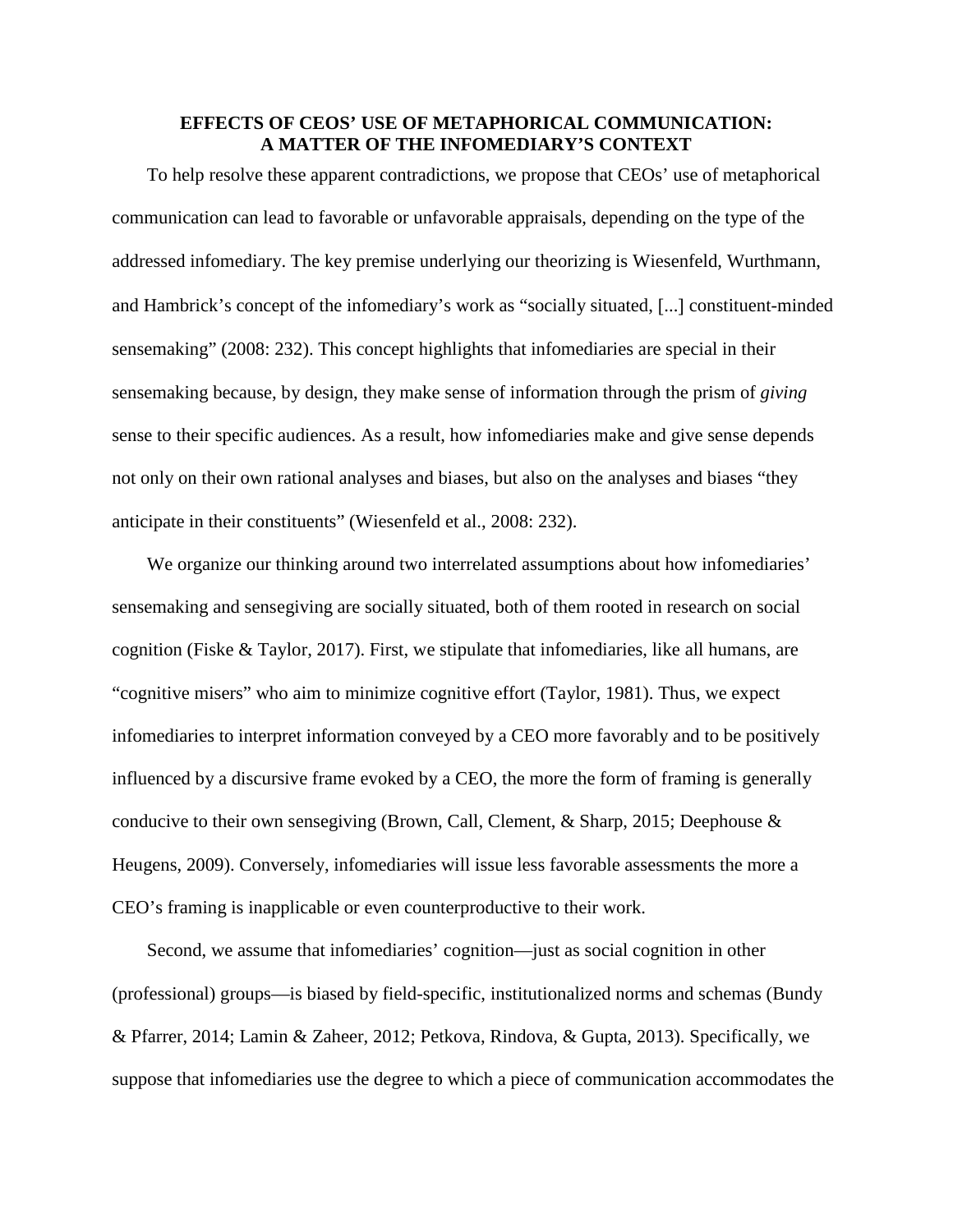## EFFECTS OF CEOS' USE OF METAPHORICAL COMMUNICATION: A MATTER OF THE INFOMEDIARY'S CONTEXT

To help resolve these apparent contradictions, we propose that CEOs' use of metaphorical communication can lead to favorable or unfavorable appraisals, depending on the type of the addressed infomediary. The key premise underlying our theorizing is Wiesenfeld, Wurthmann, and Hambrick's concept of the infomediary's work as "socially situated, [...] constituent-minded sensemaking" (2008: 232). This concept highlights that infomediaries are special in their sensemaking because, by design, they make sense of information through the prism of *giving* sense to their specific audiences. As a result, how infomediaries make and give sense depends not only on their own rational analyses and biases, but also on the analyses and biases "they anticipate in their constituents" (Wiesenfeld et al., 2008: 232).

We organize our thinking around two interrelated assumptions about how infomediaries' sensemaking and sensegiving are socially situated, both of them rooted in research on social cognition (Fiske & Taylor, 2017). First, we stipulate that infomediaries, like all humans, are "cognitive misers" who aim to minimize cognitive effort (Taylor, 1981). Thus, we expect infomediaries to interpret information conveyed by a CEO more favorably and to be positively influenced by a discursive frame evoked by a CEO, the more the form of framing is generally conducive to their own sensegiving (Brown, Call, Clement, & Sharp, 2015; Deephouse & Heugens, 2009). Conversely, infomediaries will issue less favorable assessments the more a CEO's framing is inapplicable or even counterproductive to their work.

Second, we assume that infomediaries' cognition—just as social cognition in other (professional) groups—is biased by field-specific, institutionalized norms and schemas (Bundy & Pfarrer, 2014; Lamin & Zaheer, 2012; Petkova, Rindova, & Gupta, 2013). Specifically, we suppose that infomediaries use the degree to which a piece of communication accommodates the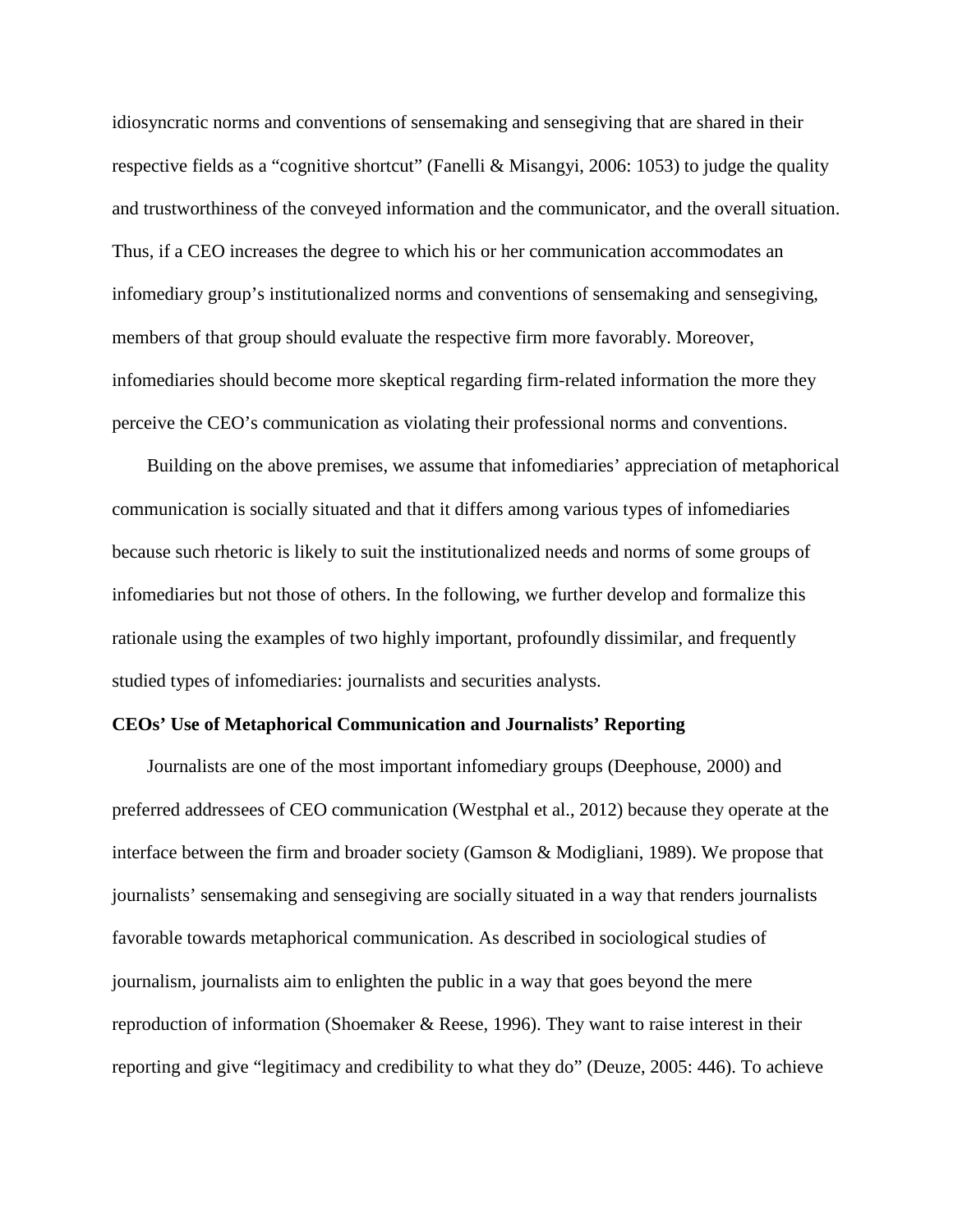idiosyncratic norms and conventions of sensemaking and sensegiving that are shared in their respective fields as a "cognitive shortcut" (Fanelli & Misangyi, 2006: 1053) to judge the quality and trustworthiness of the conveyed information and the communicator, and the overall situation. Thus, if a CEO increases the degree to which his or her communication accommodates an infomediary group's institutionalized norms and conventions of sensemaking and sensegiving, members of that group should evaluate the respective firm more favorably. Moreover, infomediaries should become more skeptical regarding firm-related information the more they perceive the CEO's communication as violating their professional norms and conventions.

Building on the above premises, we assume that infomediaries' appreciation of metaphorical communication is socially situated and that it differs among various types of infomediaries because such rhetoric is likely to suit the institutionalized needs and norms of some groups of infomediaries but not those of others. In the following, we further develop and formalize this rationale using the examples of two highly important, profoundly dissimilar, and frequently studied types of infomediaries: journalists and securities analysts.

**CEOs' Use of Metaphorical Communication and Journalists' Reporting**

Journalists are one of the most important infomediary groups (Deephouse, 2000) and preferred addressees of CEO communication (Westphal et al., 2012) because they operate at the interface between the firm and broader society (Gamson & Modigliani, 1989). We propose that journalists' sensemaking and sensegiving are socially situated in a way that renders journalists favorable towards metaphorical communication. As described in sociological studies of journalism, journalists aim to enlighten the public in a way that goes beyond the mere reproduction of information (Shoemaker & Reese, 1996). They want to raise interest in their reporting and give "legitimacy and credibility to what they do" (Deuze, 2005: 446). To achieve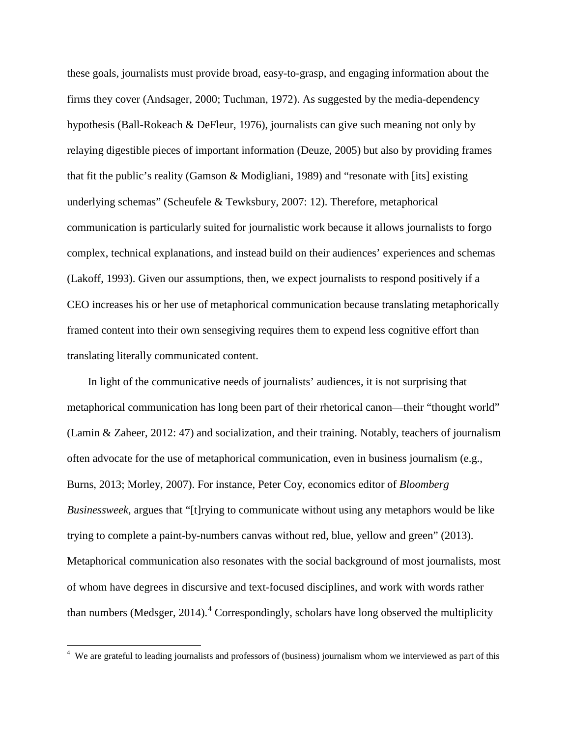these goals, journalists must provide broad, easy-to-grasp, and engaging information about the firms they cover (Andsager, 2000; Tuchman, 1972). As suggested by the media-dependency hypothesis (Ball-Rokeach & DeFleur, 1976), journalists can give such meaning not only by relaying digestible pieces of important information (Deuze, 2005) but also by providing frames that fit the public's reality (Gamson & Modigliani, 1989) and "resonate with [its] existing underlying schemas" (Scheufele & Tewksbury, 2007: 12). Therefore, metaphorical communication is particularly suited for journalistic work because it allows journalists to forgo complex, technical explanations, and instead build on their audiences' experiences and schemas (Lakoff, 1993). Given our assumptions, then, we expect journalists to respond positively if a CEO increases his or her use of metaphorical communication because translating metaphorically framed content into their own sensegiving requires them to expend less cognitive effort than translating literally communicated content.

In light of the communicative needs of journalists' audiences, it is not surprising that metaphorical communication has long been part of their rhetorical canon—their "thought world" (Lamin & Zaheer, 2012: 47) and socialization, and their training. Notably, teachers of journalism often advocate for the use of metaphorical communication, even in business journalism (e.g., Burns, 2013; Morley, 2007). For instance, Peter Coy, economics editor of *Bloomberg Businessweek*, argues that "[t]rying to communicate without using any metaphors would be like trying to complete a paint-by-numbers canvas without red, blue, yellow and green" (2013). Metaphorical communication also resonates with the social background of most journalists, most of whom have degrees in discursive and text-focused disciplines, and work with words rather than numbers (Medsger, 2014).[4] Correspondingly, scholars have long observed the multiplicity

[4] We are grateful to leading journalists and professors of (business) journalism whom we interviewed as part of this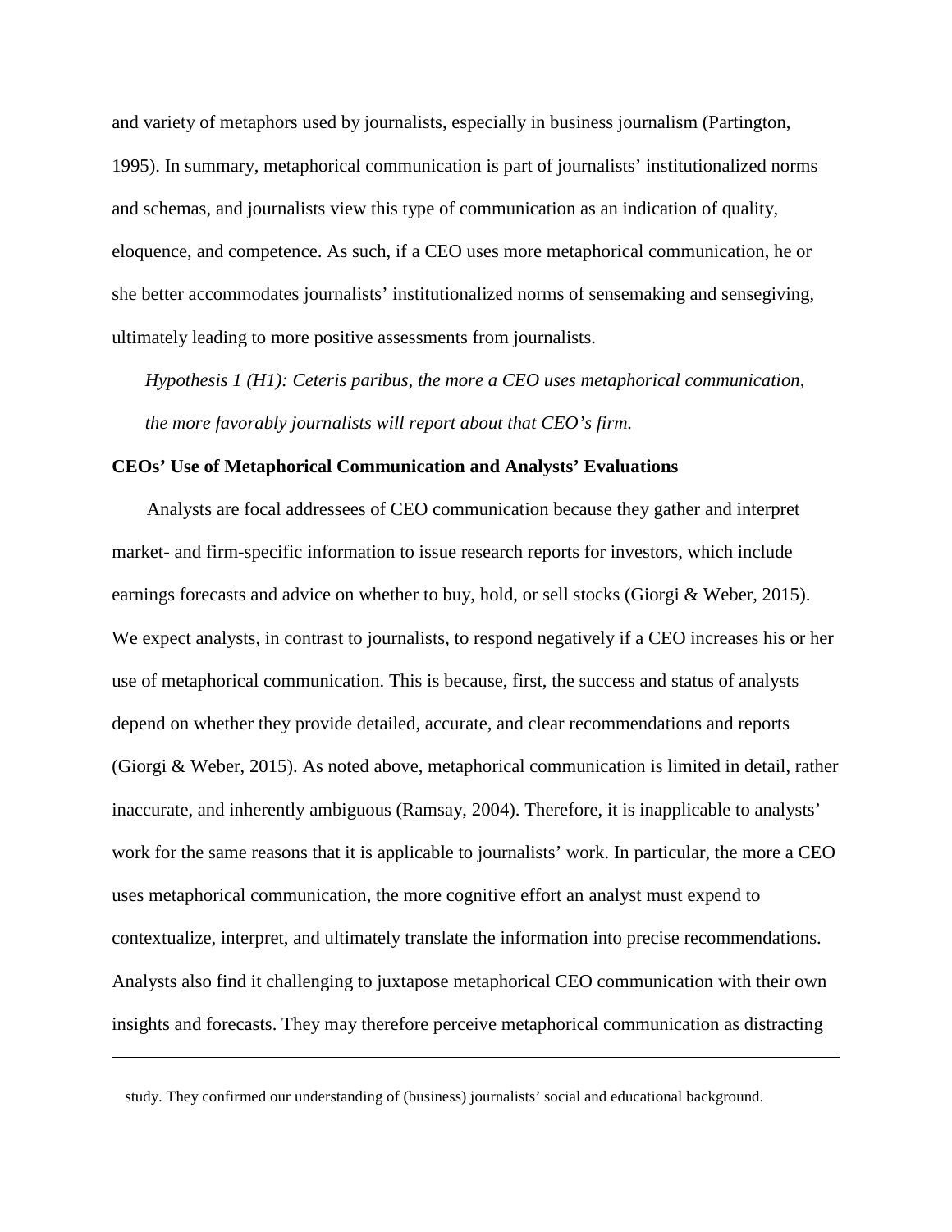and variety of metaphors used by journalists, especially in business journalism (Partington, 1995). In summary, metaphorical communication is part of journalists' institutionalized norms and schemas, and journalists view this type of communication as an indication of quality, eloquence, and competence. As such, if a CEO uses more metaphorical communication, he or she better accommodates journalists' institutionalized norms of sensemaking and sensegiving, ultimately leading to more positive assessments from journalists.

*Hypothesis 1 (H1): Ceteris paribus, the more a CEO uses metaphorical communication, the more favorably journalists will report about that CEO's firm.*

**CEOs' Use of Metaphorical Communication and Analysts' Evaluations**

Analysts are focal addressees of CEO communication because they gather and interpret market- and firm-specific information to issue research reports for investors, which include earnings forecasts and advice on whether to buy, hold, or sell stocks (Giorgi & Weber, 2015). We expect analysts, in contrast to journalists, to respond negatively if a CEO increases his or her use of metaphorical communication. This is because, first, the success and status of analysts depend on whether they provide detailed, accurate, and clear recommendations and reports (Giorgi & Weber, 2015). As noted above, metaphorical communication is limited in detail, rather inaccurate, and inherently ambiguous (Ramsay, 2004). Therefore, it is inapplicable to analysts' work for the same reasons that it is applicable to journalists' work. In particular, the more a CEO uses metaphorical communication, the more cognitive effort an analyst must expend to contextualize, interpret, and ultimately translate the information into precise recommendations. Analysts also find it challenging to juxtapose metaphorical CEO communication with their own insights and forecasts. They may therefore perceive metaphorical communication as distracting

---

study. They confirmed our understanding of (business) journalists' social and educational background.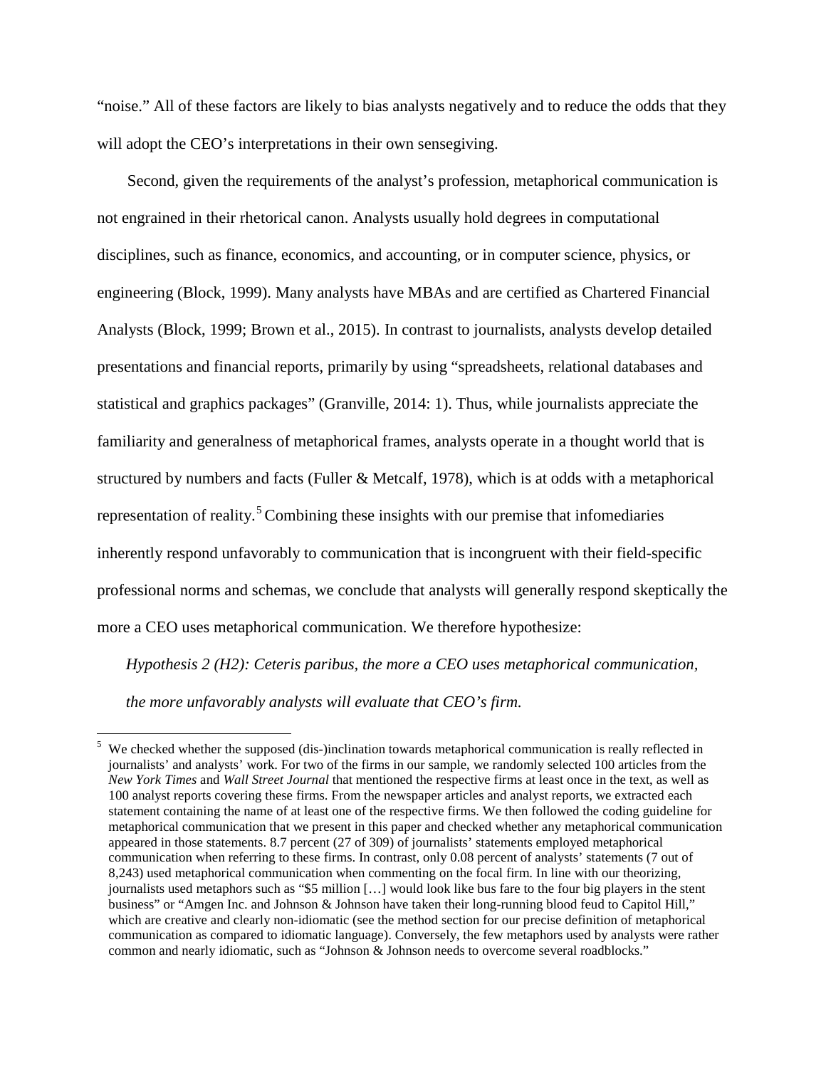"noise." All of these factors are likely to bias analysts negatively and to reduce the odds that they will adopt the CEO's interpretations in their own sensegiving.

Second, given the requirements of the analyst's profession, metaphorical communication is not engrained in their rhetorical canon. Analysts usually hold degrees in computational disciplines, such as finance, economics, and accounting, or in computer science, physics, or engineering (Block, 1999). Many analysts have MBAs and are certified as Chartered Financial Analysts (Block, 1999; Brown et al., 2015). In contrast to journalists, analysts develop detailed presentations and financial reports, primarily by using "spreadsheets, relational databases and statistical and graphics packages" (Granville, 2014: 1). Thus, while journalists appreciate the familiarity and generalness of metaphorical frames, analysts operate in a thought world that is structured by numbers and facts (Fuller & Metcalf, 1978), which is at odds with a metaphorical representation of reality.[5] Combining these insights with our premise that infomediaries inherently respond unfavorably to communication that is incongruent with their field-specific professional norms and schemas, we conclude that analysts will generally respond skeptically the more a CEO uses metaphorical communication. We therefore hypothesize:

*Hypothesis 2 (H2): Ceteris paribus, the more a CEO uses metaphorical communication, the more unfavorably analysts will evaluate that CEO's firm.*

---

[5] We checked whether the supposed (dis-)inclination towards metaphorical communication is really reflected in journalists' and analysts' work. For two of the firms in our sample, we randomly selected 100 articles from the *New York Times* and *Wall Street Journal* that mentioned the respective firms at least once in the text, as well as 100 analyst reports covering these firms. From the newspaper articles and analyst reports, we extracted each statement containing the name of at least one of the respective firms. We then followed the coding guideline for metaphorical communication that we present in this paper and checked whether any metaphorical communication appeared in those statements. 8.7 percent (27 of 309) of journalists' statements employed metaphorical communication when referring to these firms. In contrast, only 0.08 percent of analysts' statements (7 out of 8,243) used metaphorical communication when commenting on the focal firm. In line with our theorizing, journalists used metaphors such as "$5 million […] would look like bus fare to the four big players in the stent business" or "Amgen Inc. and Johnson & Johnson have taken their long-running blood feud to Capitol Hill," which are creative and clearly non-idiomatic (see the method section for our precise definition of metaphorical communication as compared to idiomatic language). Conversely, the few metaphors used by analysts were rather common and nearly idiomatic, such as "Johnson & Johnson needs to overcome several roadblocks."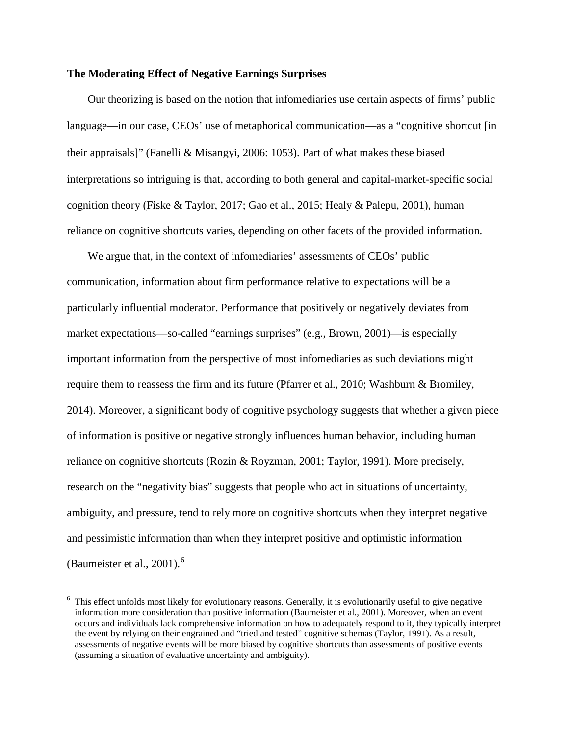**The Moderating Effect of Negative Earnings Surprises**

Our theorizing is based on the notion that infomediaries use certain aspects of firms' public language—in our case, CEOs' use of metaphorical communication—as a "cognitive shortcut [in their appraisals]" (Fanelli & Misangyi, 2006: 1053). Part of what makes these biased interpretations so intriguing is that, according to both general and capital-market-specific social cognition theory (Fiske & Taylor, 2017; Gao et al., 2015; Healy & Palepu, 2001), human reliance on cognitive shortcuts varies, depending on other facets of the provided information.

We argue that, in the context of infomediaries' assessments of CEOs' public communication, information about firm performance relative to expectations will be a particularly influential moderator. Performance that positively or negatively deviates from market expectations—so-called "earnings surprises" (e.g., Brown, 2001)—is especially important information from the perspective of most infomediaries as such deviations might require them to reassess the firm and its future (Pfarrer et al., 2010; Washburn & Bromiley, 2014). Moreover, a significant body of cognitive psychology suggests that whether a given piece of information is positive or negative strongly influences human behavior, including human reliance on cognitive shortcuts (Rozin & Royzman, 2001; Taylor, 1991). More precisely, research on the "negativity bias" suggests that people who act in situations of uncertainty, ambiguity, and pressure, tend to rely more on cognitive shortcuts when they interpret negative and pessimistic information than when they interpret positive and optimistic information (Baumeister et al., 2001).[6]

[6] This effect unfolds most likely for evolutionary reasons. Generally, it is evolutionarily useful to give negative information more consideration than positive information (Baumeister et al., 2001). Moreover, when an event occurs and individuals lack comprehensive information on how to adequately respond to it, they typically interpret the event by relying on their engrained and "tried and tested" cognitive schemas (Taylor, 1991). As a result, assessments of negative events will be more biased by cognitive shortcuts than assessments of positive events (assuming a situation of evaluative uncertainty and ambiguity).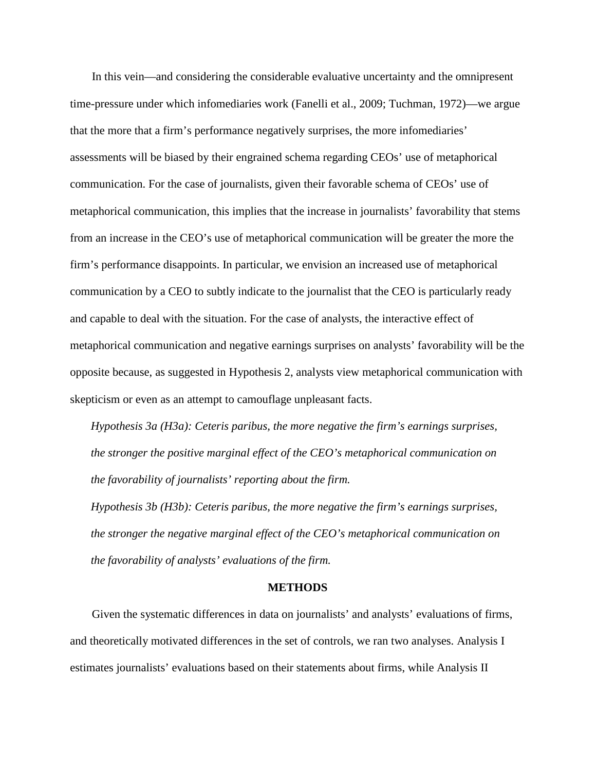In this vein—and considering the considerable evaluative uncertainty and the omnipresent time-pressure under which infomediaries work (Fanelli et al., 2009; Tuchman, 1972)—we argue that the more that a firm's performance negatively surprises, the more infomediaries' assessments will be biased by their engrained schema regarding CEOs' use of metaphorical communication. For the case of journalists, given their favorable schema of CEOs' use of metaphorical communication, this implies that the increase in journalists' favorability that stems from an increase in the CEO's use of metaphorical communication will be greater the more the firm's performance disappoints. In particular, we envision an increased use of metaphorical communication by a CEO to subtly indicate to the journalist that the CEO is particularly ready and capable to deal with the situation. For the case of analysts, the interactive effect of metaphorical communication and negative earnings surprises on analysts' favorability will be the opposite because, as suggested in Hypothesis 2, analysts view metaphorical communication with skepticism or even as an attempt to camouflage unpleasant facts.

*Hypothesis 3a (H3a): Ceteris paribus, the more negative the firm's earnings surprises, the stronger the positive marginal effect of the CEO's metaphorical communication on the favorability of journalists' reporting about the firm.*

*Hypothesis 3b (H3b): Ceteris paribus, the more negative the firm's earnings surprises, the stronger the negative marginal effect of the CEO's metaphorical communication on the favorability of analysts' evaluations of the firm.*

## METHODS

Given the systematic differences in data on journalists' and analysts' evaluations of firms, and theoretically motivated differences in the set of controls, we ran two analyses. Analysis I estimates journalists' evaluations based on their statements about firms, while Analysis II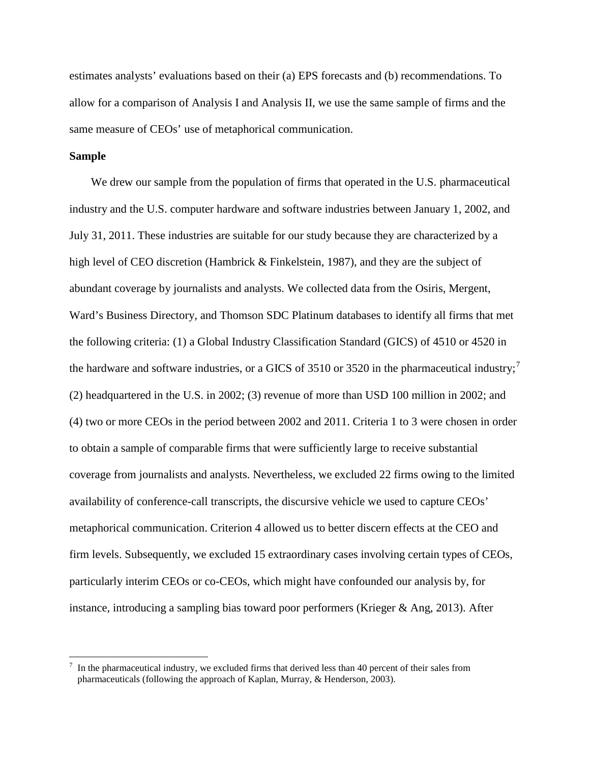estimates analysts' evaluations based on their (a) EPS forecasts and (b) recommendations. To allow for a comparison of Analysis I and Analysis II, we use the same sample of firms and the same measure of CEOs' use of metaphorical communication.

**Sample**

We drew our sample from the population of firms that operated in the U.S. pharmaceutical industry and the U.S. computer hardware and software industries between January 1, 2002, and July 31, 2011. These industries are suitable for our study because they are characterized by a high level of CEO discretion (Hambrick & Finkelstein, 1987), and they are the subject of abundant coverage by journalists and analysts. We collected data from the Osiris, Mergent, Ward's Business Directory, and Thomson SDC Platinum databases to identify all firms that met the following criteria: (1) a Global Industry Classification Standard (GICS) of 4510 or 4520 in the hardware and software industries, or a GICS of 3510 or 3520 in the pharmaceutical industry;[7] (2) headquartered in the U.S. in 2002; (3) revenue of more than USD 100 million in 2002; and (4) two or more CEOs in the period between 2002 and 2011. Criteria 1 to 3 were chosen in order to obtain a sample of comparable firms that were sufficiently large to receive substantial coverage from journalists and analysts. Nevertheless, we excluded 22 firms owing to the limited availability of conference-call transcripts, the discursive vehicle we used to capture CEOs' metaphorical communication. Criterion 4 allowed us to better discern effects at the CEO and firm levels. Subsequently, we excluded 15 extraordinary cases involving certain types of CEOs, particularly interim CEOs or co-CEOs, which might have confounded our analysis by, for instance, introducing a sampling bias toward poor performers (Krieger & Ang, 2013). After

[7] In the pharmaceutical industry, we excluded firms that derived less than 40 percent of their sales from pharmaceuticals (following the approach of Kaplan, Murray, & Henderson, 2003).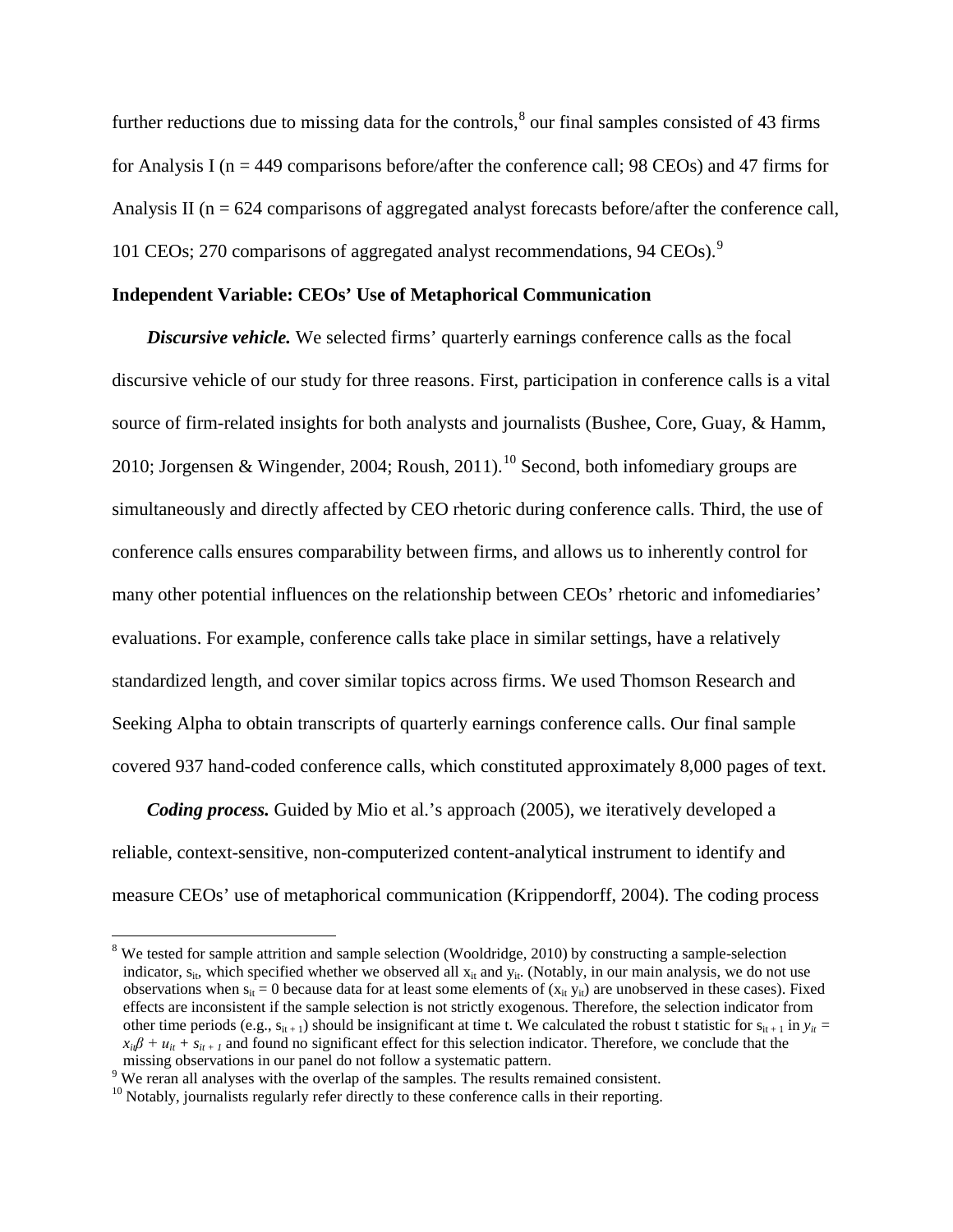further reductions due to missing data for the controls,[8] our final samples consisted of 43 firms for Analysis I (n = 449 comparisons before/after the conference call; 98 CEOs) and 47 firms for Analysis II (n = 624 comparisons of aggregated analyst forecasts before/after the conference call, 101 CEOs; 270 comparisons of aggregated analyst recommendations, 94 CEOs).[9]

**Independent Variable: CEOs' Use of Metaphorical Communication**

***Discursive vehicle.*** We selected firms' quarterly earnings conference calls as the focal discursive vehicle of our study for three reasons. First, participation in conference calls is a vital source of firm-related insights for both analysts and journalists (Bushee, Core, Guay, & Hamm, 2010; Jorgensen & Wingender, 2004; Roush, 2011).[10] Second, both infomediary groups are simultaneously and directly affected by CEO rhetoric during conference calls. Third, the use of conference calls ensures comparability between firms, and allows us to inherently control for many other potential influences on the relationship between CEOs' rhetoric and infomediaries' evaluations. For example, conference calls take place in similar settings, have a relatively standardized length, and cover similar topics across firms. We used Thomson Research and Seeking Alpha to obtain transcripts of quarterly earnings conference calls. Our final sample covered 937 hand-coded conference calls, which constituted approximately 8,000 pages of text.

***Coding process.*** Guided by Mio et al.'s approach (2005), we iteratively developed a reliable, context-sensitive, non-computerized content-analytical instrument to identify and measure CEOs' use of metaphorical communication (Krippendorff, 2004). The coding process

---

[8] We tested for sample attrition and sample selection (Wooldridge, 2010) by constructing a sample-selection indicator, $s_{it}$, which specified whether we observed all $x_{it}$ and $y_{it}$. (Notably, in our main analysis, we do not use observations when $s_{it} = 0$ because data for at least some elements of ($x_{it}$ $y_{it}$) are unobserved in these cases). Fixed effects are inconsistent if the sample selection is not strictly exogenous. Therefore, the selection indicator from other time periods (e.g., $s_{it+1}$) should be insignificant at time t. We calculated the robust t statistic for $s_{it+1}$ in $y_{it} = x_{it}\beta + u_{it} + s_{it+1}$ and found no significant effect for this selection indicator. Therefore, we conclude that the missing observations in our panel do not follow a systematic pattern.

[9] We reran all analyses with the overlap of the samples. The results remained consistent.

[10] Notably, journalists regularly refer directly to these conference calls in their reporting.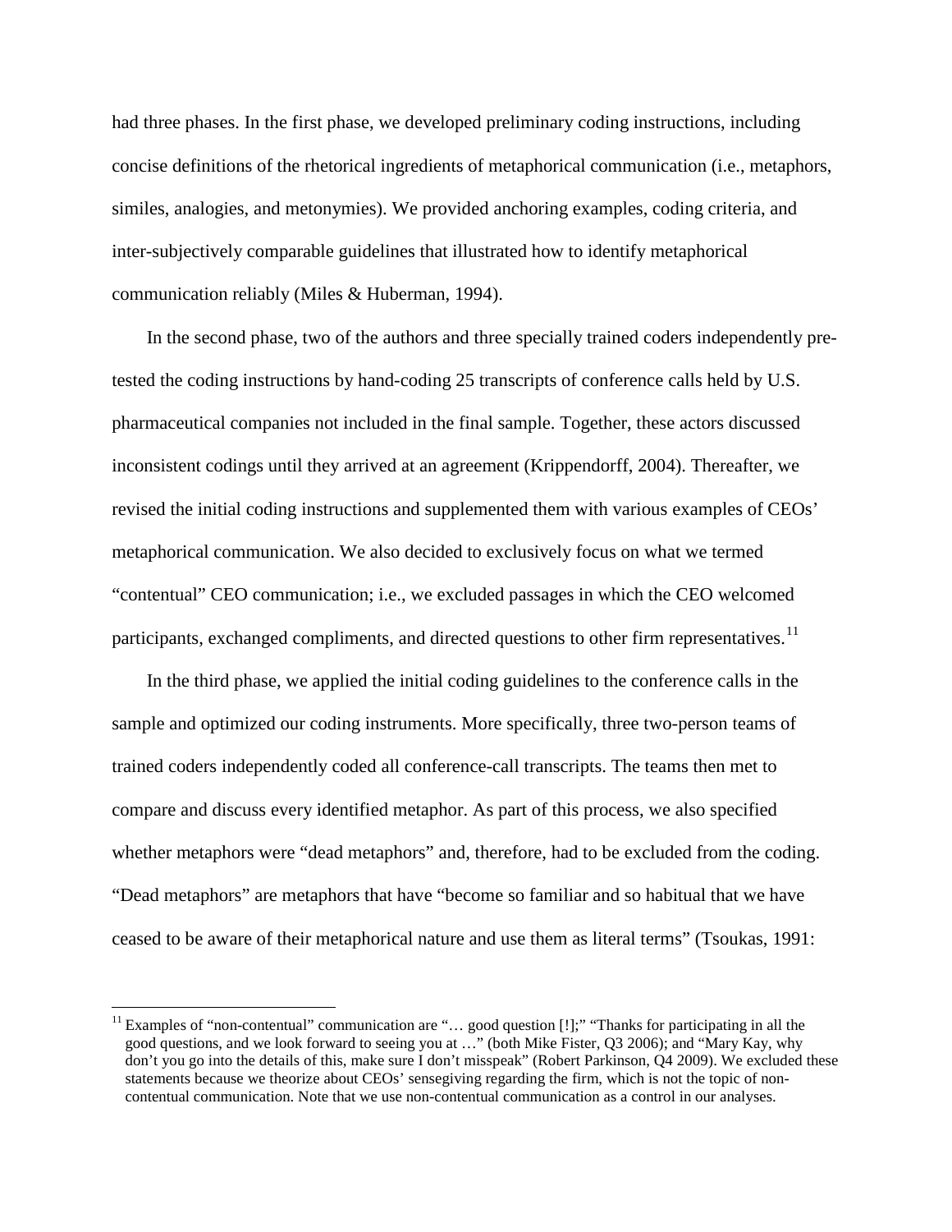had three phases. In the first phase, we developed preliminary coding instructions, including concise definitions of the rhetorical ingredients of metaphorical communication (i.e., metaphors, similes, analogies, and metonymies). We provided anchoring examples, coding criteria, and inter-subjectively comparable guidelines that illustrated how to identify metaphorical communication reliably (Miles & Huberman, 1994).

In the second phase, two of the authors and three specially trained coders independently pre-tested the coding instructions by hand-coding 25 transcripts of conference calls held by U.S. pharmaceutical companies not included in the final sample. Together, these actors discussed inconsistent codings until they arrived at an agreement (Krippendorff, 2004). Thereafter, we revised the initial coding instructions and supplemented them with various examples of CEOs' metaphorical communication. We also decided to exclusively focus on what we termed "contentual" CEO communication; i.e., we excluded passages in which the CEO welcomed participants, exchanged compliments, and directed questions to other firm representatives.[11]

In the third phase, we applied the initial coding guidelines to the conference calls in the sample and optimized our coding instruments. More specifically, three two-person teams of trained coders independently coded all conference-call transcripts. The teams then met to compare and discuss every identified metaphor. As part of this process, we also specified whether metaphors were "dead metaphors" and, therefore, had to be excluded from the coding. "Dead metaphors" are metaphors that have "become so familiar and so habitual that we have ceased to be aware of their metaphorical nature and use them as literal terms" (Tsoukas, 1991:

[11] Examples of "non-contentual" communication are "… good question [!];" "Thanks for participating in all the good questions, and we look forward to seeing you at …" (both Mike Fister, Q3 2006); and "Mary Kay, why don't you go into the details of this, make sure I don't misspeak" (Robert Parkinson, Q4 2009). We excluded these statements because we theorize about CEOs' sensegiving regarding the firm, which is not the topic of non-contentual communication. Note that we use non-contentual communication as a control in our analyses.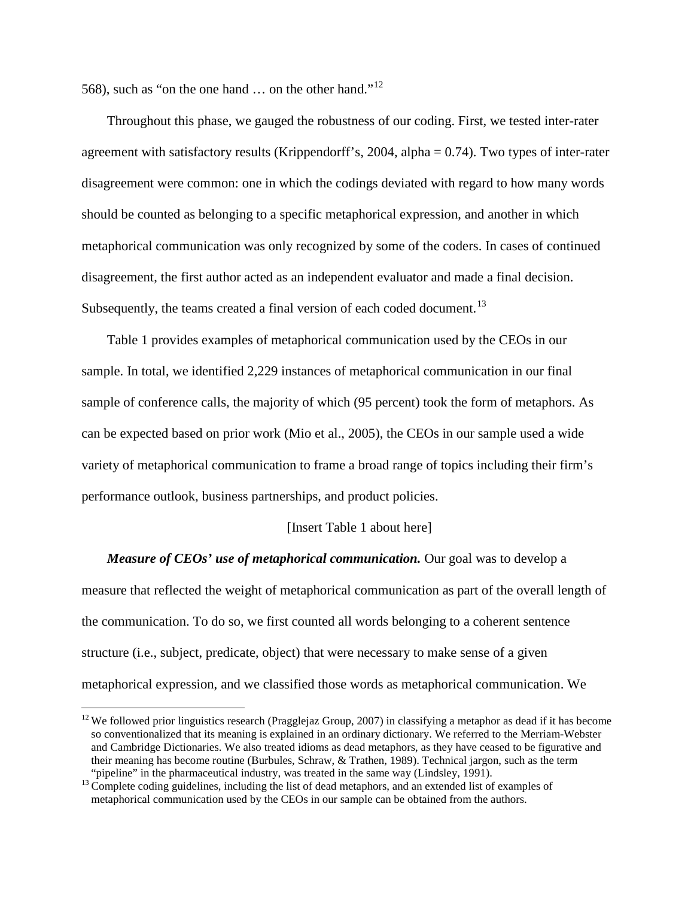568), such as "on the one hand … on the other hand."[12]

Throughout this phase, we gauged the robustness of our coding. First, we tested inter-rater agreement with satisfactory results (Krippendorff's, 2004, alpha = 0.74). Two types of inter-rater disagreement were common: one in which the codings deviated with regard to how many words should be counted as belonging to a specific metaphorical expression, and another in which metaphorical communication was only recognized by some of the coders. In cases of continued disagreement, the first author acted as an independent evaluator and made a final decision. Subsequently, the teams created a final version of each coded document.[13]

Table 1 provides examples of metaphorical communication used by the CEOs in our sample. In total, we identified 2,229 instances of metaphorical communication in our final sample of conference calls, the majority of which (95 percent) took the form of metaphors. As can be expected based on prior work (Mio et al., 2005), the CEOs in our sample used a wide variety of metaphorical communication to frame a broad range of topics including their firm's performance outlook, business partnerships, and product policies.

[Insert Table 1 about here]

***Measure of CEOs' use of metaphorical communication.*** Our goal was to develop a measure that reflected the weight of metaphorical communication as part of the overall length of the communication. To do so, we first counted all words belonging to a coherent sentence structure (i.e., subject, predicate, object) that were necessary to make sense of a given metaphorical expression, and we classified those words as metaphorical communication. We

---

[12] We followed prior linguistics research (Pragglejaz Group, 2007) in classifying a metaphor as dead if it has become so conventionalized that its meaning is explained in an ordinary dictionary. We referred to the Merriam-Webster and Cambridge Dictionaries. We also treated idioms as dead metaphors, as they have ceased to be figurative and their meaning has become routine (Burbules, Schraw, & Trathen, 1989). Technical jargon, such as the term "pipeline" in the pharmaceutical industry, was treated in the same way (Lindsley, 1991).

[13] Complete coding guidelines, including the list of dead metaphors, and an extended list of examples of metaphorical communication used by the CEOs in our sample can be obtained from the authors.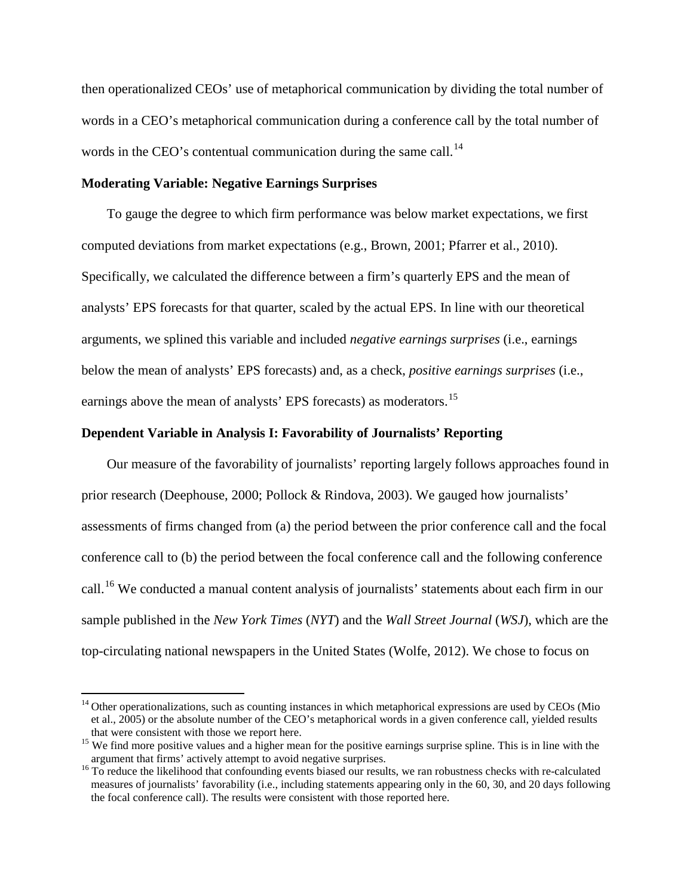then operationalized CEOs' use of metaphorical communication by dividing the total number of words in a CEO's metaphorical communication during a conference call by the total number of words in the CEO's contentual communication during the same call.[14]

### Moderating Variable: Negative Earnings Surprises

To gauge the degree to which firm performance was below market expectations, we first computed deviations from market expectations (e.g., Brown, 2001; Pfarrer et al., 2010). Specifically, we calculated the difference between a firm's quarterly EPS and the mean of analysts' EPS forecasts for that quarter, scaled by the actual EPS. In line with our theoretical arguments, we splined this variable and included *negative earnings surprises* (i.e., earnings below the mean of analysts' EPS forecasts) and, as a check, *positive earnings surprises* (i.e., earnings above the mean of analysts' EPS forecasts) as moderators.[15]

### Dependent Variable in Analysis I: Favorability of Journalists' Reporting

Our measure of the favorability of journalists' reporting largely follows approaches found in prior research (Deephouse, 2000; Pollock & Rindova, 2003). We gauged how journalists' assessments of firms changed from (a) the period between the prior conference call and the focal conference call to (b) the period between the focal conference call and the following conference call.[16] We conducted a manual content analysis of journalists' statements about each firm in our sample published in the *New York Times* (*NYT*) and the *Wall Street Journal* (*WSJ*), which are the top-circulating national newspapers in the United States (Wolfe, 2012). We chose to focus on

---

[14] Other operationalizations, such as counting instances in which metaphorical expressions are used by CEOs (Mio et al., 2005) or the absolute number of the CEO's metaphorical words in a given conference call, yielded results that were consistent with those we report here.

[15] We find more positive values and a higher mean for the positive earnings surprise spline. This is in line with the argument that firms' actively attempt to avoid negative surprises.

[16] To reduce the likelihood that confounding events biased our results, we ran robustness checks with re-calculated measures of journalists' favorability (i.e., including statements appearing only in the 60, 30, and 20 days following the focal conference call). The results were consistent with those reported here.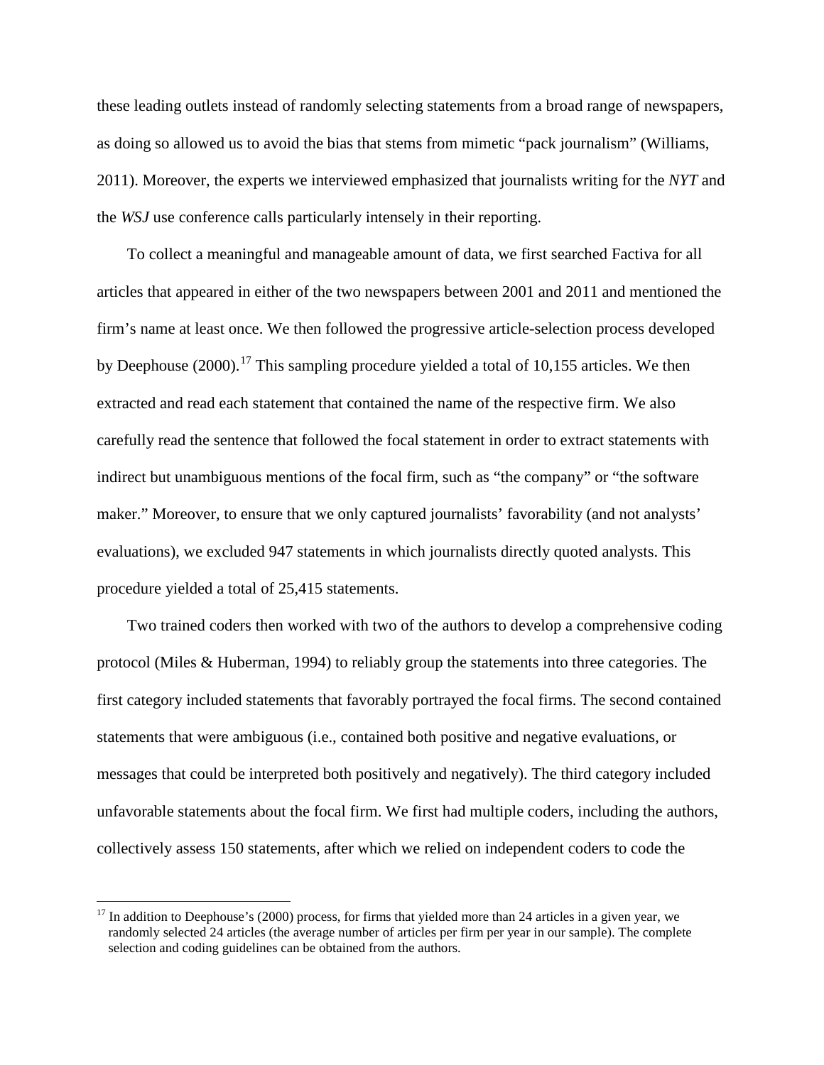these leading outlets instead of randomly selecting statements from a broad range of newspapers, as doing so allowed us to avoid the bias that stems from mimetic "pack journalism" (Williams, 2011). Moreover, the experts we interviewed emphasized that journalists writing for the *NYT* and the *WSJ* use conference calls particularly intensely in their reporting.

To collect a meaningful and manageable amount of data, we first searched Factiva for all articles that appeared in either of the two newspapers between 2001 and 2011 and mentioned the firm's name at least once. We then followed the progressive article-selection process developed by Deephouse (2000).[17] This sampling procedure yielded a total of 10,155 articles. We then extracted and read each statement that contained the name of the respective firm. We also carefully read the sentence that followed the focal statement in order to extract statements with indirect but unambiguous mentions of the focal firm, such as "the company" or "the software maker." Moreover, to ensure that we only captured journalists' favorability (and not analysts' evaluations), we excluded 947 statements in which journalists directly quoted analysts. This procedure yielded a total of 25,415 statements.

Two trained coders then worked with two of the authors to develop a comprehensive coding protocol (Miles & Huberman, 1994) to reliably group the statements into three categories. The first category included statements that favorably portrayed the focal firms. The second contained statements that were ambiguous (i.e., contained both positive and negative evaluations, or messages that could be interpreted both positively and negatively). The third category included unfavorable statements about the focal firm. We first had multiple coders, including the authors, collectively assess 150 statements, after which we relied on independent coders to code the

[17] In addition to Deephouse's (2000) process, for firms that yielded more than 24 articles in a given year, we randomly selected 24 articles (the average number of articles per firm per year in our sample). The complete selection and coding guidelines can be obtained from the authors.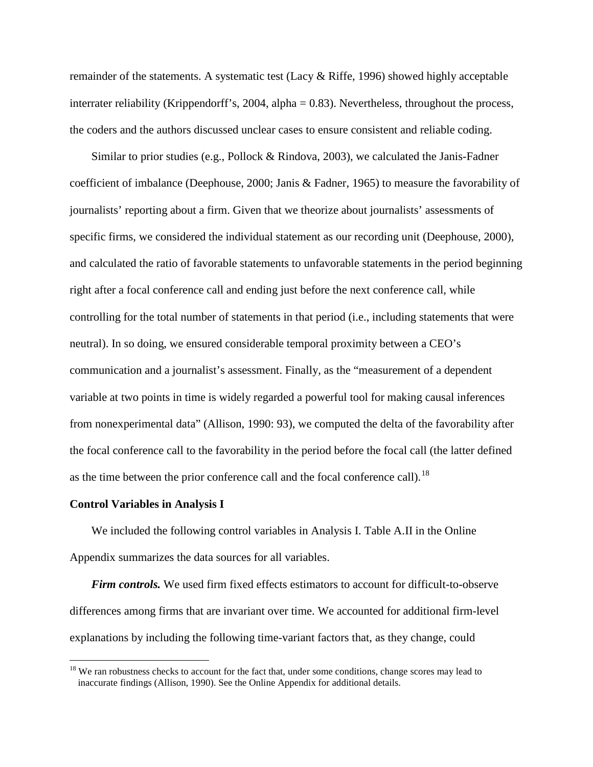remainder of the statements. A systematic test (Lacy & Riffe, 1996) showed highly acceptable interrater reliability (Krippendorff's, 2004, alpha = 0.83). Nevertheless, throughout the process, the coders and the authors discussed unclear cases to ensure consistent and reliable coding.

Similar to prior studies (e.g., Pollock & Rindova, 2003), we calculated the Janis-Fadner coefficient of imbalance (Deephouse, 2000; Janis & Fadner, 1965) to measure the favorability of journalists' reporting about a firm. Given that we theorize about journalists' assessments of specific firms, we considered the individual statement as our recording unit (Deephouse, 2000), and calculated the ratio of favorable statements to unfavorable statements in the period beginning right after a focal conference call and ending just before the next conference call, while controlling for the total number of statements in that period (i.e., including statements that were neutral). In so doing, we ensured considerable temporal proximity between a CEO's communication and a journalist's assessment. Finally, as the "measurement of a dependent variable at two points in time is widely regarded a powerful tool for making causal inferences from nonexperimental data" (Allison, 1990: 93), we computed the delta of the favorability after the focal conference call to the favorability in the period before the focal call (the latter defined as the time between the prior conference call and the focal conference call).[18]

### Control Variables in Analysis I

We included the following control variables in Analysis I. Table A.II in the Online Appendix summarizes the data sources for all variables.

***Firm controls.*** We used firm fixed effects estimators to account for difficult-to-observe differences among firms that are invariant over time. We accounted for additional firm-level explanations by including the following time-variant factors that, as they change, could

[18] We ran robustness checks to account for the fact that, under some conditions, change scores may lead to inaccurate findings (Allison, 1990). See the Online Appendix for additional details.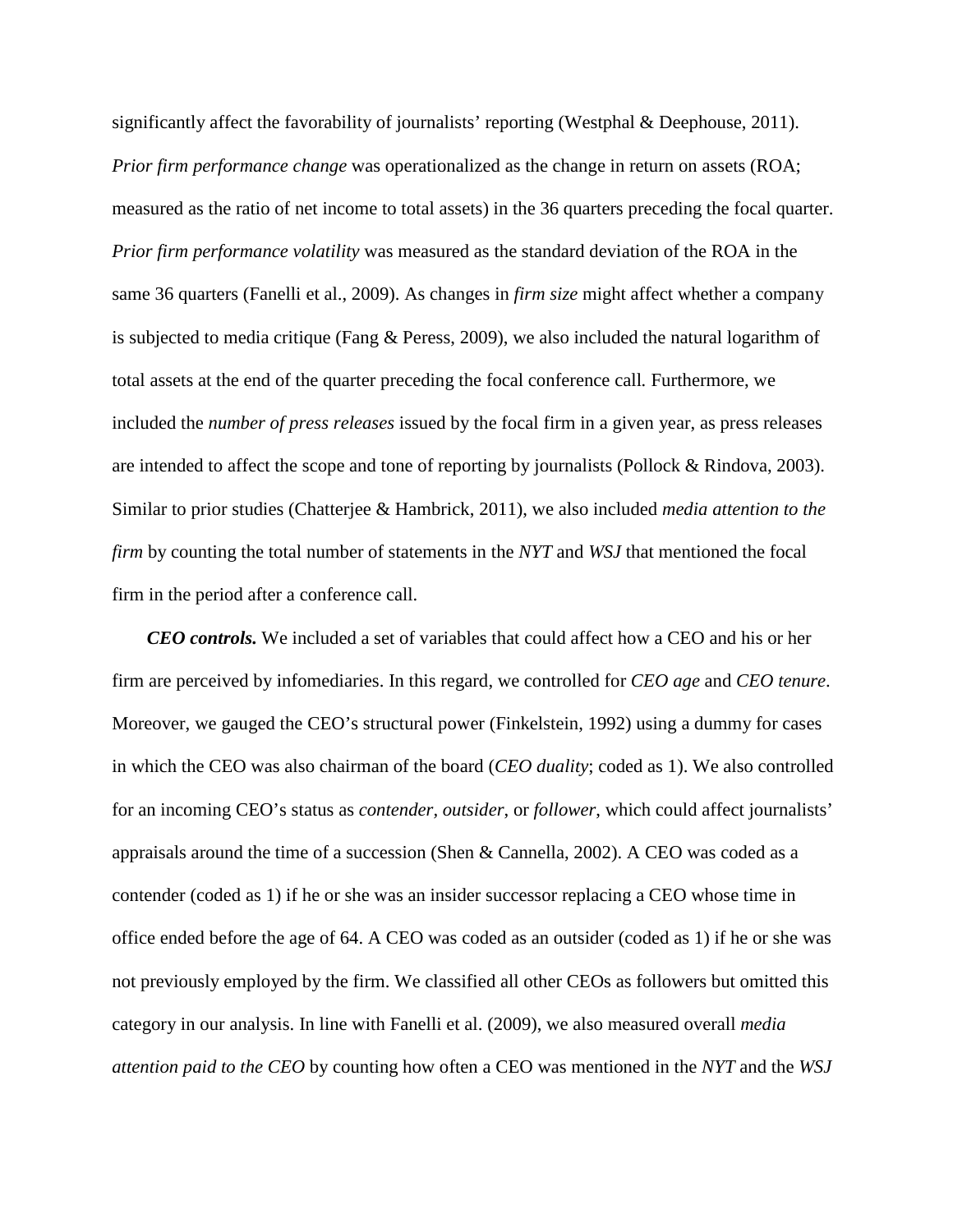significantly affect the favorability of journalists' reporting (Westphal & Deephouse, 2011). *Prior firm performance change* was operationalized as the change in return on assets (ROA; measured as the ratio of net income to total assets) in the 36 quarters preceding the focal quarter. *Prior firm performance volatility* was measured as the standard deviation of the ROA in the same 36 quarters (Fanelli et al., 2009). As changes in *firm size* might affect whether a company is subjected to media critique (Fang & Peress, 2009), we also included the natural logarithm of total assets at the end of the quarter preceding the focal conference call. Furthermore, we included the *number of press releases* issued by the focal firm in a given year, as press releases are intended to affect the scope and tone of reporting by journalists (Pollock & Rindova, 2003). Similar to prior studies (Chatterjee & Hambrick, 2011), we also included *media attention to the firm* by counting the total number of statements in the *NYT* and *WSJ* that mentioned the focal firm in the period after a conference call.

***CEO controls.*** We included a set of variables that could affect how a CEO and his or her firm are perceived by infomediaries. In this regard, we controlled for *CEO age* and *CEO tenure*. Moreover, we gauged the CEO's structural power (Finkelstein, 1992) using a dummy for cases in which the CEO was also chairman of the board (*CEO duality*; coded as 1). We also controlled for an incoming CEO's status as *contender*, *outsider*, or *follower*, which could affect journalists' appraisals around the time of a succession (Shen & Cannella, 2002). A CEO was coded as a contender (coded as 1) if he or she was an insider successor replacing a CEO whose time in office ended before the age of 64. A CEO was coded as an outsider (coded as 1) if he or she was not previously employed by the firm. We classified all other CEOs as followers but omitted this category in our analysis. In line with Fanelli et al. (2009), we also measured overall *media attention paid to the CEO* by counting how often a CEO was mentioned in the *NYT* and the *WSJ*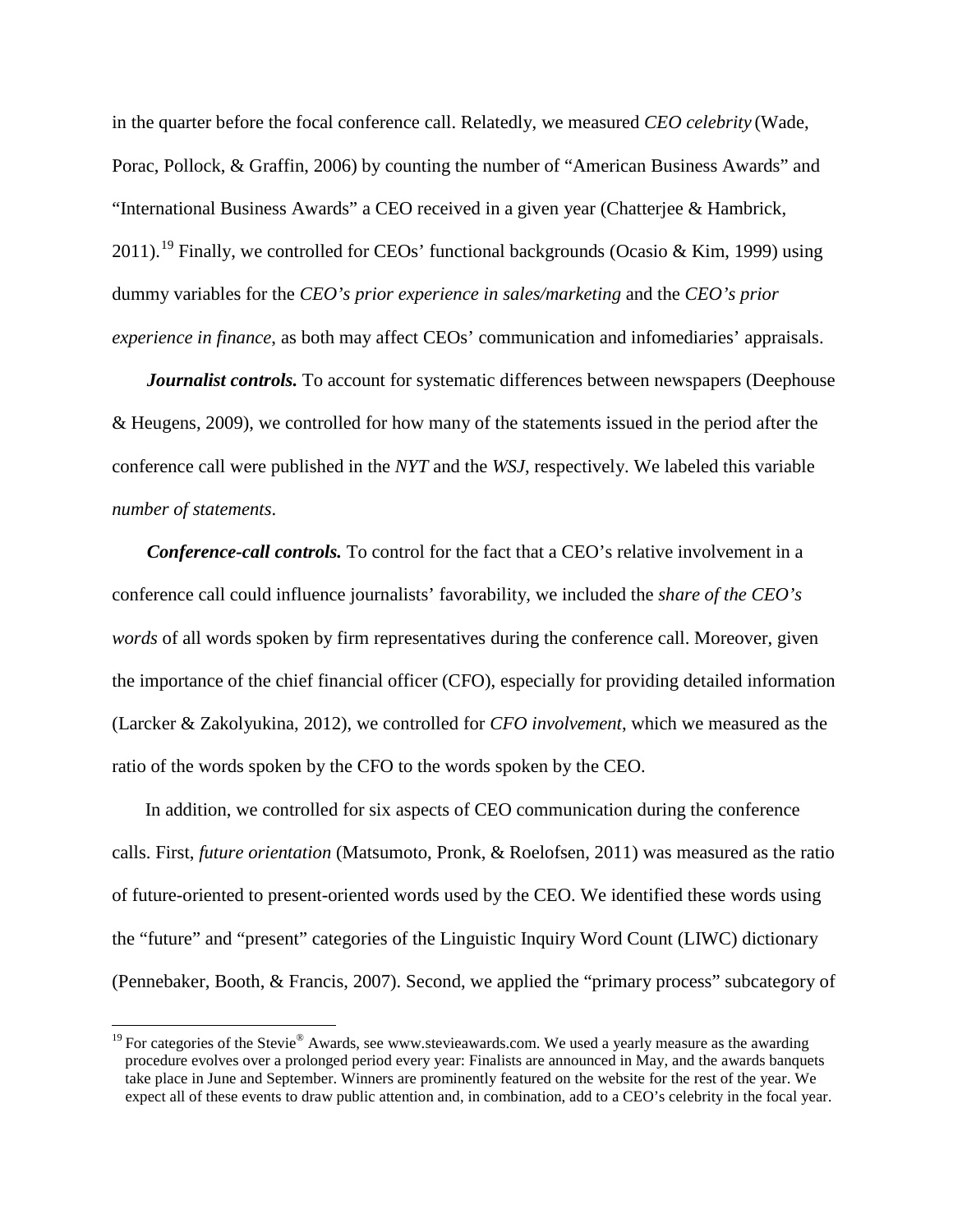in the quarter before the focal conference call. Relatedly, we measured *CEO celebrity* (Wade, Porac, Pollock, & Graffin, 2006) by counting the number of "American Business Awards" and "International Business Awards" a CEO received in a given year (Chatterjee & Hambrick, 2011).[19] Finally, we controlled for CEOs' functional backgrounds (Ocasio & Kim, 1999) using dummy variables for the *CEO's prior experience in sales/marketing* and the *CEO's prior experience in finance*, as both may affect CEOs' communication and infomediaries' appraisals.

***Journalist controls.*** To account for systematic differences between newspapers (Deephouse & Heugens, 2009), we controlled for how many of the statements issued in the period after the conference call were published in the *NYT* and the *WSJ*, respectively. We labeled this variable *number of statements*.

***Conference-call controls.*** To control for the fact that a CEO's relative involvement in a conference call could influence journalists' favorability, we included the *share of the CEO's words* of all words spoken by firm representatives during the conference call. Moreover, given the importance of the chief financial officer (CFO), especially for providing detailed information (Larcker & Zakolyukina, 2012), we controlled for *CFO involvement*, which we measured as the ratio of the words spoken by the CFO to the words spoken by the CEO.

In addition, we controlled for six aspects of CEO communication during the conference calls. First, *future orientation* (Matsumoto, Pronk, & Roelofsen, 2011) was measured as the ratio of future-oriented to present-oriented words used by the CEO. We identified these words using the "future" and "present" categories of the Linguistic Inquiry Word Count (LIWC) dictionary (Pennebaker, Booth, & Francis, 2007). Second, we applied the "primary process" subcategory of

---

[19] For categories of the Stevie® Awards, see www.stevieawards.com. We used a yearly measure as the awarding procedure evolves over a prolonged period every year: Finalists are announced in May, and the awards banquets take place in June and September. Winners are prominently featured on the website for the rest of the year. We expect all of these events to draw public attention and, in combination, add to a CEO's celebrity in the focal year.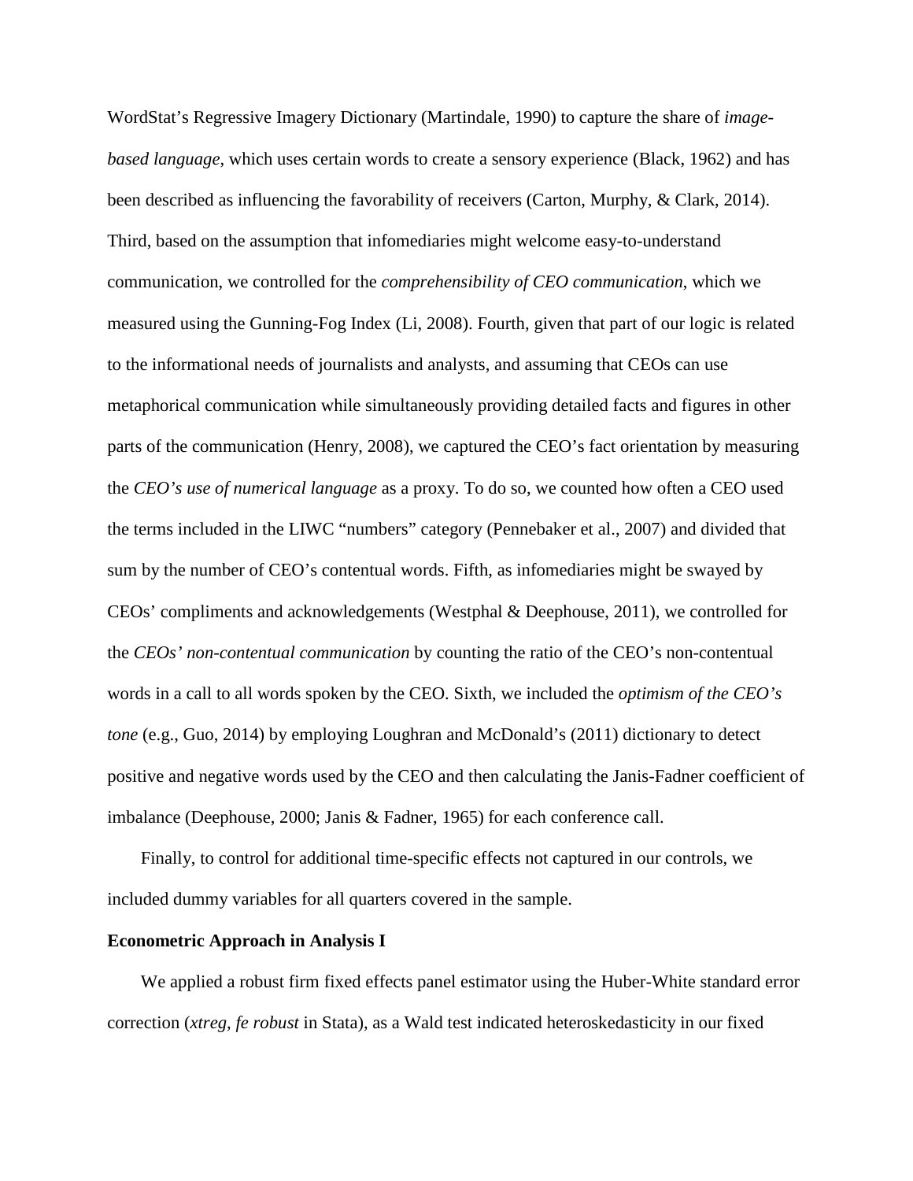WordStat's Regressive Imagery Dictionary (Martindale, 1990) to capture the share of *image-based language*, which uses certain words to create a sensory experience (Black, 1962) and has been described as influencing the favorability of receivers (Carton, Murphy, & Clark, 2014). Third, based on the assumption that infomediaries might welcome easy-to-understand communication, we controlled for the *comprehensibility of CEO communication*, which we measured using the Gunning-Fog Index (Li, 2008). Fourth, given that part of our logic is related to the informational needs of journalists and analysts, and assuming that CEOs can use metaphorical communication while simultaneously providing detailed facts and figures in other parts of the communication (Henry, 2008), we captured the CEO's fact orientation by measuring the *CEO's use of numerical language* as a proxy. To do so, we counted how often a CEO used the terms included in the LIWC "numbers" category (Pennebaker et al., 2007) and divided that sum by the number of CEO's contentual words. Fifth, as infomediaries might be swayed by CEOs' compliments and acknowledgements (Westphal & Deephouse, 2011), we controlled for the *CEOs' non-contentual communication* by counting the ratio of the CEO's non-contentual words in a call to all words spoken by the CEO. Sixth, we included the *optimism of the CEO's tone* (e.g., Guo, 2014) by employing Loughran and McDonald's (2011) dictionary to detect positive and negative words used by the CEO and then calculating the Janis-Fadner coefficient of imbalance (Deephouse, 2000; Janis & Fadner, 1965) for each conference call.

Finally, to control for additional time-specific effects not captured in our controls, we included dummy variables for all quarters covered in the sample.

**Econometric Approach in Analysis I**

We applied a robust firm fixed effects panel estimator using the Huber-White standard error correction (*xtreg, fe robust* in Stata), as a Wald test indicated heteroskedasticity in our fixed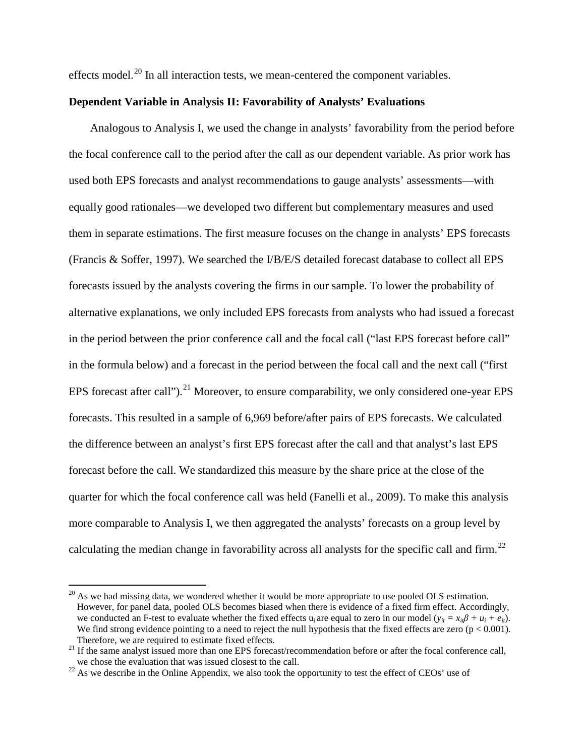effects model.[20] In all interaction tests, we mean-centered the component variables.

**Dependent Variable in Analysis II: Favorability of Analysts' Evaluations**

Analogous to Analysis I, we used the change in analysts' favorability from the period before the focal conference call to the period after the call as our dependent variable. As prior work has used both EPS forecasts and analyst recommendations to gauge analysts' assessments—with equally good rationales—we developed two different but complementary measures and used them in separate estimations. The first measure focuses on the change in analysts' EPS forecasts (Francis & Soffer, 1997). We searched the I/B/E/S detailed forecast database to collect all EPS forecasts issued by the analysts covering the firms in our sample. To lower the probability of alternative explanations, we only included EPS forecasts from analysts who had issued a forecast in the period between the prior conference call and the focal call ("last EPS forecast before call" in the formula below) and a forecast in the period between the focal call and the next call ("first EPS forecast after call").[21] Moreover, to ensure comparability, we only considered one-year EPS forecasts. This resulted in a sample of 6,969 before/after pairs of EPS forecasts. We calculated the difference between an analyst's first EPS forecast after the call and that analyst's last EPS forecast before the call. We standardized this measure by the share price at the close of the quarter for which the focal conference call was held (Fanelli et al., 2009). To make this analysis more comparable to Analysis I, we then aggregated the analysts' forecasts on a group level by calculating the median change in favorability across all analysts for the specific call and firm.[22]

---

[20] As we had missing data, we wondered whether it would be more appropriate to use pooled OLS estimation. However, for panel data, pooled OLS becomes biased when there is evidence of a fixed firm effect. Accordingly, we conducted an F-test to evaluate whether the fixed effects $u_i$ are equal to zero in our model ($y_{it} = x_{it}\beta + u_i + e_{it}$). We find strong evidence pointing to a need to reject the null hypothesis that the fixed effects are zero ($p < 0.001$). Therefore, we are required to estimate fixed effects.

[21] If the same analyst issued more than one EPS forecast/recommendation before or after the focal conference call, we chose the evaluation that was issued closest to the call.

[22] As we describe in the Online Appendix, we also took the opportunity to test the effect of CEOs' use of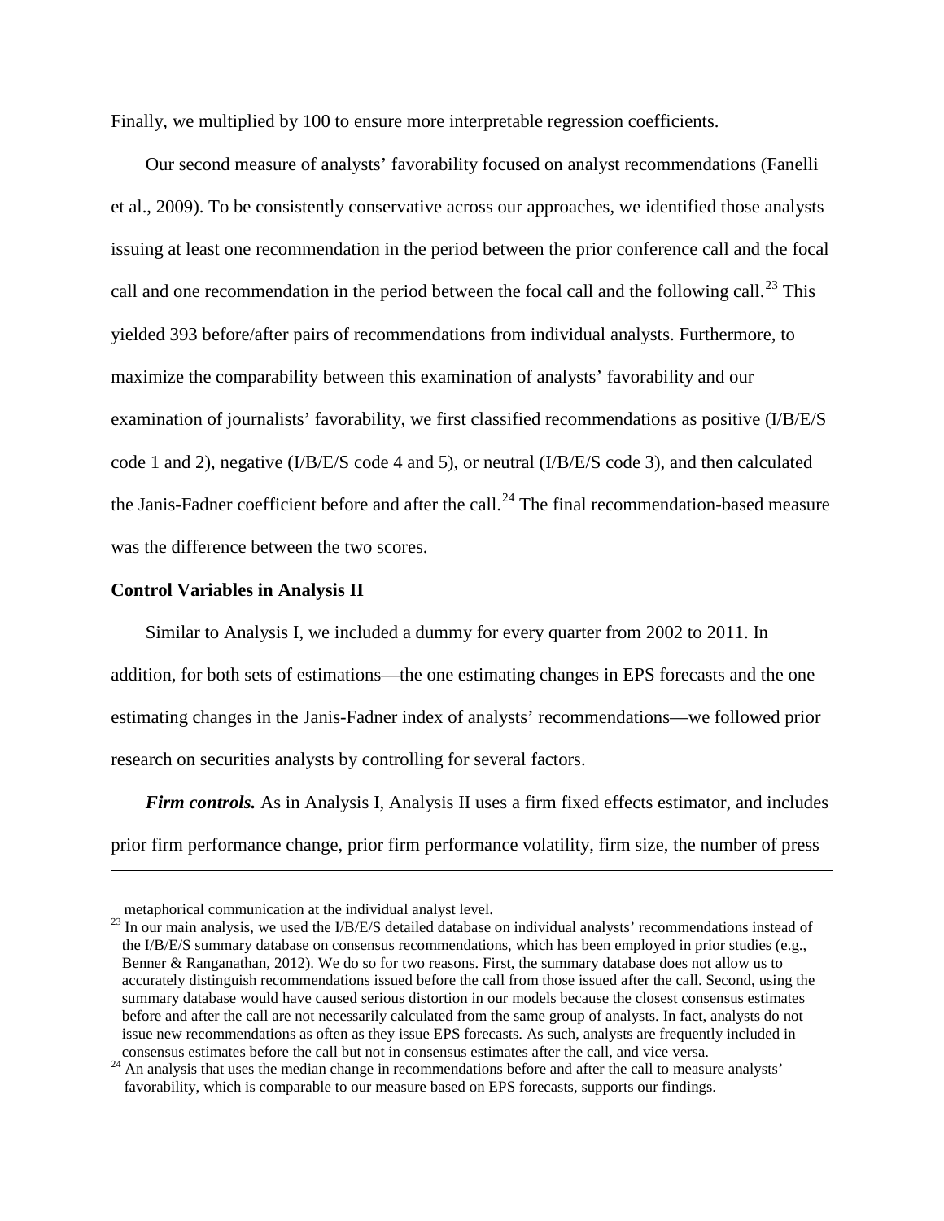Finally, we multiplied by 100 to ensure more interpretable regression coefficients.

Our second measure of analysts' favorability focused on analyst recommendations (Fanelli et al., 2009). To be consistently conservative across our approaches, we identified those analysts issuing at least one recommendation in the period between the prior conference call and the focal call and one recommendation in the period between the focal call and the following call.[23] This yielded 393 before/after pairs of recommendations from individual analysts. Furthermore, to maximize the comparability between this examination of analysts' favorability and our examination of journalists' favorability, we first classified recommendations as positive (I/B/E/S code 1 and 2), negative (I/B/E/S code 4 and 5), or neutral (I/B/E/S code 3), and then calculated the Janis-Fadner coefficient before and after the call.[24] The final recommendation-based measure was the difference between the two scores.

### Control Variables in Analysis II

Similar to Analysis I, we included a dummy for every quarter from 2002 to 2011. In addition, for both sets of estimations—the one estimating changes in EPS forecasts and the one estimating changes in the Janis-Fadner index of analysts' recommendations—we followed prior research on securities analysts by controlling for several factors.

***Firm controls.*** As in Analysis I, Analysis II uses a firm fixed effects estimator, and includes prior firm performance change, prior firm performance volatility, firm size, the number of press

---

metaphorical communication at the individual analyst level.

[23] In our main analysis, we used the I/B/E/S detailed database on individual analysts' recommendations instead of the I/B/E/S summary database on consensus recommendations, which has been employed in prior studies (e.g., Benner & Ranganathan, 2012). We do so for two reasons. First, the summary database does not allow us to accurately distinguish recommendations issued before the call from those issued after the call. Second, using the summary database would have caused serious distortion in our models because the closest consensus estimates before and after the call are not necessarily calculated from the same group of analysts. In fact, analysts do not issue new recommendations as often as they issue EPS forecasts. As such, analysts are frequently included in consensus estimates before the call but not in consensus estimates after the call, and vice versa.

[24] An analysis that uses the median change in recommendations before and after the call to measure analysts' favorability, which is comparable to our measure based on EPS forecasts, supports our findings.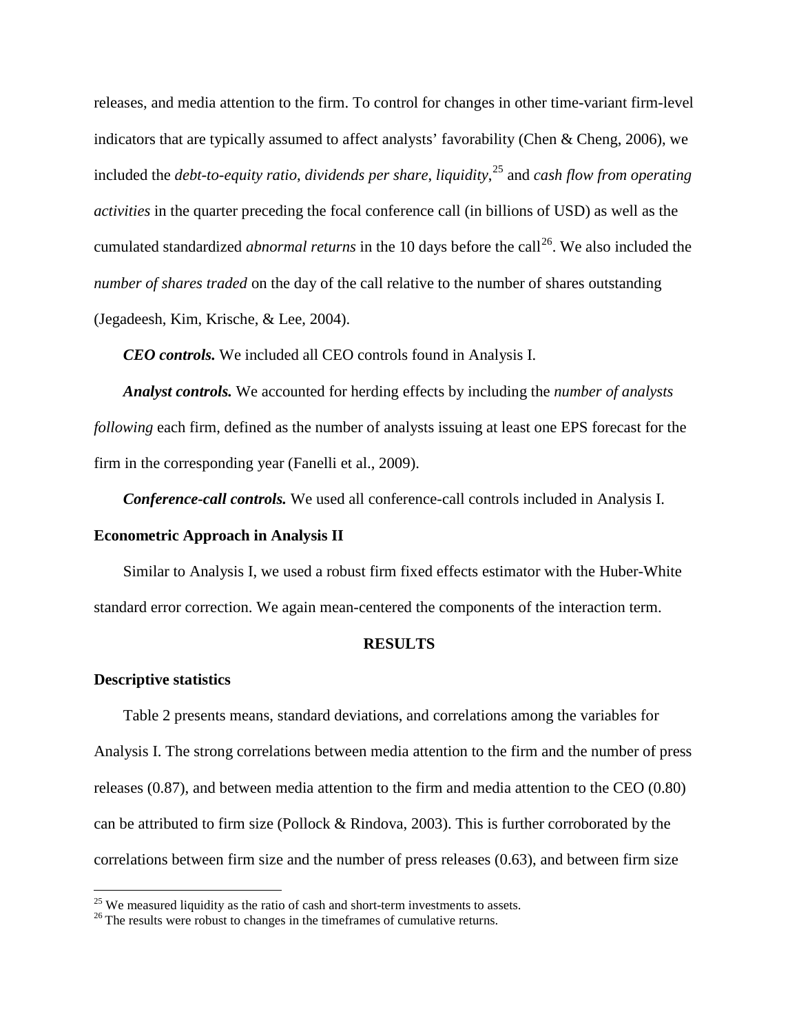releases, and media attention to the firm. To control for changes in other time-variant firm-level indicators that are typically assumed to affect analysts' favorability (Chen & Cheng, 2006), we included the *debt-to-equity ratio*, *dividends per share*, *liquidity*,[25] and *cash flow from operating activities* in the quarter preceding the focal conference call (in billions of USD) as well as the cumulated standardized *abnormal returns* in the 10 days before the call[26]. We also included the *number of shares traded* on the day of the call relative to the number of shares outstanding (Jegadeesh, Kim, Krische, & Lee, 2004).

***CEO controls.*** We included all CEO controls found in Analysis I.

***Analyst controls.*** We accounted for herding effects by including the *number of analysts following* each firm, defined as the number of analysts issuing at least one EPS forecast for the firm in the corresponding year (Fanelli et al., 2009).

***Conference-call controls.*** We used all conference-call controls included in Analysis I.

### Econometric Approach in Analysis II

Similar to Analysis I, we used a robust firm fixed effects estimator with the Huber-White standard error correction. We again mean-centered the components of the interaction term.

## RESULTS

### Descriptive statistics

Table 2 presents means, standard deviations, and correlations among the variables for Analysis I. The strong correlations between media attention to the firm and the number of press releases (0.87), and between media attention to the firm and media attention to the CEO (0.80) can be attributed to firm size (Pollock & Rindova, 2003). This is further corroborated by the correlations between firm size and the number of press releases (0.63), and between firm size

[25] We measured liquidity as the ratio of cash and short-term investments to assets.

[26] The results were robust to changes in the timeframes of cumulative returns.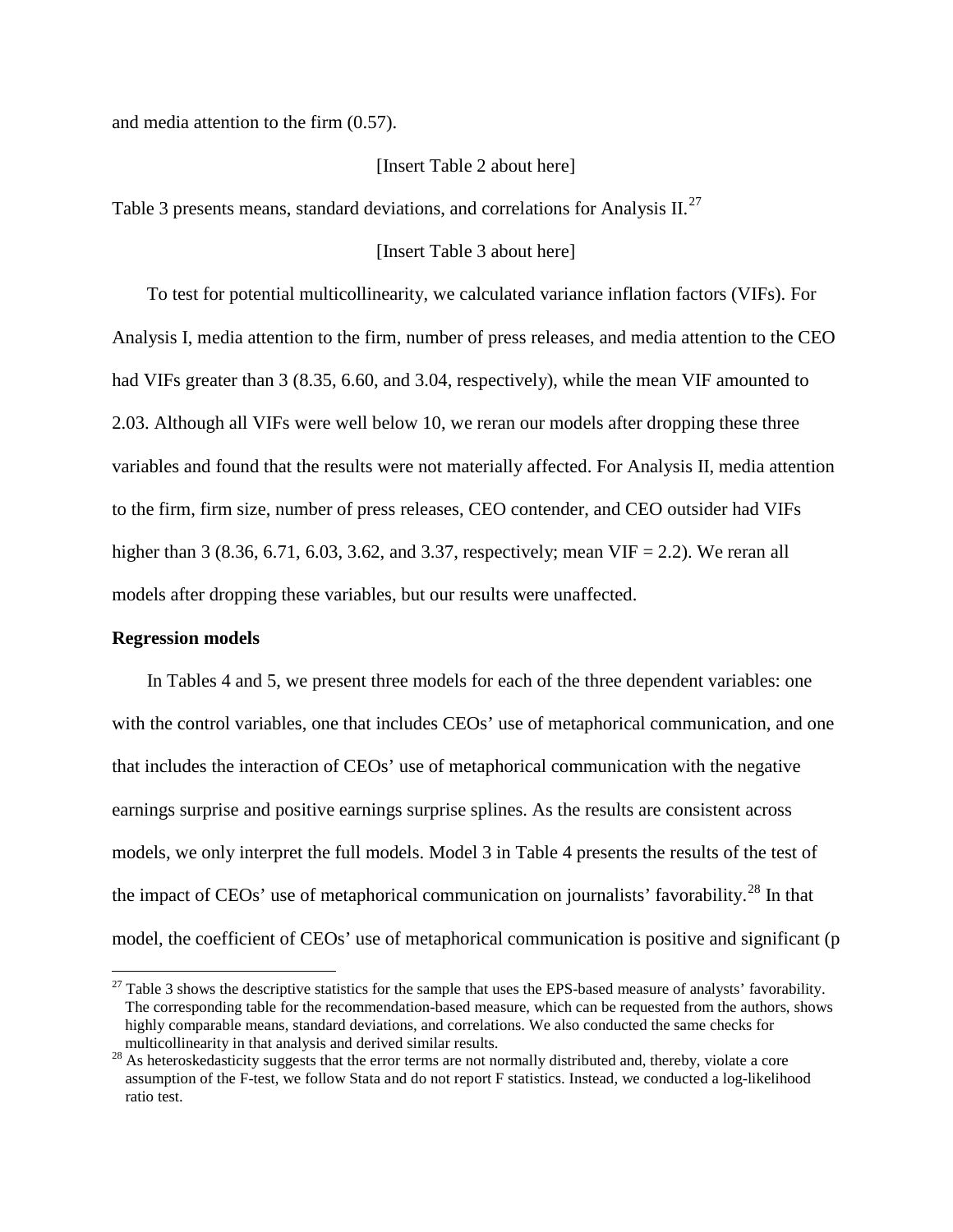and media attention to the firm (0.57).

[Insert Table 2 about here]

Table 3 presents means, standard deviations, and correlations for Analysis II.[27]

[Insert Table 3 about here]

To test for potential multicollinearity, we calculated variance inflation factors (VIFs). For Analysis I, media attention to the firm, number of press releases, and media attention to the CEO had VIFs greater than 3 (8.35, 6.60, and 3.04, respectively), while the mean VIF amounted to 2.03. Although all VIFs were well below 10, we reran our models after dropping these three variables and found that the results were not materially affected. For Analysis II, media attention to the firm, firm size, number of press releases, CEO contender, and CEO outsider had VIFs higher than 3 (8.36, 6.71, 6.03, 3.62, and 3.37, respectively; mean VIF = 2.2). We reran all models after dropping these variables, but our results were unaffected.

**Regression models**

In Tables 4 and 5, we present three models for each of the three dependent variables: one with the control variables, one that includes CEOs' use of metaphorical communication, and one that includes the interaction of CEOs' use of metaphorical communication with the negative earnings surprise and positive earnings surprise splines. As the results are consistent across models, we only interpret the full models. Model 3 in Table 4 presents the results of the test of the impact of CEOs' use of metaphorical communication on journalists' favorability.[28] In that model, the coefficient of CEOs' use of metaphorical communication is positive and significant (p

[27] Table 3 shows the descriptive statistics for the sample that uses the EPS-based measure of analysts' favorability. The corresponding table for the recommendation-based measure, which can be requested from the authors, shows highly comparable means, standard deviations, and correlations. We also conducted the same checks for multicollinearity in that analysis and derived similar results.

[28] As heteroskedasticity suggests that the error terms are not normally distributed and, thereby, violate a core assumption of the F-test, we follow Stata and do not report F statistics. Instead, we conducted a log-likelihood ratio test.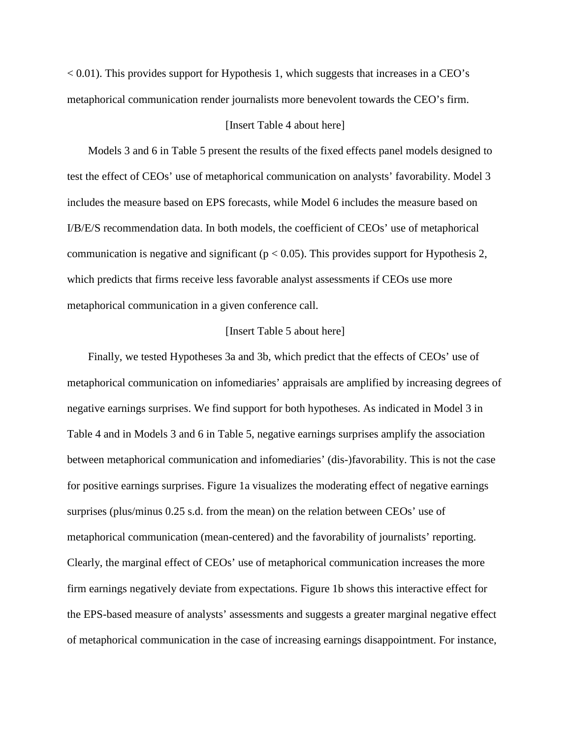$< 0.01$). This provides support for Hypothesis 1, which suggests that increases in a CEO's metaphorical communication render journalists more benevolent towards the CEO's firm.

[Insert Table 4 about here]

Models 3 and 6 in Table 5 present the results of the fixed effects panel models designed to test the effect of CEOs' use of metaphorical communication on analysts' favorability. Model 3 includes the measure based on EPS forecasts, while Model 6 includes the measure based on I/B/E/S recommendation data. In both models, the coefficient of CEOs' use of metaphorical communication is negative and significant ($p < 0.05$). This provides support for Hypothesis 2, which predicts that firms receive less favorable analyst assessments if CEOs use more metaphorical communication in a given conference call.

[Insert Table 5 about here]

Finally, we tested Hypotheses 3a and 3b, which predict that the effects of CEOs' use of metaphorical communication on infomediaries' appraisals are amplified by increasing degrees of negative earnings surprises. We find support for both hypotheses. As indicated in Model 3 in Table 4 and in Models 3 and 6 in Table 5, negative earnings surprises amplify the association between metaphorical communication and infomediaries' (dis-)favorability. This is not the case for positive earnings surprises. Figure 1a visualizes the moderating effect of negative earnings surprises (plus/minus 0.25 s.d. from the mean) on the relation between CEOs' use of metaphorical communication (mean-centered) and the favorability of journalists' reporting. Clearly, the marginal effect of CEOs' use of metaphorical communication increases the more firm earnings negatively deviate from expectations. Figure 1b shows this interactive effect for the EPS-based measure of analysts' assessments and suggests a greater marginal negative effect of metaphorical communication in the case of increasing earnings disappointment. For instance,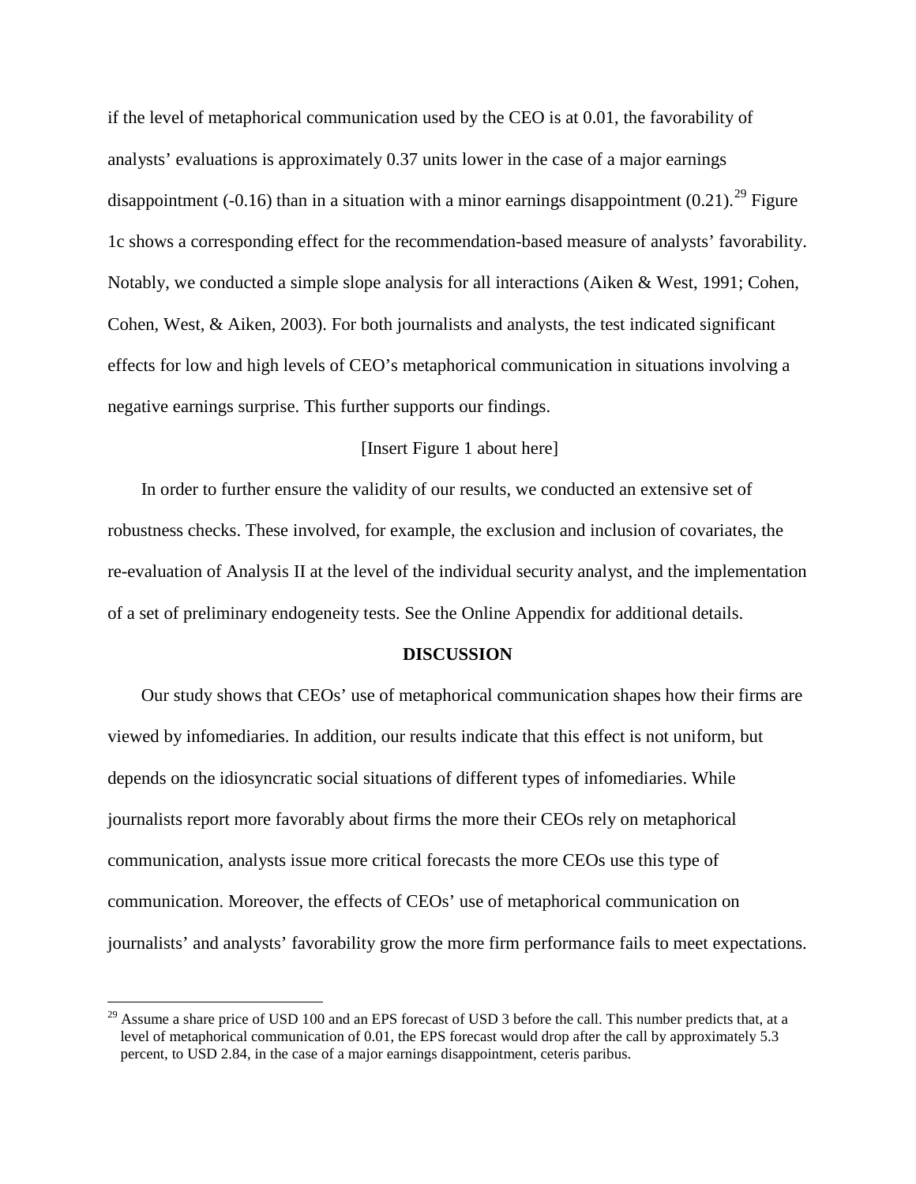if the level of metaphorical communication used by the CEO is at 0.01, the favorability of analysts' evaluations is approximately 0.37 units lower in the case of a major earnings disappointment (-0.16) than in a situation with a minor earnings disappointment (0.21).[29] Figure 1c shows a corresponding effect for the recommendation-based measure of analysts' favorability. Notably, we conducted a simple slope analysis for all interactions (Aiken & West, 1991; Cohen, Cohen, West, & Aiken, 2003). For both journalists and analysts, the test indicated significant effects for low and high levels of CEO's metaphorical communication in situations involving a negative earnings surprise. This further supports our findings.

[Insert Figure 1 about here]

In order to further ensure the validity of our results, we conducted an extensive set of robustness checks. These involved, for example, the exclusion and inclusion of covariates, the re-evaluation of Analysis II at the level of the individual security analyst, and the implementation of a set of preliminary endogeneity tests. See the Online Appendix for additional details.

## DISCUSSION

Our study shows that CEOs' use of metaphorical communication shapes how their firms are viewed by infomediaries. In addition, our results indicate that this effect is not uniform, but depends on the idiosyncratic social situations of different types of infomediaries. While journalists report more favorably about firms the more their CEOs rely on metaphorical communication, analysts issue more critical forecasts the more CEOs use this type of communication. Moreover, the effects of CEOs' use of metaphorical communication on journalists' and analysts' favorability grow the more firm performance fails to meet expectations.

[29] Assume a share price of USD 100 and an EPS forecast of USD 3 before the call. This number predicts that, at a level of metaphorical communication of 0.01, the EPS forecast would drop after the call by approximately 5.3 percent, to USD 2.84, in the case of a major earnings disappointment, ceteris paribus.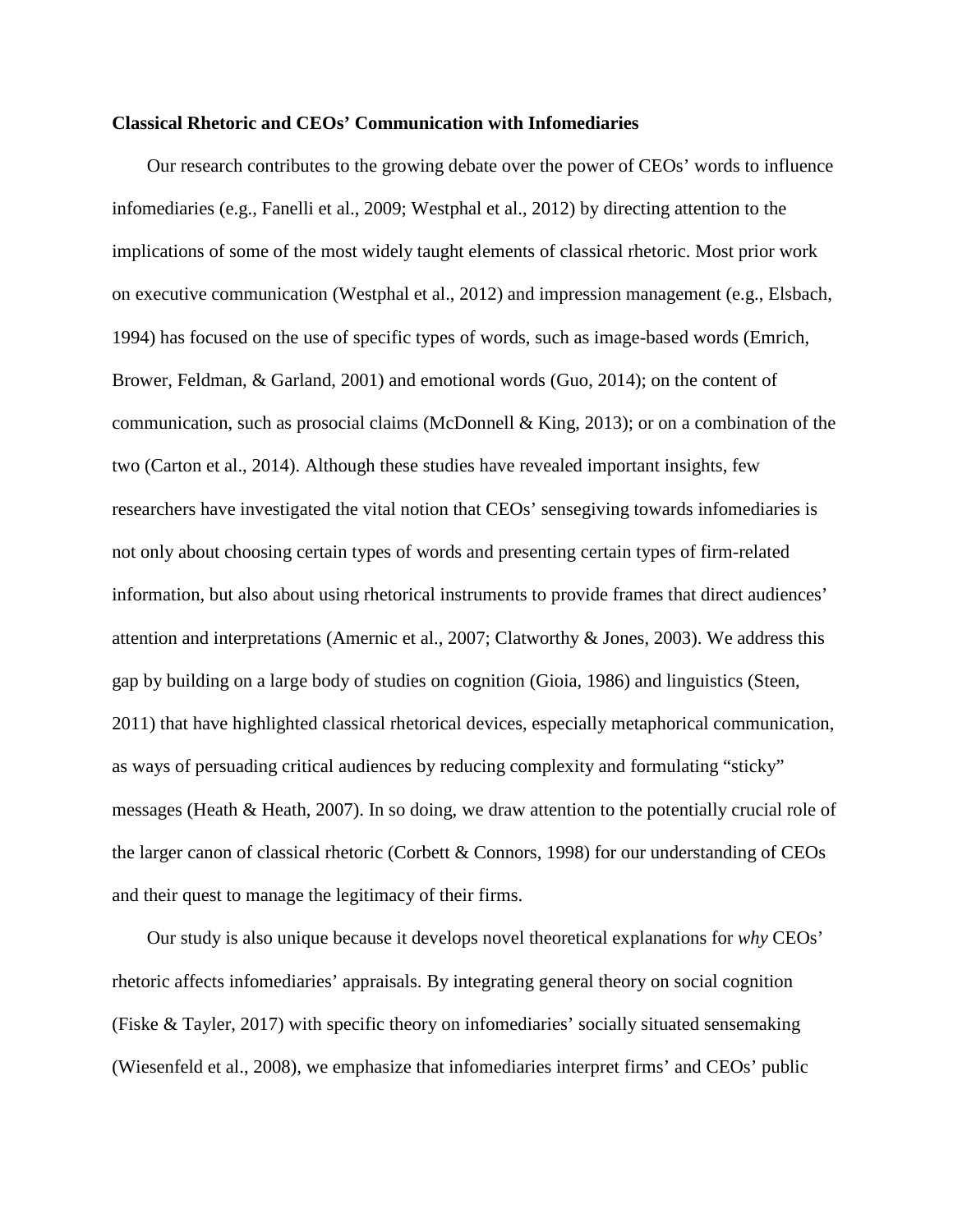**Classical Rhetoric and CEOs' Communication with Infomediaries**

Our research contributes to the growing debate over the power of CEOs' words to influence infomediaries (e.g., Fanelli et al., 2009; Westphal et al., 2012) by directing attention to the implications of some of the most widely taught elements of classical rhetoric. Most prior work on executive communication (Westphal et al., 2012) and impression management (e.g., Elsbach, 1994) has focused on the use of specific types of words, such as image-based words (Emrich, Brower, Feldman, & Garland, 2001) and emotional words (Guo, 2014); on the content of communication, such as prosocial claims (McDonnell & King, 2013); or on a combination of the two (Carton et al., 2014). Although these studies have revealed important insights, few researchers have investigated the vital notion that CEOs' sensegiving towards infomediaries is not only about choosing certain types of words and presenting certain types of firm-related information, but also about using rhetorical instruments to provide frames that direct audiences' attention and interpretations (Amernic et al., 2007; Clatworthy & Jones, 2003). We address this gap by building on a large body of studies on cognition (Gioia, 1986) and linguistics (Steen, 2011) that have highlighted classical rhetorical devices, especially metaphorical communication, as ways of persuading critical audiences by reducing complexity and formulating "sticky" messages (Heath & Heath, 2007). In so doing, we draw attention to the potentially crucial role of the larger canon of classical rhetoric (Corbett & Connors, 1998) for our understanding of CEOs and their quest to manage the legitimacy of their firms.

Our study is also unique because it develops novel theoretical explanations for *why* CEOs' rhetoric affects infomediaries' appraisals. By integrating general theory on social cognition (Fiske & Tayler, 2017) with specific theory on infomediaries' socially situated sensemaking (Wiesenfeld et al., 2008), we emphasize that infomediaries interpret firms' and CEOs' public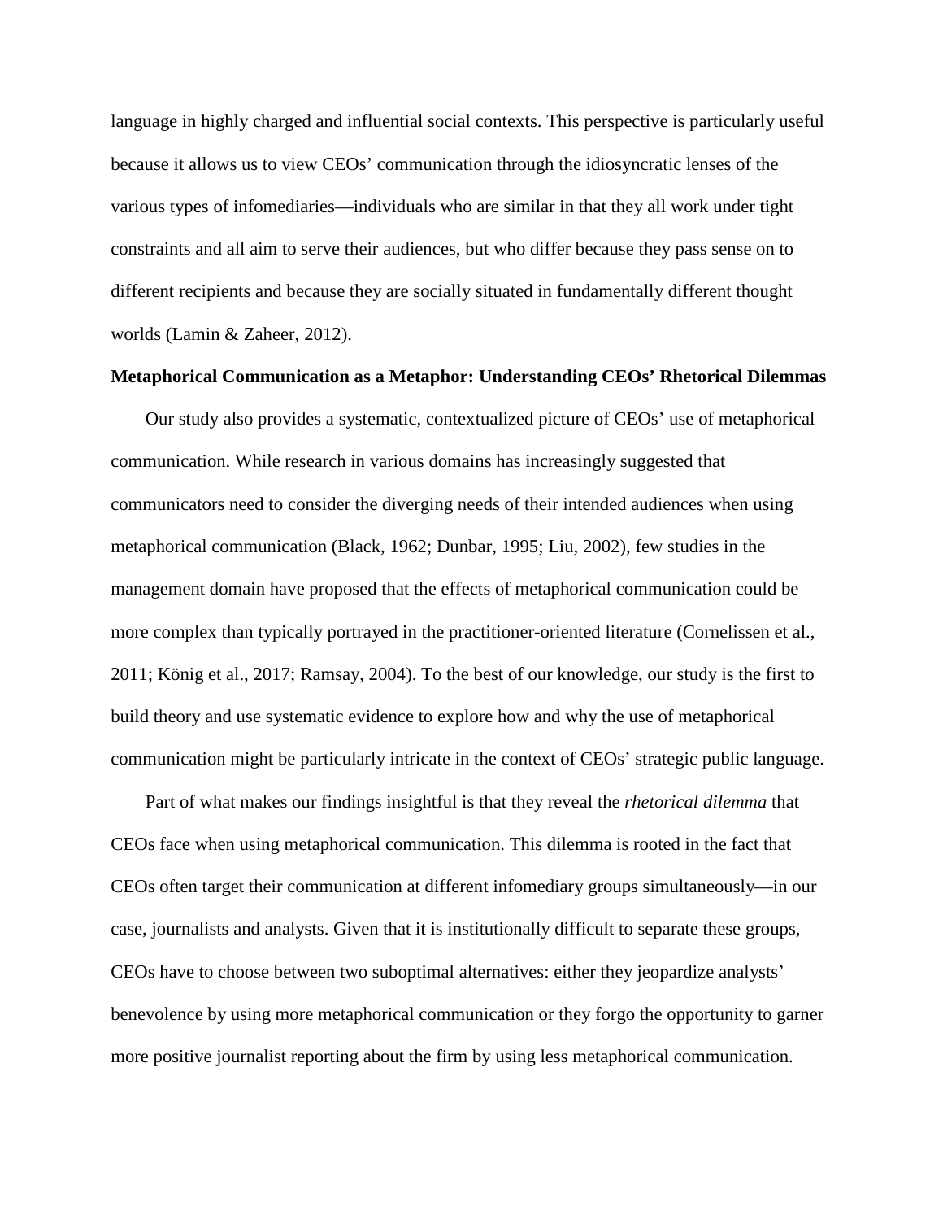language in highly charged and influential social contexts. This perspective is particularly useful because it allows us to view CEOs' communication through the idiosyncratic lenses of the various types of infomediaries—individuals who are similar in that they all work under tight constraints and all aim to serve their audiences, but who differ because they pass sense on to different recipients and because they are socially situated in fundamentally different thought worlds (Lamin & Zaheer, 2012).

**Metaphorical Communication as a Metaphor: Understanding CEOs' Rhetorical Dilemmas**

Our study also provides a systematic, contextualized picture of CEOs' use of metaphorical communication. While research in various domains has increasingly suggested that communicators need to consider the diverging needs of their intended audiences when using metaphorical communication (Black, 1962; Dunbar, 1995; Liu, 2002), few studies in the management domain have proposed that the effects of metaphorical communication could be more complex than typically portrayed in the practitioner-oriented literature (Cornelissen et al., 2011; König et al., 2017; Ramsay, 2004). To the best of our knowledge, our study is the first to build theory and use systematic evidence to explore how and why the use of metaphorical communication might be particularly intricate in the context of CEOs' strategic public language.

Part of what makes our findings insightful is that they reveal the *rhetorical dilemma* that CEOs face when using metaphorical communication. This dilemma is rooted in the fact that CEOs often target their communication at different infomediary groups simultaneously—in our case, journalists and analysts. Given that it is institutionally difficult to separate these groups, CEOs have to choose between two suboptimal alternatives: either they jeopardize analysts' benevolence by using more metaphorical communication or they forgo the opportunity to garner more positive journalist reporting about the firm by using less metaphorical communication.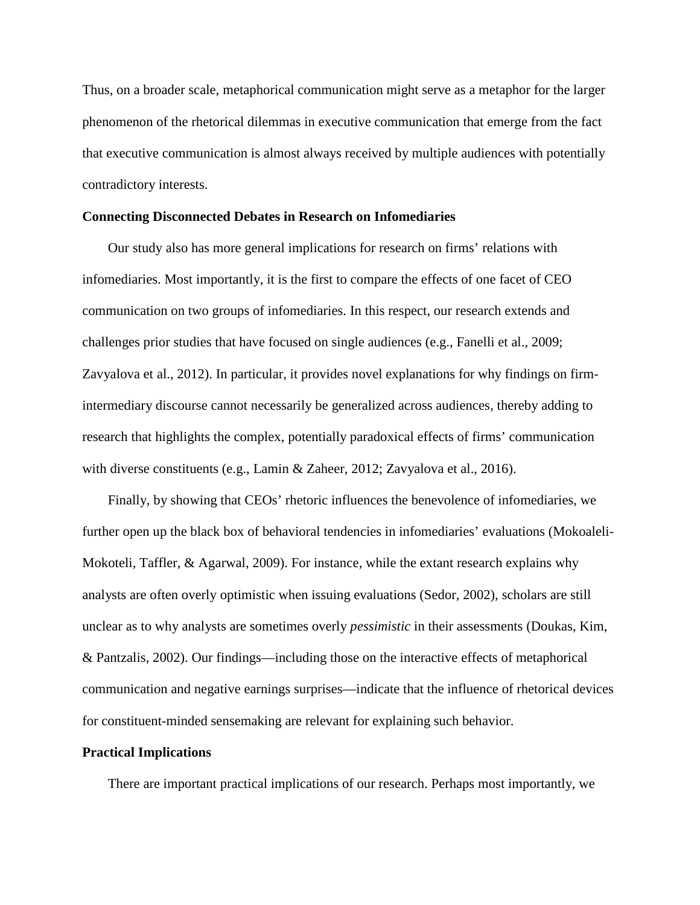Thus, on a broader scale, metaphorical communication might serve as a metaphor for the larger phenomenon of the rhetorical dilemmas in executive communication that emerge from the fact that executive communication is almost always received by multiple audiences with potentially contradictory interests.

**Connecting Disconnected Debates in Research on Infomediaries**

Our study also has more general implications for research on firms' relations with infomediaries. Most importantly, it is the first to compare the effects of one facet of CEO communication on two groups of infomediaries. In this respect, our research extends and challenges prior studies that have focused on single audiences (e.g., Fanelli et al., 2009; Zavyalova et al., 2012). In particular, it provides novel explanations for why findings on firm-intermediary discourse cannot necessarily be generalized across audiences, thereby adding to research that highlights the complex, potentially paradoxical effects of firms' communication with diverse constituents (e.g., Lamin & Zaheer, 2012; Zavyalova et al., 2016).

Finally, by showing that CEOs' rhetoric influences the benevolence of infomediaries, we further open up the black box of behavioral tendencies in infomediaries' evaluations (Mokoaleli-Mokoteli, Taffler, & Agarwal, 2009). For instance, while the extant research explains why analysts are often overly optimistic when issuing evaluations (Sedor, 2002), scholars are still unclear as to why analysts are sometimes overly *pessimistic* in their assessments (Doukas, Kim, & Pantzalis, 2002). Our findings—including those on the interactive effects of metaphorical communication and negative earnings surprises—indicate that the influence of rhetorical devices for constituent-minded sensemaking are relevant for explaining such behavior.

**Practical Implications**

There are important practical implications of our research. Perhaps most importantly, we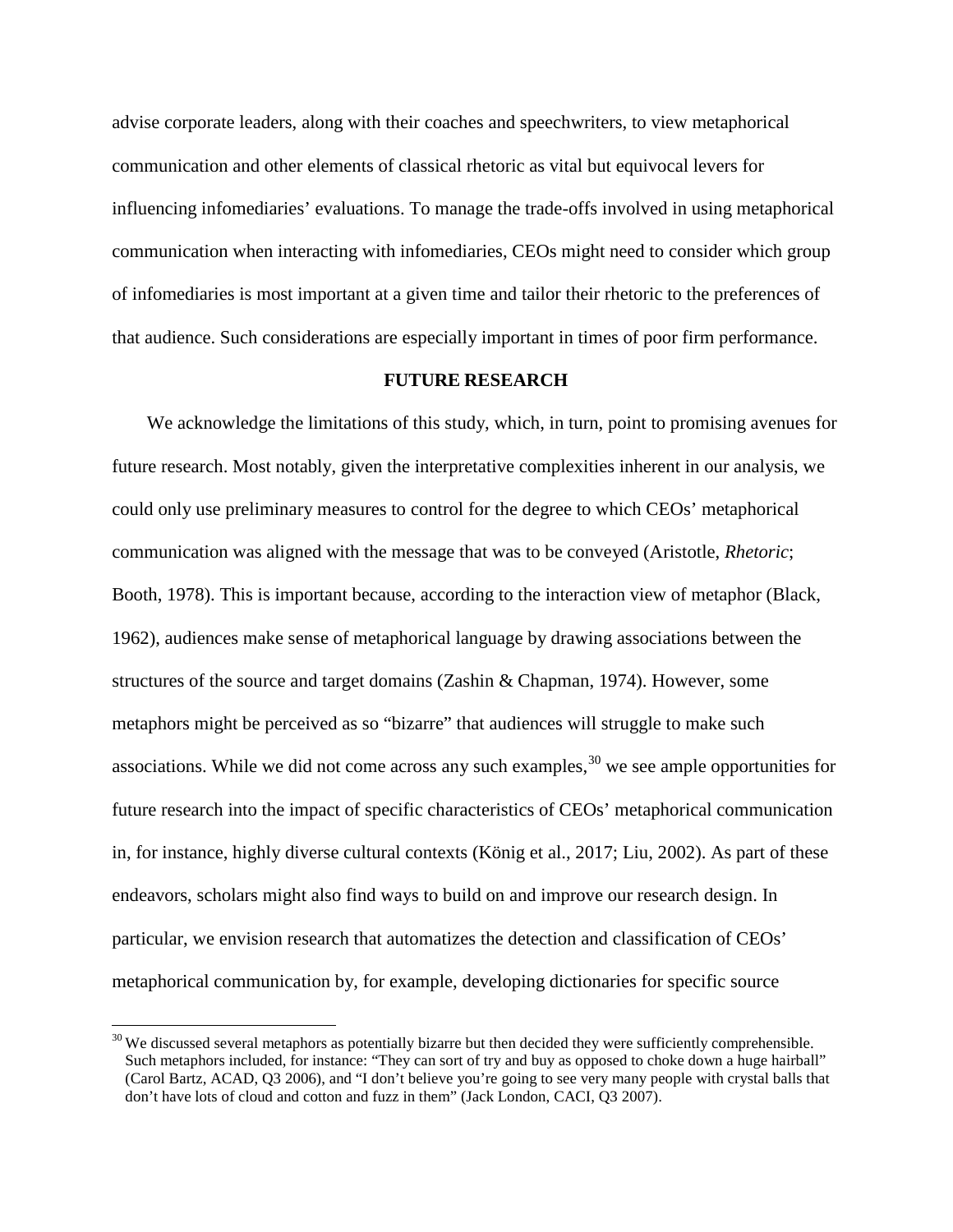advise corporate leaders, along with their coaches and speechwriters, to view metaphorical communication and other elements of classical rhetoric as vital but equivocal levers for influencing infomediaries' evaluations. To manage the trade-offs involved in using metaphorical communication when interacting with infomediaries, CEOs might need to consider which group of infomediaries is most important at a given time and tailor their rhetoric to the preferences of that audience. Such considerations are especially important in times of poor firm performance.

## FUTURE RESEARCH

We acknowledge the limitations of this study, which, in turn, point to promising avenues for future research. Most notably, given the interpretative complexities inherent in our analysis, we could only use preliminary measures to control for the degree to which CEOs' metaphorical communication was aligned with the message that was to be conveyed (Aristotle, *Rhetoric*; Booth, 1978). This is important because, according to the interaction view of metaphor (Black, 1962), audiences make sense of metaphorical language by drawing associations between the structures of the source and target domains (Zashin & Chapman, 1974). However, some metaphors might be perceived as so "bizarre" that audiences will struggle to make such associations. While we did not come across any such examples,[30] we see ample opportunities for future research into the impact of specific characteristics of CEOs' metaphorical communication in, for instance, highly diverse cultural contexts (König et al., 2017; Liu, 2002). As part of these endeavors, scholars might also find ways to build on and improve our research design. In particular, we envision research that automatizes the detection and classification of CEOs' metaphorical communication by, for example, developing dictionaries for specific source

[30] We discussed several metaphors as potentially bizarre but then decided they were sufficiently comprehensible. Such metaphors included, for instance: "They can sort of try and buy as opposed to choke down a huge hairball" (Carol Bartz, ACAD, Q3 2006), and "I don't believe you're going to see very many people with crystal balls that don't have lots of cloud and cotton and fuzz in them" (Jack London, CACI, Q3 2007).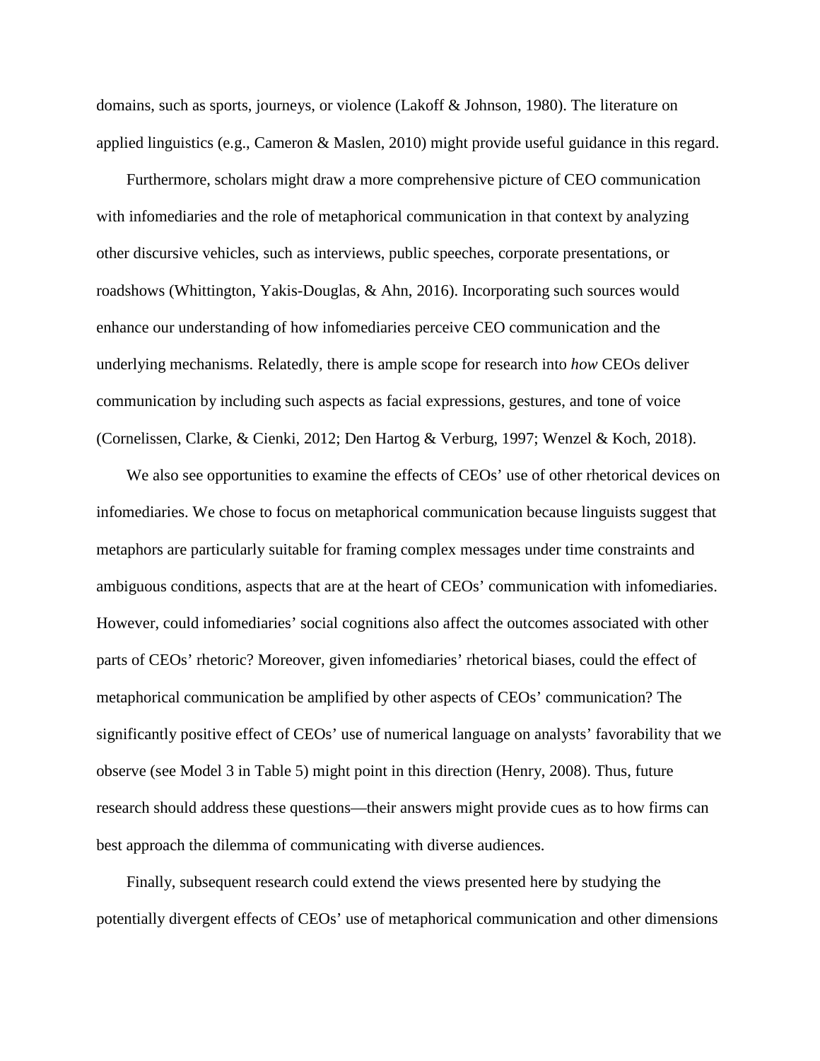domains, such as sports, journeys, or violence (Lakoff & Johnson, 1980). The literature on applied linguistics (e.g., Cameron & Maslen, 2010) might provide useful guidance in this regard.

Furthermore, scholars might draw a more comprehensive picture of CEO communication with infomediaries and the role of metaphorical communication in that context by analyzing other discursive vehicles, such as interviews, public speeches, corporate presentations, or roadshows (Whittington, Yakis-Douglas, & Ahn, 2016). Incorporating such sources would enhance our understanding of how infomediaries perceive CEO communication and the underlying mechanisms. Relatedly, there is ample scope for research into *how* CEOs deliver communication by including such aspects as facial expressions, gestures, and tone of voice (Cornelissen, Clarke, & Cienki, 2012; Den Hartog & Verburg, 1997; Wenzel & Koch, 2018).

We also see opportunities to examine the effects of CEOs' use of other rhetorical devices on infomediaries. We chose to focus on metaphorical communication because linguists suggest that metaphors are particularly suitable for framing complex messages under time constraints and ambiguous conditions, aspects that are at the heart of CEOs' communication with infomediaries. However, could infomediaries' social cognitions also affect the outcomes associated with other parts of CEOs' rhetoric? Moreover, given infomediaries' rhetorical biases, could the effect of metaphorical communication be amplified by other aspects of CEOs' communication? The significantly positive effect of CEOs' use of numerical language on analysts' favorability that we observe (see Model 3 in Table 5) might point in this direction (Henry, 2008). Thus, future research should address these questions—their answers might provide cues as to how firms can best approach the dilemma of communicating with diverse audiences.

Finally, subsequent research could extend the views presented here by studying the potentially divergent effects of CEOs' use of metaphorical communication and other dimensions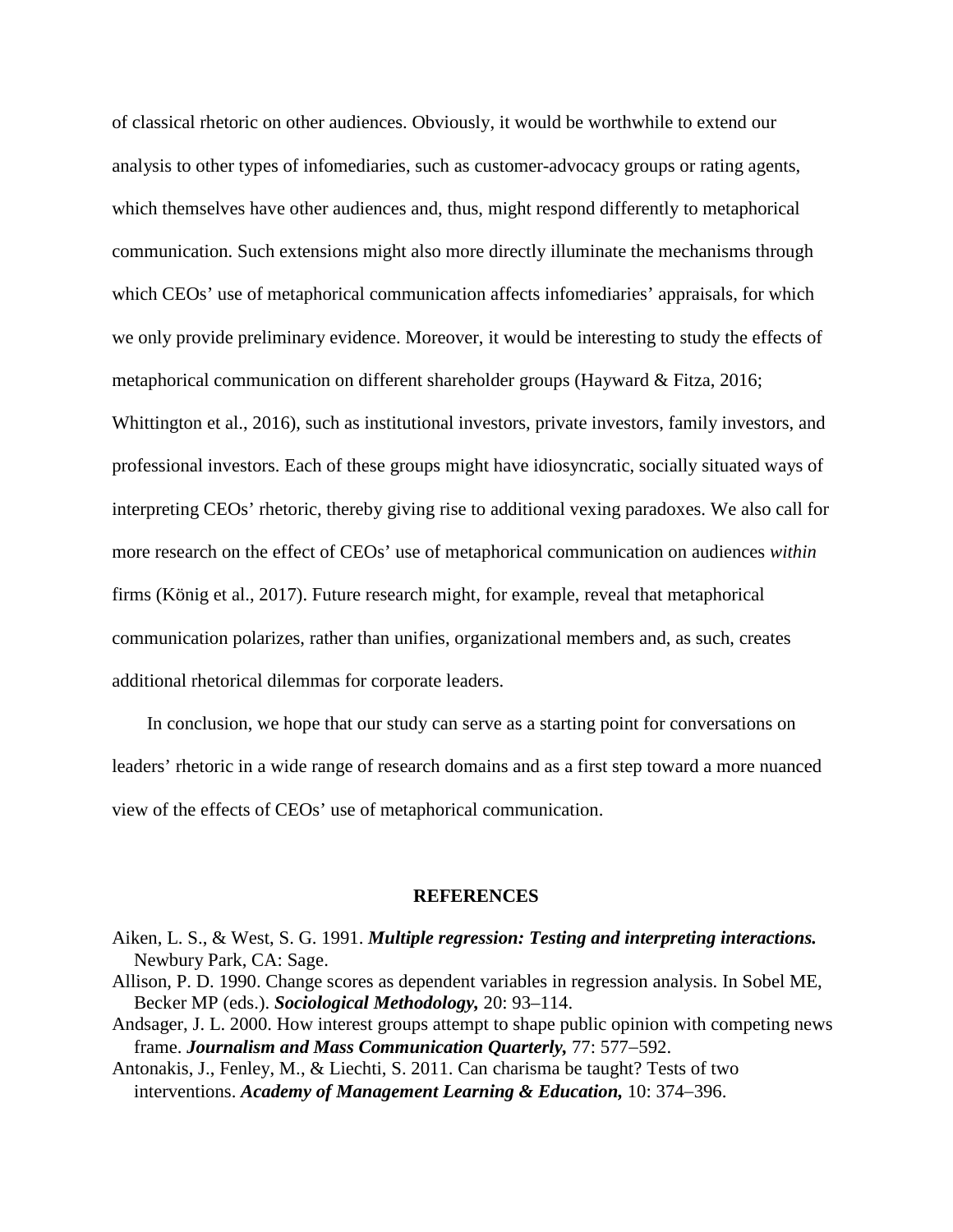of classical rhetoric on other audiences. Obviously, it would be worthwhile to extend our analysis to other types of infomediaries, such as customer-advocacy groups or rating agents, which themselves have other audiences and, thus, might respond differently to metaphorical communication. Such extensions might also more directly illuminate the mechanisms through which CEOs' use of metaphorical communication affects infomediaries' appraisals, for which we only provide preliminary evidence. Moreover, it would be interesting to study the effects of metaphorical communication on different shareholder groups (Hayward & Fitza, 2016; Whittington et al., 2016), such as institutional investors, private investors, family investors, and professional investors. Each of these groups might have idiosyncratic, socially situated ways of interpreting CEOs' rhetoric, thereby giving rise to additional vexing paradoxes. We also call for more research on the effect of CEOs' use of metaphorical communication on audiences *within* firms (König et al., 2017). Future research might, for example, reveal that metaphorical communication polarizes, rather than unifies, organizational members and, as such, creates additional rhetorical dilemmas for corporate leaders.

In conclusion, we hope that our study can serve as a starting point for conversations on leaders' rhetoric in a wide range of research domains and as a first step toward a more nuanced view of the effects of CEOs' use of metaphorical communication.

## REFERENCES

Aiken, L. S., & West, S. G. 1991. ***Multiple regression: Testing and interpreting interactions.*** Newbury Park, CA: Sage.

Allison, P. D. 1990. Change scores as dependent variables in regression analysis. In Sobel ME, Becker MP (eds.). ***Sociological Methodology,*** 20: 93–114.

Andsager, J. L. 2000. How interest groups attempt to shape public opinion with competing news frame. ***Journalism and Mass Communication Quarterly,*** 77: 577–592.

Antonakis, J., Fenley, M., & Liechti, S. 2011. Can charisma be taught? Tests of two interventions. ***Academy of Management Learning & Education,*** 10: 374–396.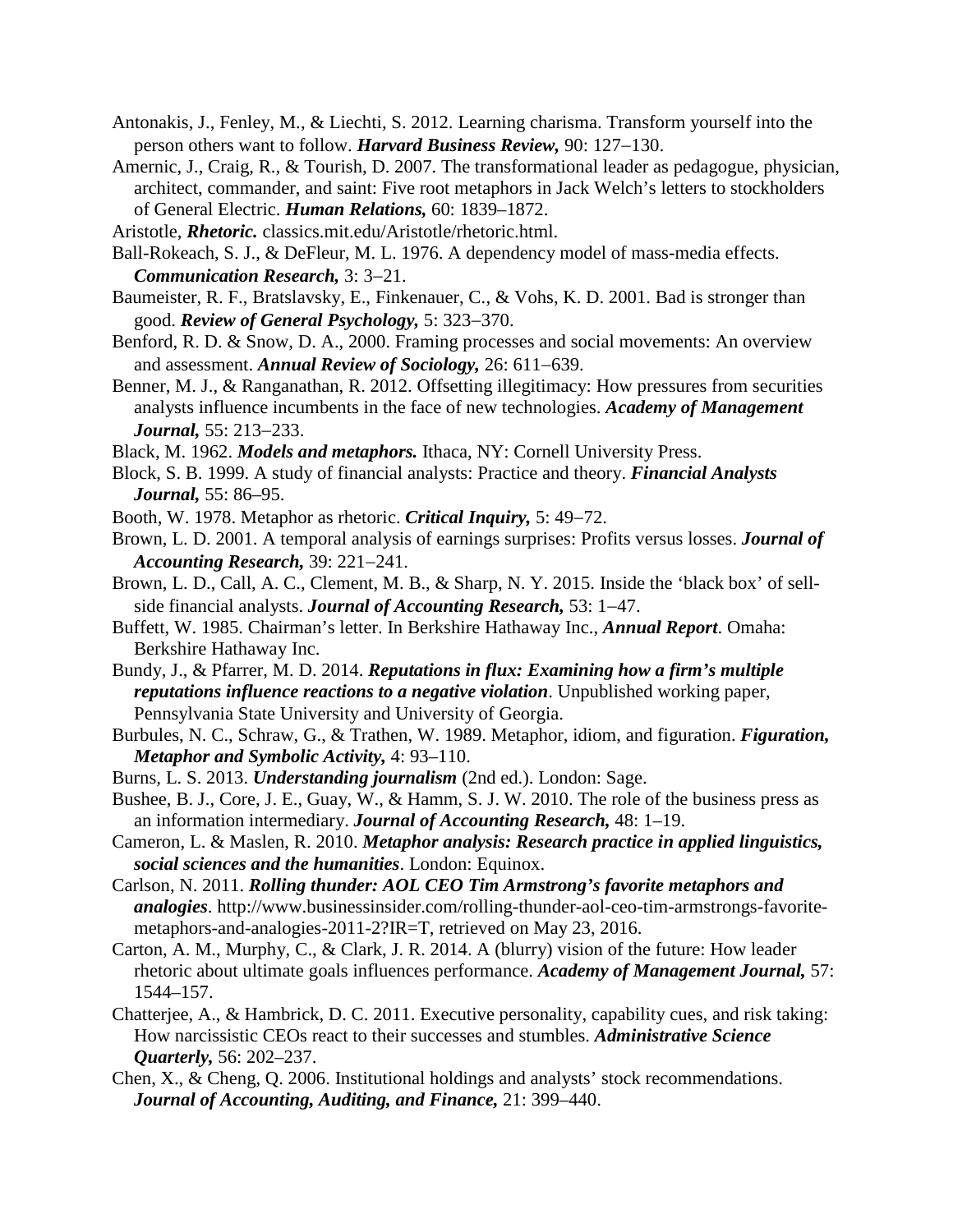Antonakis, J., Fenley, M., & Liechti, S. 2012. Learning charisma. Transform yourself into the person others want to follow. ***Harvard Business Review,*** 90: 127–130.

Amernic, J., Craig, R., & Tourish, D. 2007. The transformational leader as pedagogue, physician, architect, commander, and saint: Five root metaphors in Jack Welch's letters to stockholders of General Electric. ***Human Relations,*** 60: 1839–1872.

Aristotle, ***Rhetoric.*** classics.mit.edu/Aristotle/rhetoric.html.

Ball-Rokeach, S. J., & DeFleur, M. L. 1976. A dependency model of mass-media effects. ***Communication Research,*** 3: 3–21.

Baumeister, R. F., Bratslavsky, E., Finkenauer, C., & Vohs, K. D. 2001. Bad is stronger than good. ***Review of General Psychology,*** 5: 323–370.

Benford, R. D. & Snow, D. A., 2000. Framing processes and social movements: An overview and assessment. ***Annual Review of Sociology,*** 26: 611–639.

Benner, M. J., & Ranganathan, R. 2012. Offsetting illegitimacy: How pressures from securities analysts influence incumbents in the face of new technologies. ***Academy of Management Journal,*** 55: 213–233.

Black, M. 1962. ***Models and metaphors.*** Ithaca, NY: Cornell University Press.

Block, S. B. 1999. A study of financial analysts: Practice and theory. ***Financial Analysts Journal,*** 55: 86–95.

Booth, W. 1978. Metaphor as rhetoric. ***Critical Inquiry,*** 5: 49–72.

Brown, L. D. 2001. A temporal analysis of earnings surprises: Profits versus losses. ***Journal of Accounting Research,*** 39: 221–241.

Brown, L. D., Call, A. C., Clement, M. B., & Sharp, N. Y. 2015. Inside the 'black box' of sell-side financial analysts. ***Journal of Accounting Research,*** 53: 1–47.

Buffett, W. 1985. Chairman's letter. In Berkshire Hathaway Inc., ***Annual Report***. Omaha: Berkshire Hathaway Inc.

Bundy, J., & Pfarrer, M. D. 2014. ***Reputations in flux: Examining how a firm's multiple reputations influence reactions to a negative violation***. Unpublished working paper, Pennsylvania State University and University of Georgia.

Burbules, N. C., Schraw, G., & Trathen, W. 1989. Metaphor, idiom, and figuration. ***Figuration, Metaphor and Symbolic Activity,*** 4: 93–110.

Burns, L. S. 2013. ***Understanding journalism*** (2nd ed.). London: Sage.

Bushee, B. J., Core, J. E., Guay, W., & Hamm, S. J. W. 2010. The role of the business press as an information intermediary. ***Journal of Accounting Research,*** 48: 1–19.

Cameron, L. & Maslen, R. 2010. ***Metaphor analysis: Research practice in applied linguistics, social sciences and the humanities***. London: Equinox.

Carlson, N. 2011. ***Rolling thunder: AOL CEO Tim Armstrong's favorite metaphors and analogies***. http://www.businessinsider.com/rolling-thunder-aol-ceo-tim-armstrongs-favorite-metaphors-and-analogies-2011-2?IR=T, retrieved on May 23, 2016.

Carton, A. M., Murphy, C., & Clark, J. R. 2014. A (blurry) vision of the future: How leader rhetoric about ultimate goals influences performance. ***Academy of Management Journal,*** 57: 1544–157.

Chatterjee, A., & Hambrick, D. C. 2011. Executive personality, capability cues, and risk taking: How narcissistic CEOs react to their successes and stumbles. ***Administrative Science Quarterly,*** 56: 202–237.

Chen, X., & Cheng, Q. 2006. Institutional holdings and analysts' stock recommendations. ***Journal of Accounting, Auditing, and Finance,*** 21: 399–440.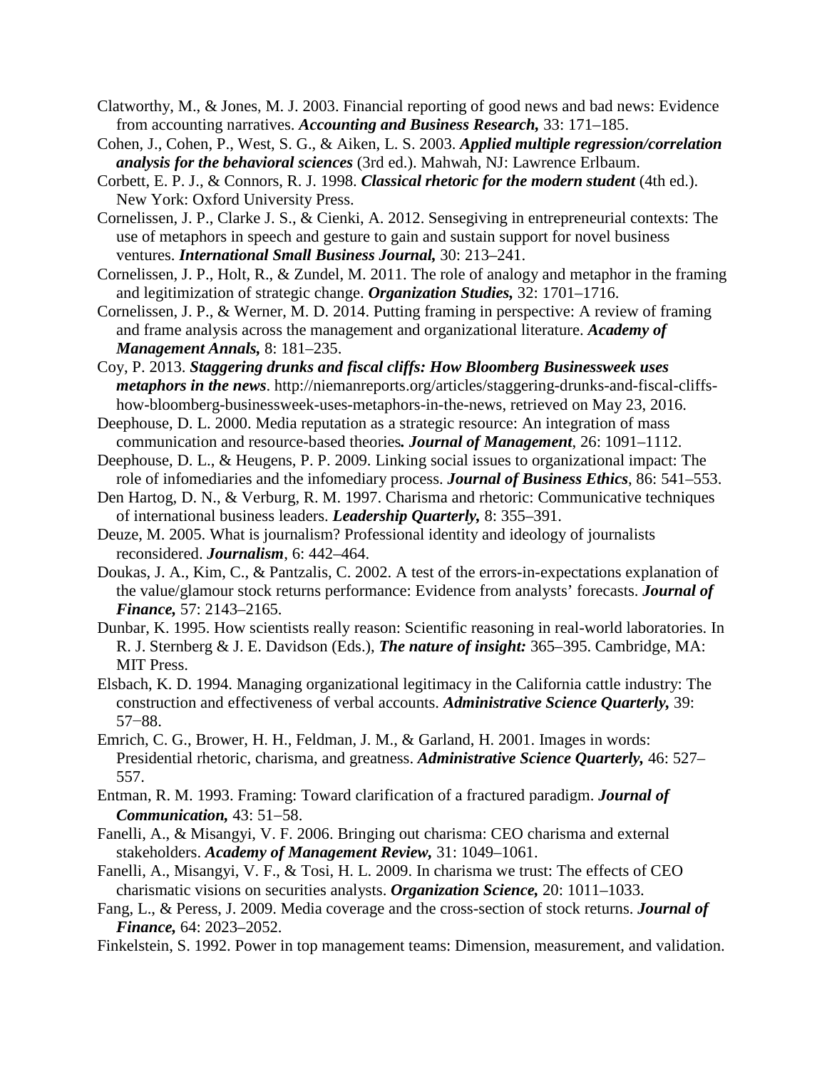Clatworthy, M., & Jones, M. J. 2003. Financial reporting of good news and bad news: Evidence from accounting narratives. ***Accounting and Business Research,*** 33: 171–185.

Cohen, J., Cohen, P., West, S. G., & Aiken, L. S. 2003. ***Applied multiple regression/correlation analysis for the behavioral sciences*** (3rd ed.). Mahwah, NJ: Lawrence Erlbaum.

Corbett, E. P. J., & Connors, R. J. 1998. ***Classical rhetoric for the modern student*** (4th ed.). New York: Oxford University Press.

Cornelissen, J. P., Clarke J. S., & Cienki, A. 2012. Sensegiving in entrepreneurial contexts: The use of metaphors in speech and gesture to gain and sustain support for novel business ventures. ***International Small Business Journal,*** 30: 213–241.

Cornelissen, J. P., Holt, R., & Zundel, M. 2011. The role of analogy and metaphor in the framing and legitimization of strategic change. ***Organization Studies,*** 32: 1701–1716.

Cornelissen, J. P., & Werner, M. D. 2014. Putting framing in perspective: A review of framing and frame analysis across the management and organizational literature. ***Academy of Management Annals,*** 8: 181–235.

Coy, P. 2013. ***Staggering drunks and fiscal cliffs: How Bloomberg Businessweek uses metaphors in the news***. http://niemanreports.org/articles/staggering-drunks-and-fiscal-cliffs-how-bloomberg-businessweek-uses-metaphors-in-the-news, retrieved on May 23, 2016.

Deephouse, D. L. 2000. Media reputation as a strategic resource: An integration of mass communication and resource-based theories***.*** ***Journal of Management***, 26: 1091–1112.

Deephouse, D. L., & Heugens, P. P. 2009. Linking social issues to organizational impact: The role of infomediaries and the infomediary process. ***Journal of Business Ethics***, 86: 541–553.

Den Hartog, D. N., & Verburg, R. M. 1997. Charisma and rhetoric: Communicative techniques of international business leaders. ***Leadership Quarterly,*** 8: 355–391.

Deuze, M. 2005. What is journalism? Professional identity and ideology of journalists reconsidered. ***Journalism***, 6: 442–464.

Doukas, J. A., Kim, C., & Pantzalis, C. 2002. A test of the errors-in-expectations explanation of the value/glamour stock returns performance: Evidence from analysts' forecasts. ***Journal of Finance,*** 57: 2143–2165.

Dunbar, K. 1995. How scientists really reason: Scientific reasoning in real-world laboratories. In R. J. Sternberg & J. E. Davidson (Eds.), ***The nature of insight:*** 365–395. Cambridge, MA: MIT Press.

Elsbach, K. D. 1994. Managing organizational legitimacy in the California cattle industry: The construction and effectiveness of verbal accounts. ***Administrative Science Quarterly,*** 39: 57−88.

Emrich, C. G., Brower, H. H., Feldman, J. M., & Garland, H. 2001. Images in words: Presidential rhetoric, charisma, and greatness. ***Administrative Science Quarterly,*** 46: 527–557.

Entman, R. M. 1993. Framing: Toward clarification of a fractured paradigm. ***Journal of Communication,*** 43: 51–58.

Fanelli, A., & Misangyi, V. F. 2006. Bringing out charisma: CEO charisma and external stakeholders. ***Academy of Management Review,*** 31: 1049–1061.

Fanelli, A., Misangyi, V. F., & Tosi, H. L. 2009. In charisma we trust: The effects of CEO charismatic visions on securities analysts. ***Organization Science,*** 20: 1011–1033.

Fang, L., & Peress, J. 2009. Media coverage and the cross-section of stock returns. ***Journal of Finance,*** 64: 2023–2052.

Finkelstein, S. 1992. Power in top management teams: Dimension, measurement, and validation.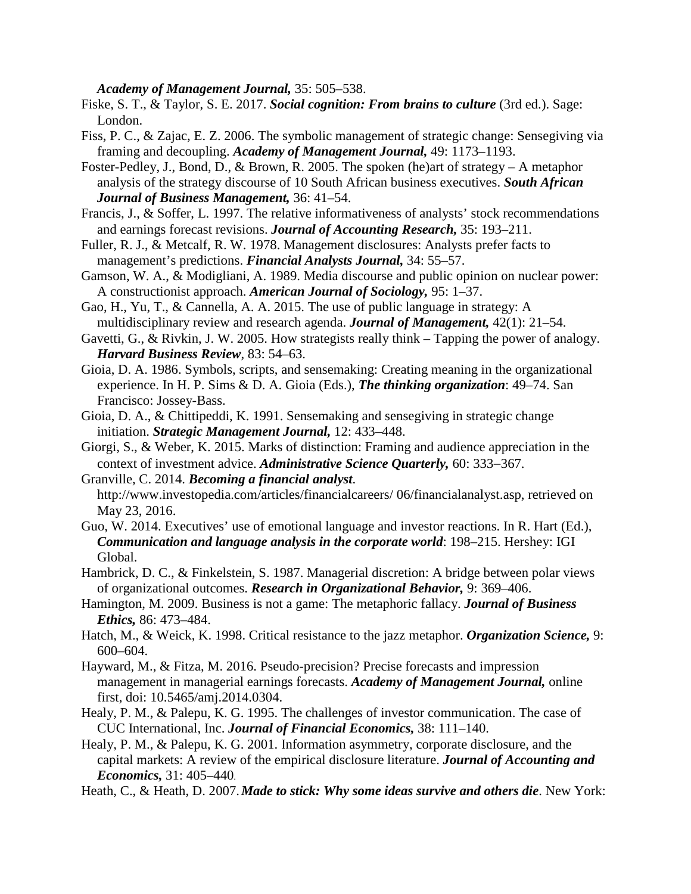*Academy of Management Journal,* 35: 505–538.

Fiske, S. T., & Taylor, S. E. 2017. ***Social cognition: From brains to culture*** (3rd ed.). Sage: London.

Fiss, P. C., & Zajac, E. Z. 2006. The symbolic management of strategic change: Sensegiving via framing and decoupling. ***Academy of Management Journal,*** 49: 1173–1193.

Foster-Pedley, J., Bond, D., & Brown, R. 2005. The spoken (he)art of strategy – A metaphor analysis of the strategy discourse of 10 South African business executives. ***South African Journal of Business Management,*** 36: 41–54.

Francis, J., & Soffer, L. 1997. The relative informativeness of analysts' stock recommendations and earnings forecast revisions. ***Journal of Accounting Research,*** 35: 193–211.

Fuller, R. J., & Metcalf, R. W. 1978. Management disclosures: Analysts prefer facts to management's predictions. ***Financial Analysts Journal,*** 34: 55–57.

Gamson, W. A., & Modigliani, A. 1989. Media discourse and public opinion on nuclear power: A constructionist approach. ***American Journal of Sociology,*** 95: 1–37.

Gao, H., Yu, T., & Cannella, A. A. 2015. The use of public language in strategy: A multidisciplinary review and research agenda. ***Journal of Management,*** 42(1): 21–54.

Gavetti, G., & Rivkin, J. W. 2005. How strategists really think – Tapping the power of analogy. ***Harvard Business Review***, 83: 54–63.

Gioia, D. A. 1986. Symbols, scripts, and sensemaking: Creating meaning in the organizational experience. In H. P. Sims & D. A. Gioia (Eds.), ***The thinking organization***: 49–74. San Francisco: Jossey-Bass.

Gioia, D. A., & Chittipeddi, K. 1991. Sensemaking and sensegiving in strategic change initiation. ***Strategic Management Journal,*** 12: 433–448.

Giorgi, S., & Weber, K. 2015. Marks of distinction: Framing and audience appreciation in the context of investment advice. ***Administrative Science Quarterly,*** 60: 333–367.

Granville, C. 2014. ***Becoming a financial analyst***. http://www.investopedia.com/articles/financialcareers/ 06/financialanalyst.asp, retrieved on May 23, 2016.

Guo, W. 2014. Executives' use of emotional language and investor reactions. In R. Hart (Ed.), ***Communication and language analysis in the corporate world***: 198–215. Hershey: IGI Global.

Hambrick, D. C., & Finkelstein, S. 1987. Managerial discretion: A bridge between polar views of organizational outcomes. ***Research in Organizational Behavior,*** 9: 369–406.

Hamington, M. 2009. Business is not a game: The metaphoric fallacy. ***Journal of Business Ethics,*** 86: 473–484.

Hatch, M., & Weick, K. 1998. Critical resistance to the jazz metaphor. ***Organization Science,*** 9: 600–604.

Hayward, M., & Fitza, M. 2016. Pseudo-precision? Precise forecasts and impression management in managerial earnings forecasts. ***Academy of Management Journal,*** online first, doi: 10.5465/amj.2014.0304.

Healy, P. M., & Palepu, K. G. 1995. The challenges of investor communication. The case of CUC International, Inc. ***Journal of Financial Economics,*** 38: 111–140.

Healy, P. M., & Palepu, K. G. 2001. Information asymmetry, corporate disclosure, and the capital markets: A review of the empirical disclosure literature. ***Journal of Accounting and Economics,*** 31: 405–440.

Heath, C., & Heath, D. 2007. ***Made to stick: Why some ideas survive and others die***. New York: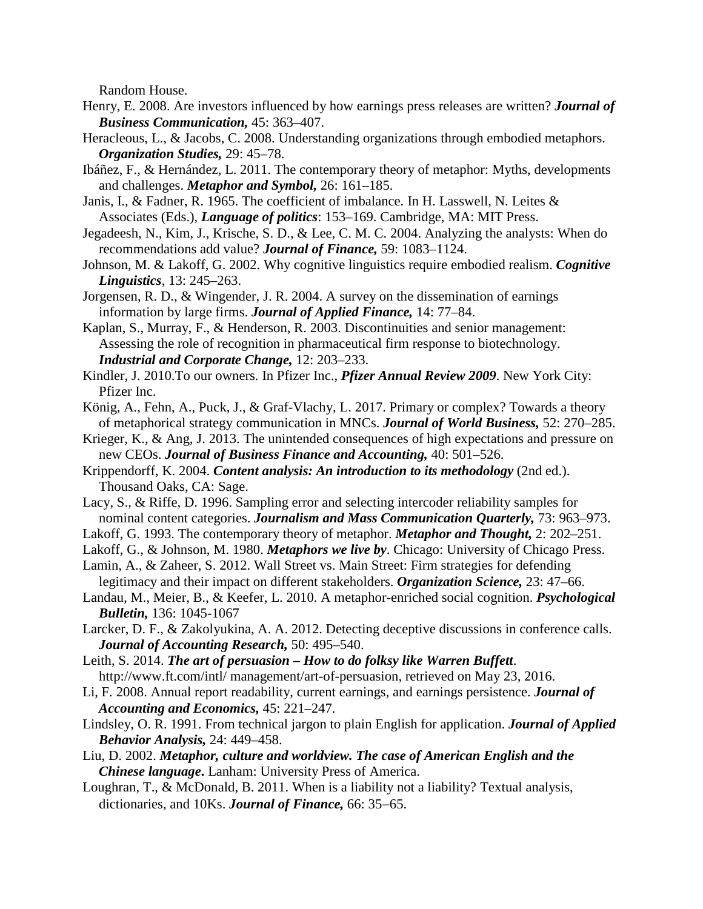Random House.

Henry, E. 2008. Are investors influenced by how earnings press releases are written? ***Journal of Business Communication,*** 45: 363–407.

Heracleous, L., & Jacobs, C. 2008. Understanding organizations through embodied metaphors. ***Organization Studies,*** 29: 45–78.

Ibáñez, F., & Hernández, L. 2011. The contemporary theory of metaphor: Myths, developments and challenges. ***Metaphor and Symbol,*** 26: 161–185.

Janis, I., & Fadner, R. 1965. The coefficient of imbalance. In H. Lasswell, N. Leites & Associates (Eds.), ***Language of politics***: 153–169. Cambridge, MA: MIT Press.

Jegadeesh, N., Kim, J., Krische, S. D., & Lee, C. M. C. 2004. Analyzing the analysts: When do recommendations add value? ***Journal of Finance,*** 59: 1083–1124.

Johnson, M. & Lakoff, G. 2002. Why cognitive linguistics require embodied realism. ***Cognitive Linguistics***, 13: 245–263.

Jorgensen, R. D., & Wingender, J. R. 2004. A survey on the dissemination of earnings information by large firms. ***Journal of Applied Finance,*** 14: 77–84.

Kaplan, S., Murray, F., & Henderson, R. 2003. Discontinuities and senior management: Assessing the role of recognition in pharmaceutical firm response to biotechnology. ***Industrial and Corporate Change,*** 12: 203–233.

Kindler, J. 2010.To our owners. In Pfizer Inc., ***Pfizer Annual Review 2009***. New York City: Pfizer Inc.

König, A., Fehn, A., Puck, J., & Graf-Vlachy, L. 2017. Primary or complex? Towards a theory of metaphorical strategy communication in MNCs. ***Journal of World Business,*** 52: 270–285.

Krieger, K., & Ang, J. 2013. The unintended consequences of high expectations and pressure on new CEOs. ***Journal of Business Finance and Accounting,*** 40: 501–526.

Krippendorff, K. 2004. ***Content analysis: An introduction to its methodology*** (2nd ed.). Thousand Oaks, CA: Sage.

Lacy, S., & Riffe, D. 1996. Sampling error and selecting intercoder reliability samples for nominal content categories. ***Journalism and Mass Communication Quarterly,*** 73: 963–973.

Lakoff, G. 1993. The contemporary theory of metaphor. ***Metaphor and Thought,*** 2: 202–251.

Lakoff, G., & Johnson, M. 1980. ***Metaphors we live by***. Chicago: University of Chicago Press.

Lamin, A., & Zaheer, S. 2012. Wall Street vs. Main Street: Firm strategies for defending legitimacy and their impact on different stakeholders. ***Organization Science,*** 23: 47–66.

Landau, M., Meier, B., & Keefer, L. 2010. A metaphor-enriched social cognition. ***Psychological Bulletin,*** 136: 1045-1067

Larcker, D. F., & Zakolyukina, A. A. 2012. Detecting deceptive discussions in conference calls. ***Journal of Accounting Research,*** 50: 495–540.

Leith, S. 2014. ***The art of persuasion – How to do folksy like Warren Buffett***. http://www.ft.com/intl/ management/art-of-persuasion, retrieved on May 23, 2016.

Li, F. 2008. Annual report readability, current earnings, and earnings persistence. ***Journal of Accounting and Economics,*** 45: 221–247.

Lindsley, O. R. 1991. From technical jargon to plain English for application. ***Journal of Applied Behavior Analysis,*** 24: 449–458.

Liu, D. 2002. ***Metaphor, culture and worldview. The case of American English and the Chinese language*****.** Lanham: University Press of America.

Loughran, T., & McDonald, B. 2011. When is a liability not a liability? Textual analysis, dictionaries, and 10Ks. ***Journal of Finance,*** 66: 35–65.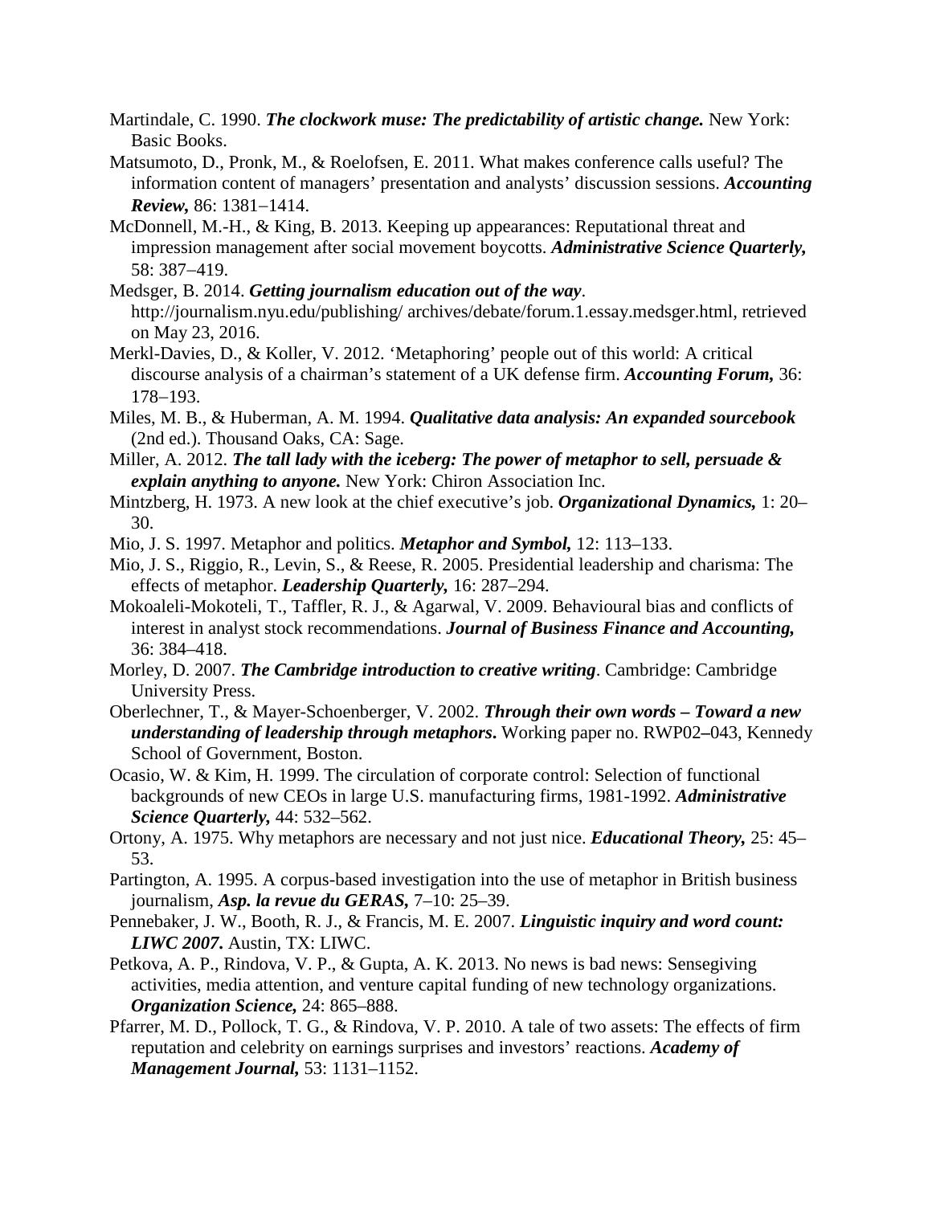Martindale, C. 1990. ***The clockwork muse: The predictability of artistic change.*** New York: Basic Books.

Matsumoto, D., Pronk, M., & Roelofsen, E. 2011. What makes conference calls useful? The information content of managers' presentation and analysts' discussion sessions. ***Accounting Review,*** 86: 1381−1414.

McDonnell, M.-H., & King, B. 2013. Keeping up appearances: Reputational threat and impression management after social movement boycotts. ***Administrative Science Quarterly,*** 58: 387−419.

Medsger, B. 2014. ***Getting journalism education out of the way***. http://journalism.nyu.edu/publishing/ archives/debate/forum.1.essay.medsger.html, retrieved on May 23, 2016.

Merkl-Davies, D., & Koller, V. 2012. 'Metaphoring' people out of this world: A critical discourse analysis of a chairman's statement of a UK defense firm. ***Accounting Forum,*** 36: 178−193.

Miles, M. B., & Huberman, A. M. 1994. ***Qualitative data analysis: An expanded sourcebook*** (2nd ed.). Thousand Oaks, CA: Sage.

Miller, A. 2012. ***The tall lady with the iceberg: The power of metaphor to sell, persuade & explain anything to anyone.*** New York: Chiron Association Inc.

Mintzberg, H. 1973. A new look at the chief executive's job. ***Organizational Dynamics,*** 1: 20–30.

Mio, J. S. 1997. Metaphor and politics. ***Metaphor and Symbol,*** 12: 113–133.

Mio, J. S., Riggio, R., Levin, S., & Reese, R. 2005. Presidential leadership and charisma: The effects of metaphor. ***Leadership Quarterly,*** 16: 287–294.

Mokoaleli-Mokoteli, T., Taffler, R. J., & Agarwal, V. 2009. Behavioural bias and conflicts of interest in analyst stock recommendations. ***Journal of Business Finance and Accounting,*** 36: 384–418.

Morley, D. 2007. ***The Cambridge introduction to creative writing***. Cambridge: Cambridge University Press.

Oberlechner, T., & Mayer-Schoenberger, V. 2002. ***Through their own words – Toward a new understanding of leadership through metaphors*****.** Working paper no. RWP02**–**043, Kennedy School of Government, Boston.

Ocasio, W. & Kim, H. 1999. The circulation of corporate control: Selection of functional backgrounds of new CEOs in large U.S. manufacturing firms, 1981-1992. ***Administrative Science Quarterly,*** 44: 532–562.

Ortony, A. 1975. Why metaphors are necessary and not just nice. ***Educational Theory,*** 25: 45–53.

Partington, A. 1995. A corpus-based investigation into the use of metaphor in British business journalism, ***Asp. la revue du GERAS,*** 7–10: 25–39.

Pennebaker, J. W., Booth, R. J., & Francis, M. E. 2007. ***Linguistic inquiry and word count: LIWC 2007*****.** Austin, TX: LIWC.

Petkova, A. P., Rindova, V. P., & Gupta, A. K. 2013. No news is bad news: Sensegiving activities, media attention, and venture capital funding of new technology organizations. ***Organization Science,*** 24: 865–888.

Pfarrer, M. D., Pollock, T. G., & Rindova, V. P. 2010. A tale of two assets: The effects of firm reputation and celebrity on earnings surprises and investors' reactions. ***Academy of Management Journal,*** 53: 1131–1152.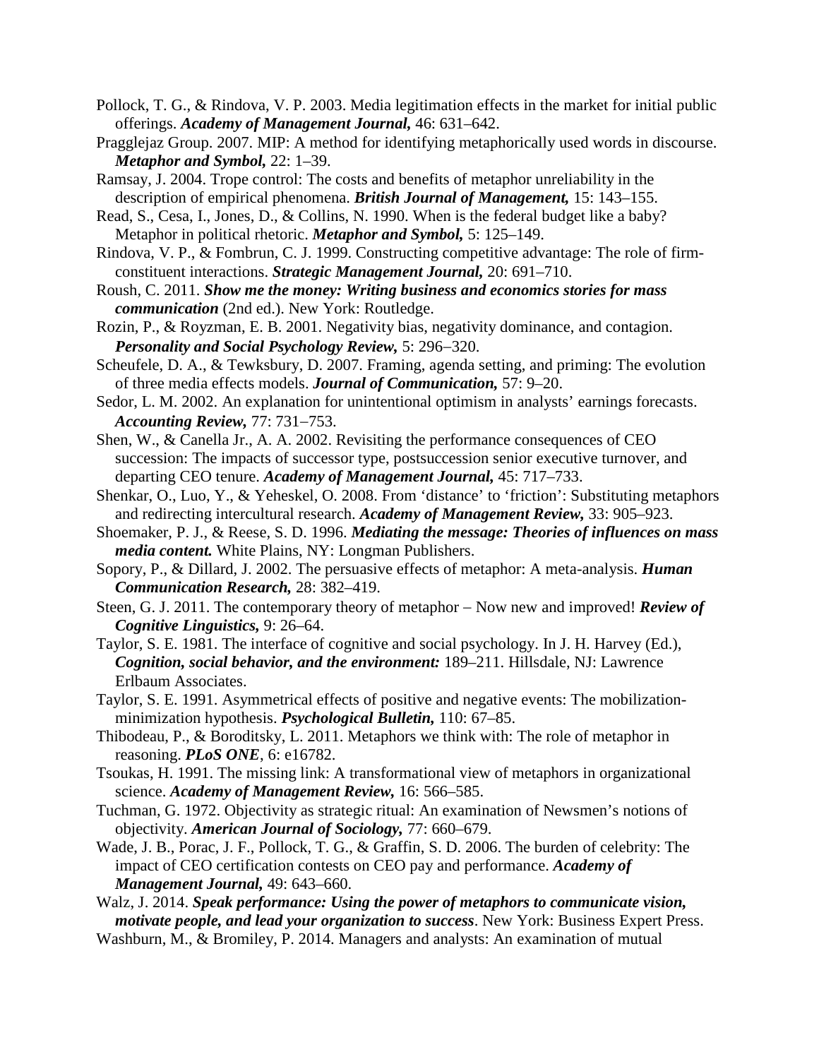Pollock, T. G., & Rindova, V. P. 2003. Media legitimation effects in the market for initial public offerings. ***Academy of Management Journal,*** 46: 631–642.

Pragglejaz Group. 2007. MIP: A method for identifying metaphorically used words in discourse. ***Metaphor and Symbol,*** 22: 1–39.

Ramsay, J. 2004. Trope control: The costs and benefits of metaphor unreliability in the description of empirical phenomena. ***British Journal of Management,*** 15: 143–155.

Read, S., Cesa, I., Jones, D., & Collins, N. 1990. When is the federal budget like a baby? Metaphor in political rhetoric. ***Metaphor and Symbol,*** 5: 125–149.

Rindova, V. P., & Fombrun, C. J. 1999. Constructing competitive advantage: The role of firm-constituent interactions. ***Strategic Management Journal,*** 20: 691–710.

Roush, C. 2011. ***Show me the money: Writing business and economics stories for mass communication*** (2nd ed.). New York: Routledge.

Rozin, P., & Royzman, E. B. 2001. Negativity bias, negativity dominance, and contagion. ***Personality and Social Psychology Review,*** 5: 296–320.

Scheufele, D. A., & Tewksbury, D. 2007. Framing, agenda setting, and priming: The evolution of three media effects models. ***Journal of Communication,*** 57: 9–20.

Sedor, L. M. 2002. An explanation for unintentional optimism in analysts' earnings forecasts. ***Accounting Review,*** 77: 731–753.

Shen, W., & Canella Jr., A. A. 2002. Revisiting the performance consequences of CEO succession: The impacts of successor type, postsuccession senior executive turnover, and departing CEO tenure. ***Academy of Management Journal,*** 45: 717–733.

Shenkar, O., Luo, Y., & Yeheskel, O. 2008. From 'distance' to 'friction': Substituting metaphors and redirecting intercultural research. ***Academy of Management Review,*** 33: 905–923.

Shoemaker, P. J., & Reese, S. D. 1996. ***Mediating the message: Theories of influences on mass media content.*** White Plains, NY: Longman Publishers.

Sopory, P., & Dillard, J. 2002. The persuasive effects of metaphor: A meta-analysis. ***Human Communication Research,*** 28: 382–419.

Steen, G. J. 2011. The contemporary theory of metaphor – Now new and improved! ***Review of Cognitive Linguistics,*** 9: 26–64.

Taylor, S. E. 1981. The interface of cognitive and social psychology. In J. H. Harvey (Ed.), ***Cognition, social behavior, and the environment:*** 189–211. Hillsdale, NJ: Lawrence Erlbaum Associates.

Taylor, S. E. 1991. Asymmetrical effects of positive and negative events: The mobilization-minimization hypothesis. ***Psychological Bulletin,*** 110: 67–85.

Thibodeau, P., & Boroditsky, L. 2011. Metaphors we think with: The role of metaphor in reasoning. ***PLoS ONE***, 6: e16782.

Tsoukas, H. 1991. The missing link: A transformational view of metaphors in organizational science. ***Academy of Management Review,*** 16: 566–585.

Tuchman, G. 1972. Objectivity as strategic ritual: An examination of Newsmen's notions of objectivity. ***American Journal of Sociology,*** 77: 660–679.

Wade, J. B., Porac, J. F., Pollock, T. G., & Graffin, S. D. 2006. The burden of celebrity: The impact of CEO certification contests on CEO pay and performance. ***Academy of Management Journal,*** 49: 643–660.

Walz, J. 2014. ***Speak performance: Using the power of metaphors to communicate vision, motivate people, and lead your organization to success***. New York: Business Expert Press.

Washburn, M., & Bromiley, P. 2014. Managers and analysts: An examination of mutual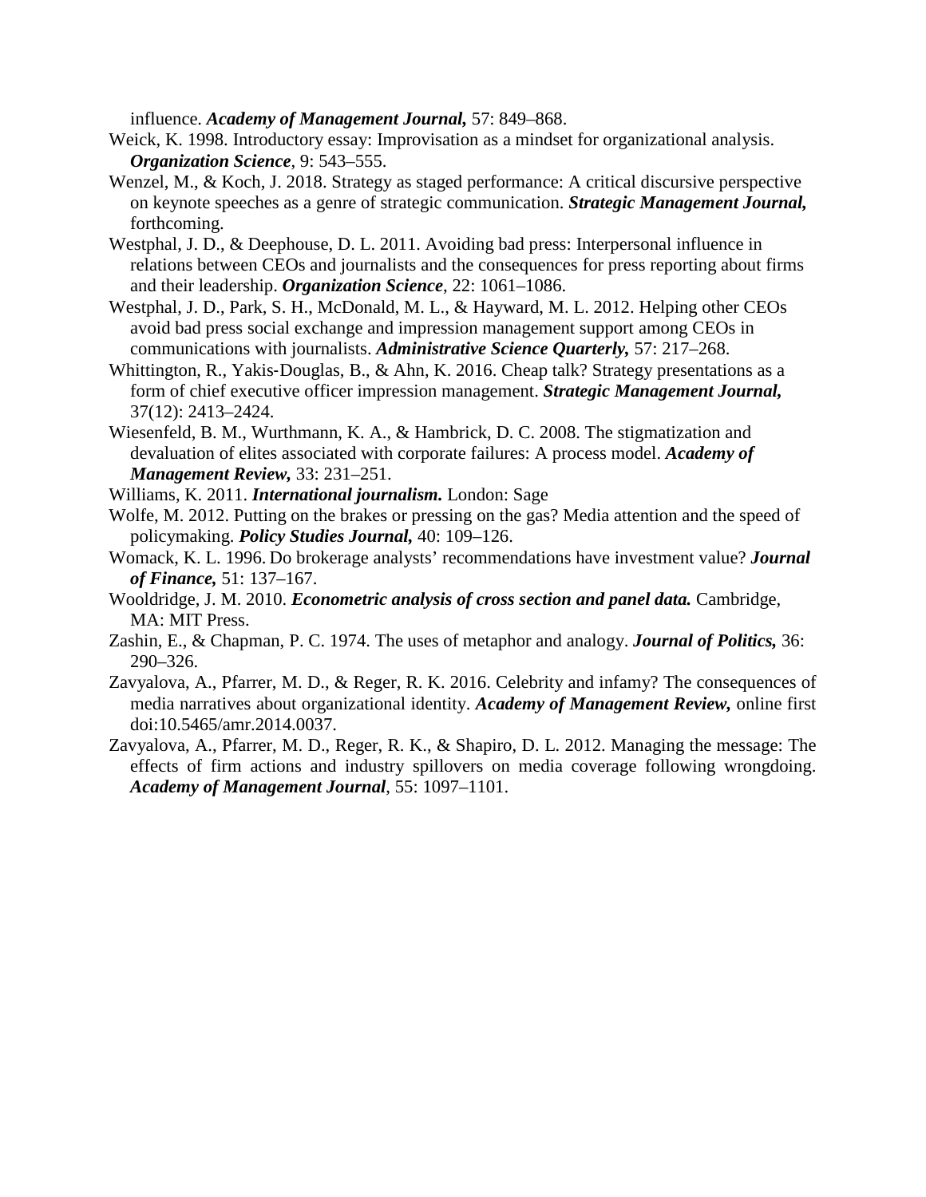influence. ***Academy of Management Journal,*** 57: 849–868.

Weick, K. 1998. Introductory essay: Improvisation as a mindset for organizational analysis. ***Organization Science***, 9: 543–555.

Wenzel, M., & Koch, J. 2018. Strategy as staged performance: A critical discursive perspective on keynote speeches as a genre of strategic communication. ***Strategic Management Journal,*** forthcoming.

Westphal, J. D., & Deephouse, D. L. 2011. Avoiding bad press: Interpersonal influence in relations between CEOs and journalists and the consequences for press reporting about firms and their leadership. ***Organization Science***, 22: 1061–1086.

Westphal, J. D., Park, S. H., McDonald, M. L., & Hayward, M. L. 2012. Helping other CEOs avoid bad press social exchange and impression management support among CEOs in communications with journalists. ***Administrative Science Quarterly,*** 57: 217–268.

Whittington, R., Yakis‐Douglas, B., & Ahn, K. 2016. Cheap talk? Strategy presentations as a form of chief executive officer impression management. ***Strategic Management Journal,*** 37(12): 2413–2424.

Wiesenfeld, B. M., Wurthmann, K. A., & Hambrick, D. C. 2008. The stigmatization and devaluation of elites associated with corporate failures: A process model. ***Academy of Management Review,*** 33: 231–251.

Williams, K. 2011. ***International journalism.*** London: Sage

Wolfe, M. 2012. Putting on the brakes or pressing on the gas? Media attention and the speed of policymaking. ***Policy Studies Journal,*** 40: 109–126.

Womack, K. L. 1996. Do brokerage analysts' recommendations have investment value? ***Journal of Finance,*** 51: 137–167.

Wooldridge, J. M. 2010. ***Econometric analysis of cross section and panel data.*** Cambridge, MA: MIT Press.

Zashin, E., & Chapman, P. C. 1974. The uses of metaphor and analogy. ***Journal of Politics,*** 36: 290–326.

Zavyalova, A., Pfarrer, M. D., & Reger, R. K. 2016. Celebrity and infamy? The consequences of media narratives about organizational identity. ***Academy of Management Review,*** online first doi:10.5465/amr.2014.0037.

Zavyalova, A., Pfarrer, M. D., Reger, R. K., & Shapiro, D. L. 2012. Managing the message: The effects of firm actions and industry spillovers on media coverage following wrongdoing. ***Academy of Management Journal***, 55: 1097–1101.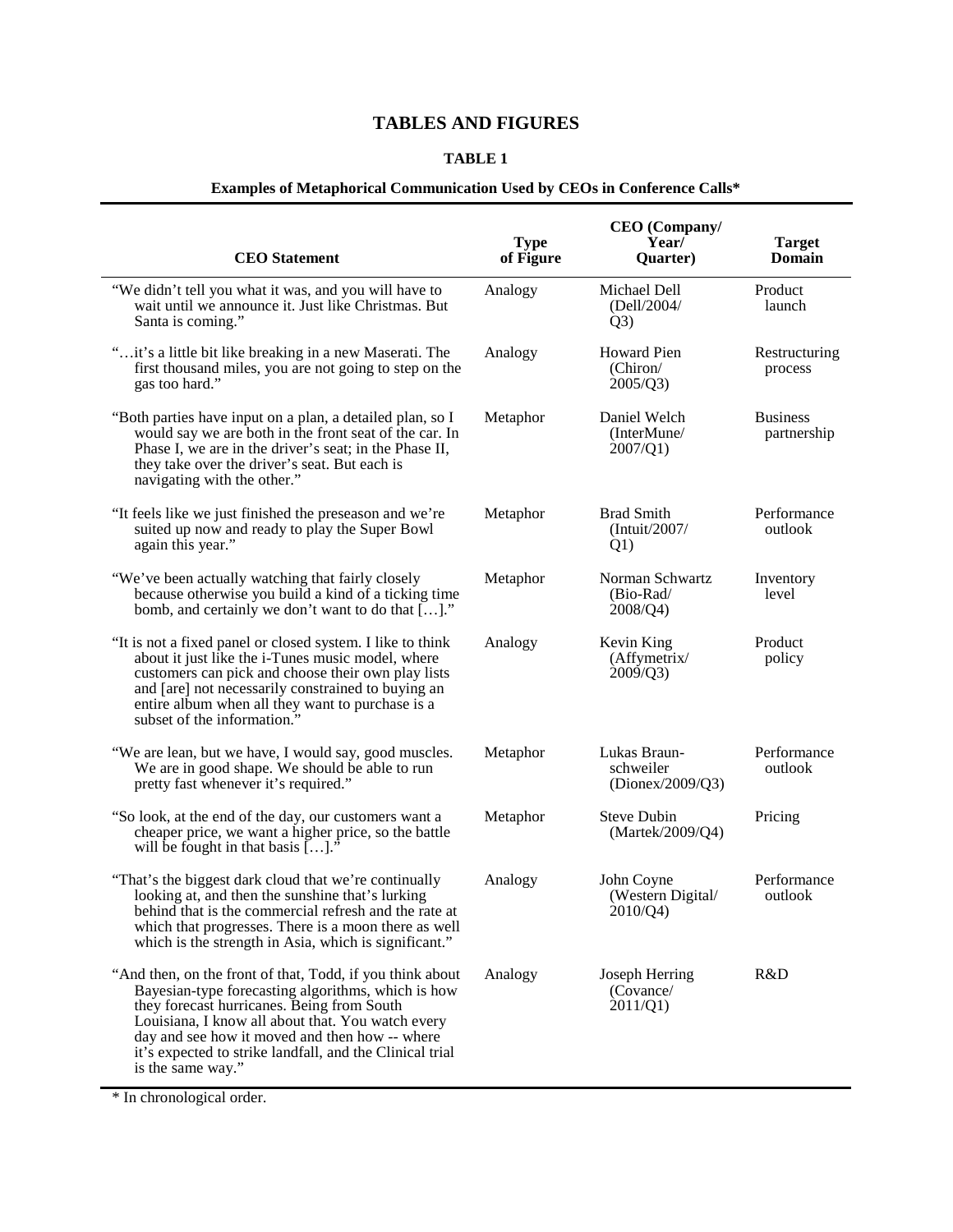# TABLES AND FIGURES

## TABLE 1

**Examples of Metaphorical Communication Used by CEOs in Conference Calls***

| CEO Statement | Type of Figure | CEO (Company/ Year/ Quarter) | Target Domain |
|---|---|---|---|
| "We didn't tell you what it was, and you will have to wait until we announce it. Just like Christmas. But Santa is coming." | Analogy | Michael Dell (Dell/2004/ Q3) | Product launch |
| "…it's a little bit like breaking in a new Maserati. The first thousand miles, you are not going to step on the gas too hard." | Analogy | Howard Pien (Chiron/ 2005/Q3) | Restructuring process |
| "Both parties have input on a plan, a detailed plan, so I would say we are both in the front seat of the car. In Phase I, we are in the driver's seat; in the Phase II, they take over the driver's seat. But each is navigating with the other." | Metaphor | Daniel Welch (InterMune/ 2007/Q1) | Business partnership |
| "It feels like we just finished the preseason and we're suited up now and ready to play the Super Bowl again this year." | Metaphor | Brad Smith (Intuit/2007/ Q1) | Performance outlook |
| "We've been actually watching that fairly closely because otherwise you build a kind of a ticking time bomb, and certainly we don't want to do that […]." | Metaphor | Norman Schwartz (Bio-Rad/ 2008/Q4) | Inventory level |
| "It is not a fixed panel or closed system. I like to think about it just like the i-Tunes music model, where customers can pick and choose their own play lists and [are] not necessarily constrained to buying an entire album when all they want to purchase is a subset of the information." | Analogy | Kevin King (Affymetrix/ 2009/Q3) | Product policy |
| "We are lean, but we have, I would say, good muscles. We are in good shape. We should be able to run pretty fast whenever it's required." | Metaphor | Lukas Braun-schweiler (Dionex/2009/Q3) | Performance outlook |
| "So look, at the end of the day, our customers want a cheaper price, we want a higher price, so the battle will be fought in that basis […]." | Metaphor | Steve Dubin (Martek/2009/Q4) | Pricing |
| "That's the biggest dark cloud that we're continually looking at, and then the sunshine that's lurking behind that is the commercial refresh and the rate at which that progresses. There is a moon there as well which is the strength in Asia, which is significant." | Analogy | John Coyne (Western Digital/ 2010/Q4) | Performance outlook |
| "And then, on the front of that, Todd, if you think about Bayesian-type forecasting algorithms, which is how they forecast hurricanes. Being from South Louisiana, I know all about that. You watch every day and see how it moved and then how -- where it's expected to strike landfall, and the Clinical trial is the same way." | Analogy | Joseph Herring (Covance/ 2011/Q1) | R&D |

* In chronological order.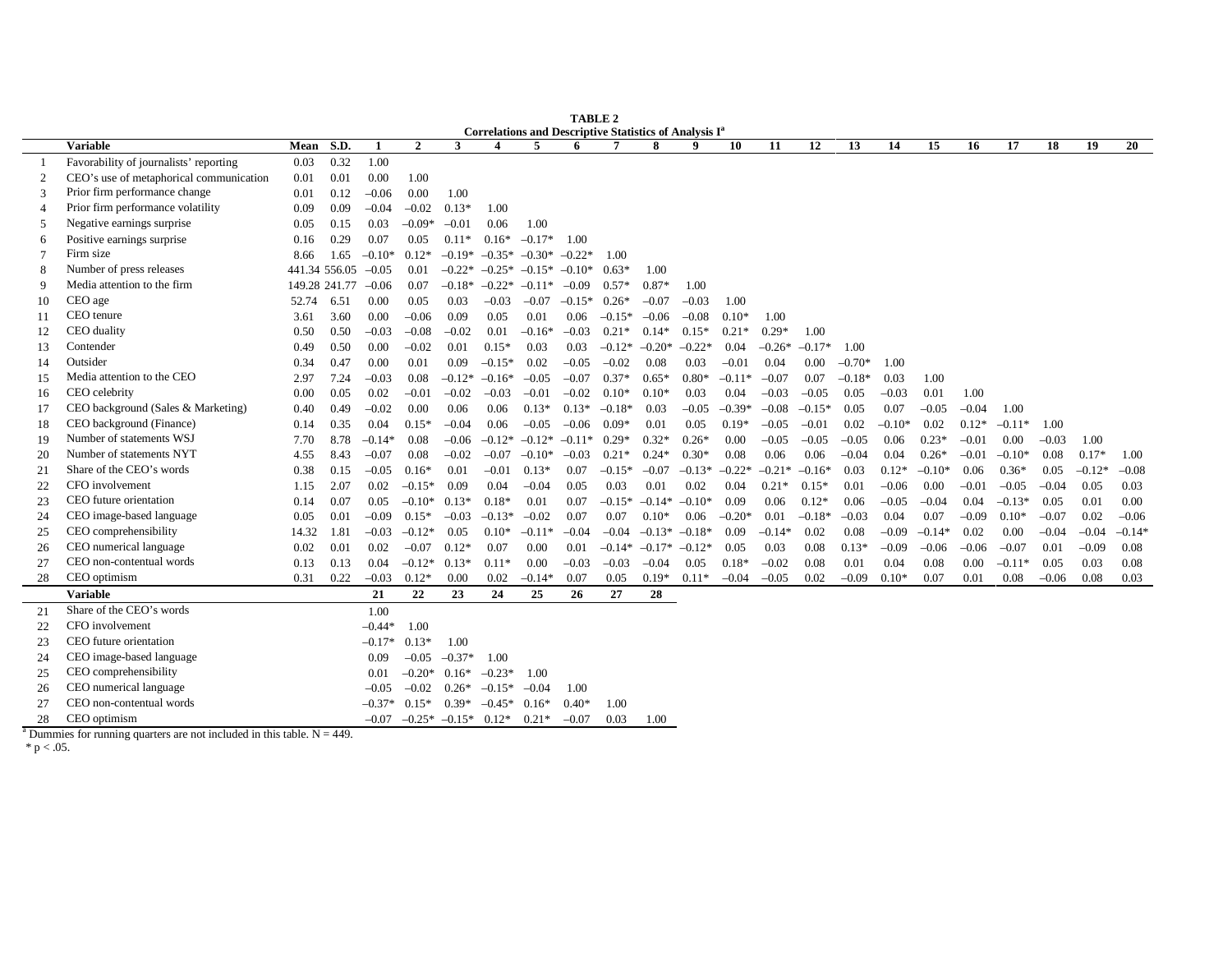**TABLE 2**
**Correlations and Descriptive Statistics of Analysis I[a]**

| | Variable | Mean | S.D. | 1 | 2 | 3 | 4 | 5 | 6 | 7 | 8 | 9 | 10 | 11 | 12 | 13 | 14 | 15 | 16 | 17 | 18 | 19 | 20 |
|---|---|---|---|---|---|---|---|---|---|---|---|---|---|---|---|---|---|---|---|---|---|---|---|
| 1 | Favorability of journalists' reporting | 0.03 | 0.32 | 1.00 | | | | | | | | | | | | | | | | | | | |
| 2 | CEO's use of metaphorical communication | 0.01 | 0.01 | 0.00 | 1.00 | | | | | | | | | | | | | | | | | | |
| 3 | Prior firm performance change | 0.01 | 0.12 | –0.06 | 0.00 | 1.00 | | | | | | | | | | | | | | | | | |
| 4 | Prior firm performance volatility | 0.09 | 0.09 | –0.04 | –0.02 | 0.13* | 1.00 | | | | | | | | | | | | | | | | |
| 5 | Negative earnings surprise | 0.05 | 0.15 | 0.03 | –0.09* | –0.01 | 0.06 | 1.00 | | | | | | | | | | | | | | | |
| 6 | Positive earnings surprise | 0.16 | 0.29 | 0.07 | 0.05 | 0.11* | 0.16* | –0.17* | 1.00 | | | | | | | | | | | | | | |
| 7 | Firm size | 8.66 | 1.65 | –0.10* | 0.12* | –0.19* | –0.35* | –0.30* | –0.22* | 1.00 | | | | | | | | | | | | | |
| 8 | Number of press releases | 441.34 | 556.05 | –0.05 | 0.01 | –0.22* | –0.25* | –0.15* | –0.10* | 0.63* | 1.00 | | | | | | | | | | | | |
| 9 | Media attention to the firm | 149.28 | 241.77 | –0.06 | 0.07 | –0.18* | –0.22* | –0.11* | –0.09 | 0.57* | 0.87* | 1.00 | | | | | | | | | | | |
| 10 | CEO age | 52.74 | 6.51 | 0.00 | 0.05 | 0.03 | –0.03 | –0.07 | –0.15* | 0.26* | –0.07 | –0.03 | 1.00 | | | | | | | | | | |
| 11 | CEO tenure | 3.61 | 3.60 | 0.00 | –0.06 | 0.09 | 0.05 | 0.01 | 0.06 | –0.15* | –0.06 | –0.08 | 0.10* | 1.00 | | | | | | | | | |
| 12 | CEO duality | 0.50 | 0.50 | –0.03 | –0.08 | –0.02 | 0.01 | –0.16* | –0.03 | 0.21* | 0.14* | 0.15* | 0.21* | 0.29* | 1.00 | | | | | | | | |
| 13 | Contender | 0.49 | 0.50 | 0.00 | –0.02 | 0.01 | 0.15* | 0.03 | 0.03 | –0.12* | –0.20* | –0.22* | 0.04 | –0.26* | –0.17* | 1.00 | | | | | | | |
| 14 | Outsider | 0.34 | 0.47 | 0.00 | 0.01 | 0.09 | –0.15* | 0.02 | –0.05 | –0.02 | 0.08 | 0.03 | –0.01 | 0.04 | 0.00 | –0.70* | 1.00 | | | | | | |
| 15 | Media attention to the CEO | 2.97 | 7.24 | –0.03 | 0.08 | –0.12* | –0.16* | –0.05 | –0.07 | 0.37* | 0.65* | 0.80* | –0.11* | –0.07 | 0.07 | –0.18* | 0.03 | 1.00 | | | | | |
| 16 | CEO celebrity | 0.00 | 0.05 | 0.02 | –0.01 | –0.02 | –0.03 | –0.01 | –0.02 | 0.10* | 0.10* | 0.03 | 0.04 | –0.03 | –0.05 | 0.05 | –0.03 | 0.01 | 1.00 | | | | |
| 17 | CEO background (Sales & Marketing) | 0.40 | 0.49 | –0.02 | 0.00 | 0.06 | 0.06 | 0.13* | 0.13* | –0.18* | 0.03 | –0.05 | –0.39* | –0.08 | –0.15* | 0.05 | 0.07 | –0.05 | –0.04 | 1.00 | | | |
| 18 | CEO background (Finance) | 0.14 | 0.35 | 0.04 | 0.15* | –0.04 | 0.06 | –0.05 | –0.06 | 0.09* | 0.01 | 0.05 | 0.19* | –0.05 | –0.01 | 0.02 | –0.10* | 0.02 | 0.12* | –0.11* | 1.00 | | |
| 19 | Number of statements WSJ | 7.70 | 8.78 | –0.14* | 0.08 | –0.06 | –0.12* | –0.12* | –0.11* | 0.29* | 0.32* | 0.26* | 0.00 | –0.05 | –0.05 | –0.05 | 0.06 | 0.23* | –0.01 | 0.00 | –0.03 | 1.00 | |
| 20 | Number of statements NYT | 4.55 | 8.43 | –0.07 | 0.08 | –0.02 | –0.07 | –0.10* | –0.03 | 0.21* | 0.24* | 0.30* | 0.08 | 0.06 | 0.06 | –0.04 | 0.04 | 0.26* | –0.01 | –0.10* | 0.08 | 0.17* | 1.00 |
| 21 | Share of the CEO's words | 0.38 | 0.15 | –0.05 | 0.16* | 0.01 | –0.01 | 0.13* | 0.07 | –0.15* | –0.07 | –0.13* | –0.22* | –0.21* | –0.16* | 0.03 | 0.12* | –0.10* | 0.06 | 0.36* | 0.05 | –0.12* | –0.08 |
| 22 | CFO involvement | 1.15 | 2.07 | 0.02 | –0.15* | 0.09 | 0.04 | –0.04 | 0.05 | 0.03 | 0.01 | 0.02 | 0.04 | 0.21* | 0.15* | 0.01 | –0.06 | 0.00 | –0.01 | –0.05 | –0.04 | 0.05 | 0.03 |
| 23 | CEO future orientation | 0.14 | 0.07 | 0.05 | –0.10* | 0.13* | 0.18* | 0.01 | 0.07 | –0.15* | –0.14* | –0.10* | 0.09 | 0.06 | 0.12* | 0.06 | –0.05 | –0.04 | 0.04 | –0.13* | 0.05 | 0.01 | 0.00 |
| 24 | CEO image-based language | 0.05 | 0.01 | –0.09 | 0.15* | –0.03 | –0.13* | –0.02 | 0.07 | 0.07 | 0.10* | 0.06 | –0.20* | 0.01 | –0.18* | –0.03 | 0.04 | 0.07 | –0.09 | 0.10* | –0.07 | 0.02 | –0.06 |
| 25 | CEO comprehensibility | 14.32 | 1.81 | –0.03 | –0.12* | 0.05 | 0.10* | –0.11* | –0.04 | –0.04 | –0.13* | –0.18* | 0.09 | –0.14* | 0.02 | 0.08 | –0.09 | –0.14* | 0.02 | 0.00 | –0.04 | –0.04 | –0.14* |
| 26 | CEO numerical language | 0.02 | 0.01 | 0.02 | –0.07 | 0.12* | 0.07 | 0.00 | 0.01 | –0.14* | –0.17* | –0.12* | 0.05 | 0.03 | 0.08 | 0.13* | –0.09 | –0.06 | –0.06 | –0.07 | 0.01 | –0.09 | 0.08 |
| 27 | CEO non-contentual words | 0.13 | 0.13 | 0.04 | –0.12* | 0.13* | 0.11* | 0.00 | –0.03 | –0.03 | –0.04 | 0.05 | 0.18* | –0.02 | 0.08 | 0.01 | 0.04 | 0.08 | 0.00 | –0.11* | 0.05 | 0.03 | 0.08 |
| 28 | CEO optimism | 0.31 | 0.22 | –0.03 | 0.12* | 0.00 | 0.02 | –0.14* | 0.07 | 0.05 | 0.19* | 0.11* | –0.04 | –0.05 | 0.02 | –0.09 | 0.10* | 0.07 | 0.01 | 0.08 | –0.06 | 0.08 | 0.03 |

| | Variable | 21 | 22 | 23 | 24 | 25 | 26 | 27 | 28 |
|---|---|---|---|---|---|---|---|---|---|
| 21 | Share of the CEO's words | 1.00 | | | | | | | |
| 22 | CFO involvement | –0.44* | 1.00 | | | | | | |
| 23 | CEO future orientation | –0.17* | 0.13* | 1.00 | | | | | |
| 24 | CEO image-based language | 0.09 | –0.05 | –0.37* | 1.00 | | | | |
| 25 | CEO comprehensibility | 0.01 | –0.20* | 0.16* | –0.23* | 1.00 | | | |
| 26 | CEO numerical language | –0.05 | –0.02 | 0.26* | –0.15* | –0.04 | 1.00 | | |
| 27 | CEO non-contentual words | –0.37* | 0.15* | 0.39* | –0.45* | 0.16* | 0.40* | 1.00 | |
| 28 | CEO optimism | –0.07 | –0.25* | –0.15* | 0.12* | 0.21* | –0.07 | 0.03 | 1.00 |

[a] Dummies for running quarters are not included in this table. N = 449.

\* $p < .05$.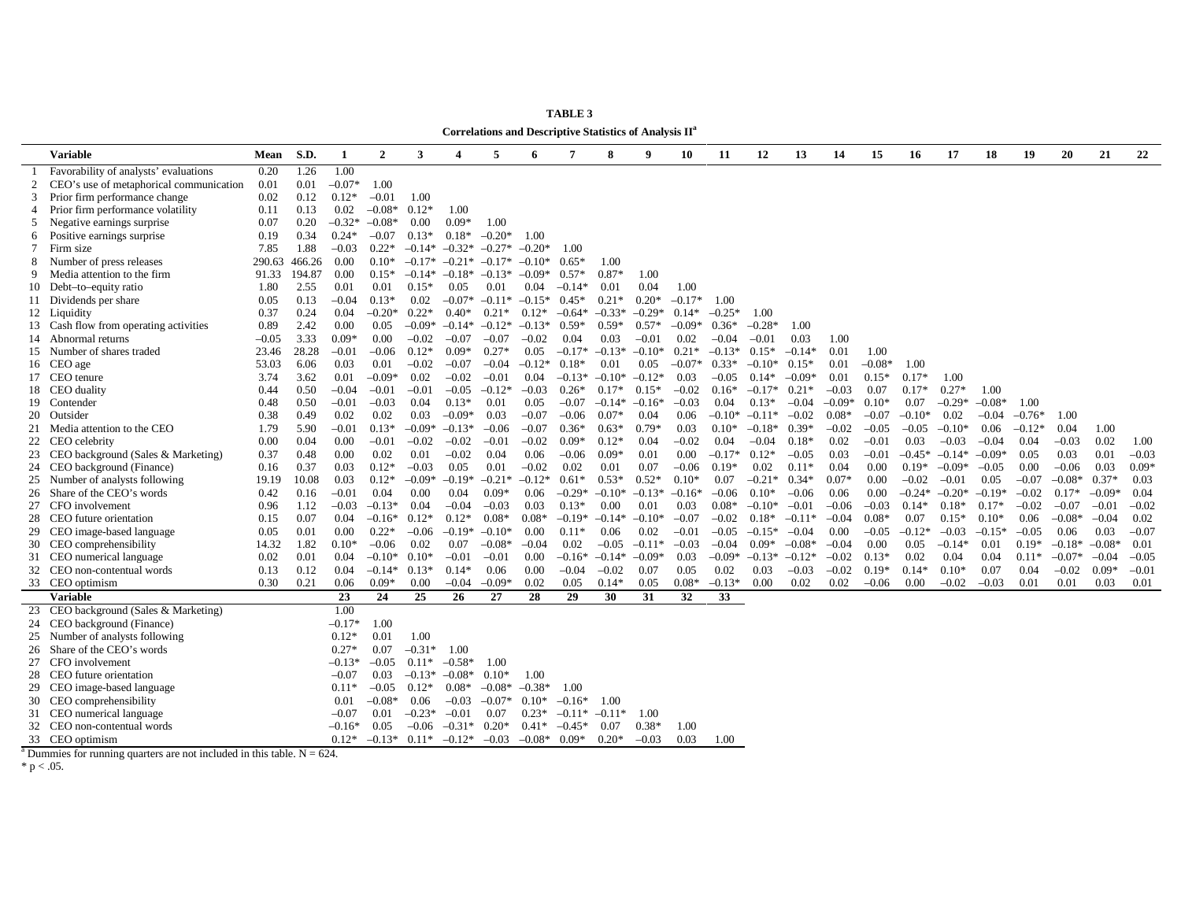**TABLE 3**

**Correlations and Descriptive Statistics of Analysis II[a]**

| | Variable | Mean | S.D. | 1 | 2 | 3 | 4 | 5 | 6 | 7 | 8 | 9 | 10 | 11 | 12 | 13 | 14 | 15 | 16 | 17 | 18 | 19 | 20 | 21 | 22 |
|---|---|---|---|---|---|---|---|---|---|---|---|---|---|---|---|---|---|---|---|---|---|---|---|---|---|
| 1 | Favorability of analysts' evaluations | 0.20 | 1.26 | 1.00 | | | | | | | | | | | | | | | | | | | | | |
| 2 | CEO's use of metaphorical communication | 0.01 | 0.01 | –0.07* | 1.00 | | | | | | | | | | | | | | | | | | | | |
| 3 | Prior firm performance change | 0.02 | 0.12 | 0.12* | –0.01 | 1.00 | | | | | | | | | | | | | | | | | | | |
| 4 | Prior firm performance volatility | 0.11 | 0.13 | 0.02 | –0.08* | 0.12* | 1.00 | | | | | | | | | | | | | | | | | | |
| 5 | Negative earnings surprise | 0.07 | 0.20 | –0.32* | –0.08* | 0.00 | 0.09* | 1.00 | | | | | | | | | | | | | | | | | |
| 6 | Positive earnings surprise | 0.19 | 0.34 | 0.24* | –0.07 | 0.13* | 0.18* | –0.20* | 1.00 | | | | | | | | | | | | | | | | |
| 7 | Firm size | 7.85 | 1.88 | –0.03 | 0.22* | –0.14* | –0.32* | –0.27* | –0.20* | 1.00 | | | | | | | | | | | | | | | |
| 8 | Number of press releases | 290.63 | 466.26 | 0.00 | 0.10* | –0.17* | –0.21* | –0.17* | –0.10* | 0.65* | 1.00 | | | | | | | | | | | | | | |
| 9 | Media attention to the firm | 91.33 | 194.87 | 0.00 | 0.15* | –0.14* | –0.18* | –0.13* | –0.09* | 0.57* | 0.87* | 1.00 | | | | | | | | | | | | | |
| 10 | Debt–to–equity ratio | 1.80 | 2.55 | 0.01 | 0.01 | 0.15* | 0.05 | 0.01 | 0.04 | –0.14* | 0.01 | 0.04 | 1.00 | | | | | | | | | | | | |
| 11 | Dividends per share | 0.05 | 0.13 | –0.04 | 0.13* | 0.02 | –0.07* | –0.11* | –0.15* | 0.45* | 0.21* | 0.20* | –0.17* | 1.00 | | | | | | | | | | | |
| 12 | Liquidity | 0.37 | 0.24 | 0.04 | –0.20* | 0.22* | 0.40* | 0.21* | 0.12* | –0.64* | –0.33* | –0.29* | 0.14* | –0.25* | 1.00 | | | | | | | | | | |
| 13 | Cash flow from operating activities | 0.89 | 2.42 | 0.00 | 0.05 | –0.09* | –0.14* | –0.12* | –0.13* | 0.59* | 0.59* | 0.57* | –0.09* | 0.36* | –0.28* | 1.00 | | | | | | | | | |
| 14 | Abnormal returns | –0.05 | 3.33 | 0.09* | 0.00 | –0.02 | –0.07 | –0.07 | –0.02 | 0.04 | 0.03 | –0.01 | 0.02 | –0.04 | –0.01 | 0.03 | 1.00 | | | | | | | | |
| 15 | Number of shares traded | 23.46 | 28.28 | –0.01 | –0.06 | 0.12* | 0.09* | 0.27* | 0.05 | –0.17* | –0.13* | –0.10* | 0.21* | –0.13* | 0.15* | –0.14* | 0.01 | 1.00 | | | | | | | |
| 16 | CEO age | 53.03 | 6.06 | 0.03 | 0.01 | –0.02 | –0.07 | –0.04 | –0.12* | 0.18* | 0.01 | 0.05 | –0.07* | 0.33* | –0.10* | 0.15* | 0.01 | –0.08* | 1.00 | | | | | | |
| 17 | CEO tenure | 3.74 | 3.62 | 0.01 | –0.09* | 0.02 | –0.02 | –0.01 | 0.04 | –0.13* | –0.10* | –0.12* | 0.03 | –0.05 | 0.14* | –0.09* | 0.01 | 0.15* | 0.17* | 1.00 | | | | | |
| 18 | CEO duality | 0.44 | 0.50 | –0.04 | –0.01 | –0.01 | –0.05 | –0.12* | –0.03 | 0.26* | 0.17* | 0.15* | –0.02 | 0.16* | –0.17* | 0.21* | –0.03 | 0.07 | 0.17* | 0.27* | 1.00 | | | | |
| 19 | Contender | 0.48 | 0.50 | –0.01 | –0.03 | 0.04 | 0.13* | 0.01 | 0.05 | –0.07 | –0.14* | –0.16* | –0.03 | 0.04 | 0.13* | –0.04 | –0.09* | 0.10* | 0.07 | –0.29* | –0.08* | 1.00 | | | |
| 20 | Outsider | 0.38 | 0.49 | 0.02 | 0.02 | 0.03 | –0.09* | 0.03 | –0.07 | –0.06 | 0.07* | 0.04 | 0.06 | –0.10* | –0.11* | –0.02 | 0.08* | –0.07 | –0.10* | 0.02 | –0.04 | –0.76* | 1.00 | | |
| 21 | Media attention to the CEO | 1.79 | 5.90 | –0.01 | 0.13* | –0.09* | –0.13* | –0.06 | –0.07 | 0.36* | 0.63* | 0.79* | 0.03 | 0.10* | –0.18* | 0.39* | –0.02 | –0.05 | –0.05 | –0.10* | 0.06 | –0.12* | 0.04 | 1.00 | |
| 22 | CEO celebrity | 0.00 | 0.04 | 0.00 | –0.01 | –0.02 | –0.02 | –0.01 | –0.02 | 0.09* | 0.12* | 0.04 | –0.02 | 0.04 | –0.04 | 0.18* | 0.02 | –0.01 | 0.03 | –0.03 | –0.04 | 0.04 | –0.03 | 0.02 | 1.00 |
| 23 | CEO background (Sales & Marketing) | 0.37 | 0.48 | 0.00 | 0.02 | 0.01 | –0.02 | 0.04 | 0.06 | –0.06 | 0.09* | 0.01 | 0.00 | –0.17* | 0.12* | –0.05 | 0.03 | –0.01 | –0.45* | –0.14* | –0.09* | 0.05 | 0.03 | 0.01 | –0.03 |
| 24 | CEO background (Finance) | 0.16 | 0.37 | 0.03 | 0.12* | –0.03 | 0.05 | 0.01 | –0.02 | 0.02 | 0.01 | 0.07 | –0.06 | 0.19* | 0.02 | 0.11* | 0.04 | 0.00 | 0.19* | –0.09* | –0.05 | 0.00 | –0.06 | 0.03 | 0.09* |
| 25 | Number of analysts following | 19.19 | 10.08 | 0.03 | 0.12* | –0.09* | –0.19* | –0.21* | –0.12* | 0.61* | 0.53* | 0.52* | 0.10* | 0.07 | –0.21* | 0.34* | 0.07* | 0.00 | –0.02 | –0.01 | 0.05 | –0.07 | –0.08* | 0.37* | 0.03 |
| 26 | Share of the CEO's words | 0.42 | 0.16 | –0.01 | 0.04 | 0.00 | 0.04 | 0.09* | 0.06 | –0.29* | –0.10* | –0.13* | –0.16* | –0.06 | 0.10* | –0.06 | 0.06 | 0.00 | –0.24* | –0.20* | –0.19* | –0.02 | 0.17* | –0.09* | 0.04 |
| 27 | CFO involvement | 0.96 | 1.12 | –0.03 | –0.13* | 0.04 | –0.04 | –0.03 | 0.03 | 0.13* | 0.00 | 0.01 | 0.03 | 0.08* | –0.10* | –0.01 | –0.06 | –0.03 | 0.14* | 0.18* | 0.17* | –0.02 | –0.07 | –0.01 | –0.02 |
| 28 | CEO future orientation | 0.15 | 0.07 | 0.04 | –0.16* | 0.12* | 0.12* | 0.08* | 0.08* | –0.19* | –0.14* | –0.10* | –0.07 | –0.02 | 0.18* | –0.11* | –0.04 | 0.08* | 0.07 | 0.15* | 0.10* | 0.06 | –0.08* | –0.04 | 0.02 |
| 29 | CEO image-based language | 0.05 | 0.01 | 0.00 | 0.22* | –0.06 | –0.19* | –0.10* | 0.00 | 0.11* | 0.06 | 0.02 | –0.01 | –0.05 | –0.15* | –0.04 | 0.00 | –0.05 | –0.12* | –0.03 | –0.15* | –0.05 | 0.06 | 0.03 | –0.07 |
| 30 | CEO comprehensibility | 14.32 | 1.82 | 0.10* | –0.06 | 0.02 | 0.07 | –0.08* | –0.04 | 0.02 | –0.05 | –0.11* | –0.03 | –0.04 | 0.09* | –0.08* | –0.04 | 0.00 | 0.05 | –0.14* | 0.01 | 0.19* | –0.18* | –0.08* | 0.01 |
| 31 | CEO numerical language | 0.02 | 0.01 | 0.04 | –0.10* | 0.10* | –0.01 | –0.01 | 0.00 | –0.16* | –0.14* | –0.09* | 0.03 | –0.09* | –0.13* | –0.12* | –0.02 | 0.13* | 0.02 | 0.04 | 0.04 | 0.11* | –0.07* | –0.04 | –0.05 |
| 32 | CEO non-contentual words | 0.13 | 0.12 | 0.04 | –0.14* | 0.13* | 0.14* | 0.06 | 0.00 | –0.04 | –0.02 | 0.07 | 0.05 | 0.02 | 0.03 | –0.03 | –0.02 | 0.19* | 0.14* | 0.10* | 0.07 | 0.04 | –0.02 | 0.09* | –0.01 |
| 33 | CEO optimism | 0.30 | 0.21 | 0.06 | 0.09* | 0.00 | –0.04 | –0.09* | 0.02 | 0.05 | 0.14* | 0.05 | 0.08* | –0.13* | 0.00 | 0.02 | 0.02 | –0.06 | 0.00 | –0.02 | –0.03 | 0.01 | 0.01 | 0.03 | 0.01 |

| | Variable | 23 | 24 | 25 | 26 | 27 | 28 | 29 | 30 | 31 | 32 | 33 |
|---|---|---|---|---|---|---|---|---|---|---|---|---|
| 23 | CEO background (Sales & Marketing) | 1.00 | | | | | | | | | | |
| 24 | CEO background (Finance) | –0.17* | 1.00 | | | | | | | | | |
| 25 | Number of analysts following | 0.12* | 0.01 | 1.00 | | | | | | | | |
| 26 | Share of the CEO's words | 0.27* | 0.07 | –0.31* | 1.00 | | | | | | | |
| 27 | CFO involvement | –0.13* | –0.05 | 0.11* | –0.58* | 1.00 | | | | | | |
| 28 | CEO future orientation | –0.07 | 0.03 | –0.13* | –0.08* | 0.10* | 1.00 | | | | | |
| 29 | CEO image-based language | 0.11* | –0.05 | 0.12* | 0.08* | –0.08* | –0.38* | 1.00 | | | | |
| 30 | CEO comprehensibility | 0.01 | –0.08* | 0.06 | –0.03 | –0.07* | 0.10* | –0.16* | 1.00 | | | |
| 31 | CEO numerical language | –0.07 | 0.01 | –0.23* | –0.01 | 0.07 | 0.23* | –0.11* | –0.11* | 1.00 | | |
| 32 | CEO non-contentual words | –0.16* | 0.05 | –0.06 | –0.31* | 0.20* | 0.41* | –0.45* | 0.07 | 0.38* | 1.00 | |
| 33 | CEO optimism | 0.12* | –0.13* | 0.11* | –0.12* | –0.03 | –0.08* | 0.09* | 0.20* | –0.03 | 0.03 | 1.00 |

[a] Dummies for running quarters are not included in this table. N = 624.

* $p < .05$.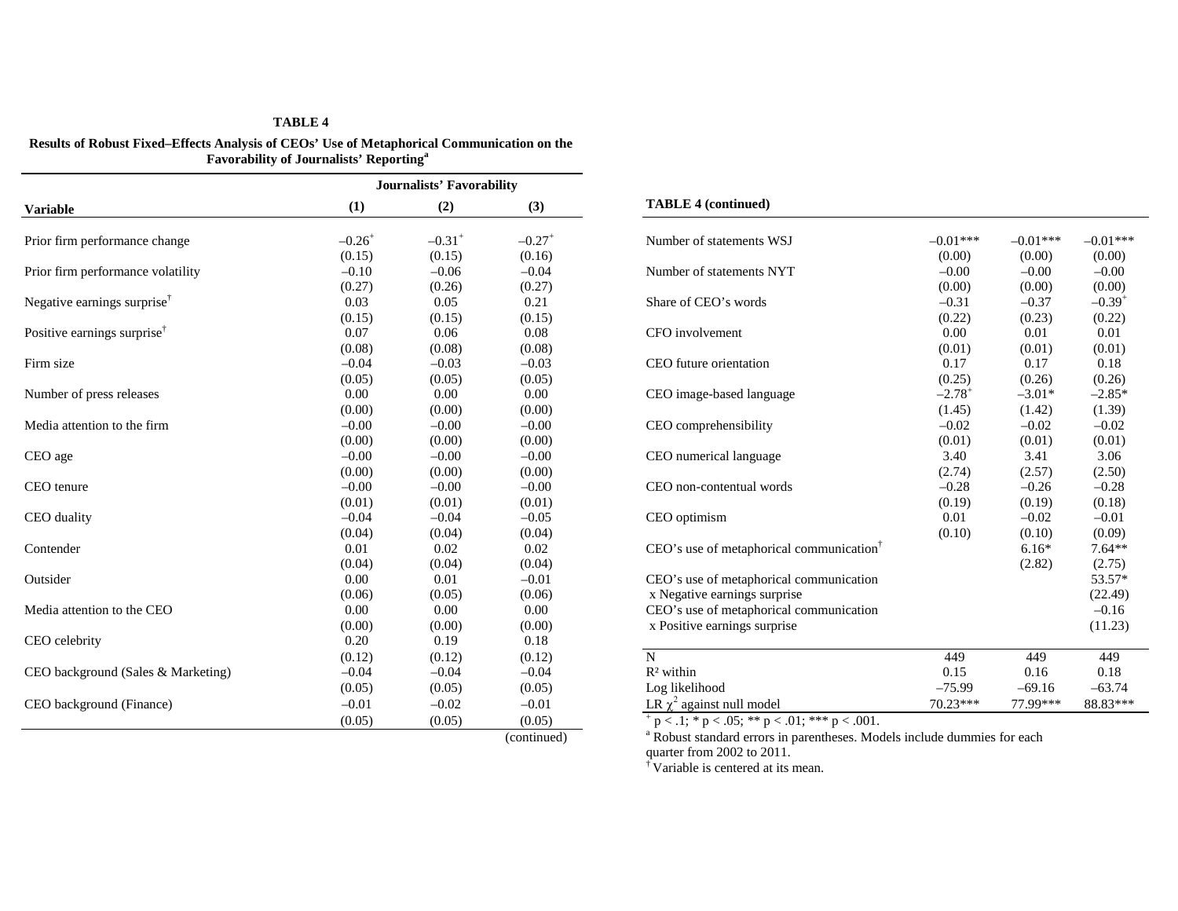**TABLE 4**

**Results of Robust Fixed–Effects Analysis of CEOs' Use of Metaphorical Communication on the Favorability of Journalists' Reporting[a]**

| Variable | Journalists' Favorability (1) | (2) | (3) |
|---|---|---|---|
| Prior firm performance change | $-0.26^{+}$ | $-0.31^{+}$ | $-0.27^{+}$ |
| | (0.15) | (0.15) | (0.16) |
| Prior firm performance volatility | –0.10 | –0.06 | –0.04 |
| | (0.27) | (0.26) | (0.27) |
| Negative earnings surprise[†] | 0.03 | 0.05 | 0.21 |
| | (0.15) | (0.15) | (0.15) |
| Positive earnings surprise[†] | 0.07 | 0.06 | 0.08 |
| | (0.08) | (0.08) | (0.08) |
| Firm size | –0.04 | –0.03 | –0.03 |
| | (0.05) | (0.05) | (0.05) |
| Number of press releases | 0.00 | 0.00 | 0.00 |
| | (0.00) | (0.00) | (0.00) |
| Media attention to the firm | –0.00 | –0.00 | –0.00 |
| | (0.00) | (0.00) | (0.00) |
| CEO age | –0.00 | –0.00 | –0.00 |
| | (0.00) | (0.00) | (0.00) |
| CEO tenure | –0.00 | –0.00 | –0.00 |
| | (0.01) | (0.01) | (0.01) |
| CEO duality | –0.04 | –0.04 | –0.05 |
| | (0.04) | (0.04) | (0.04) |
| Contender | 0.01 | 0.02 | 0.02 |
| | (0.04) | (0.04) | (0.04) |
| Outsider | 0.00 | 0.01 | –0.01 |
| | (0.06) | (0.05) | (0.06) |
| Media attention to the CEO | 0.00 | 0.00 | 0.00 |
| | (0.00) | (0.00) | (0.00) |
| CEO celebrity | 0.20 | 0.19 | 0.18 |
| | (0.12) | (0.12) | (0.12) |
| CEO background (Sales & Marketing) | –0.04 | –0.04 | –0.04 |
| | (0.05) | (0.05) | (0.05) |
| CEO background (Finance) | –0.01 | –0.02 | –0.01 |
| | (0.05) | (0.05) | (0.05) |
| Number of statements WSJ | –0.01*** | –0.01*** | –0.01*** |
| | (0.00) | (0.00) | (0.00) |
| Number of statements NYT | –0.00 | –0.00 | –0.00 |
| | (0.00) | (0.00) | (0.00) |
| Share of CEO's words | –0.31 | –0.37 | $-0.39^{+}$ |
| | (0.22) | (0.23) | (0.22) |
| CFO involvement | 0.00 | 0.01 | 0.01 |
| | (0.01) | (0.01) | (0.01) |
| CEO future orientation | 0.17 | 0.17 | 0.18 |
| | (0.25) | (0.26) | (0.26) |
| CEO image-based language | $-2.78^{+}$ | –3.01* | –2.85* |
| | (1.45) | (1.42) | (1.39) |
| CEO comprehensibility | –0.02 | –0.02 | –0.02 |
| | (0.01) | (0.01) | (0.01) |
| CEO numerical language | 3.40 | 3.41 | 3.06 |
| | (2.74) | (2.57) | (2.50) |
| CEO non-contentual words | –0.28 | –0.26 | –0.28 |
| | (0.19) | (0.19) | (0.18) |
| CEO optimism | 0.01 | –0.02 | –0.01 |
| | (0.10) | (0.10) | (0.09) |
| CEO's use of metaphorical communication[†] | | 6.16* | 7.64** |
| | | (2.82) | (2.75) |
| CEO's use of metaphorical communication x Negative earnings surprise | | | 53.57* |
| | | | (22.49) |
| CEO's use of metaphorical communication x Positive earnings surprise | | | –0.16 |
| | | | (11.23) |
| N | 449 | 449 | 449 |
| $R^2$ within | 0.15 | 0.16 | 0.18 |
| Log likelihood | –75.99 | –69.16 | –63.74 |
| LR $\chi^2$ against null model | 70.23*** | 77.99*** | 88.83*** |

$^{+}$ $p < .1$; * $p < .05$; ** $p < .01$; *** $p < .001$.

[a] Robust standard errors in parentheses. Models include dummies for each quarter from 2002 to 2011.

[†] Variable is centered at its mean.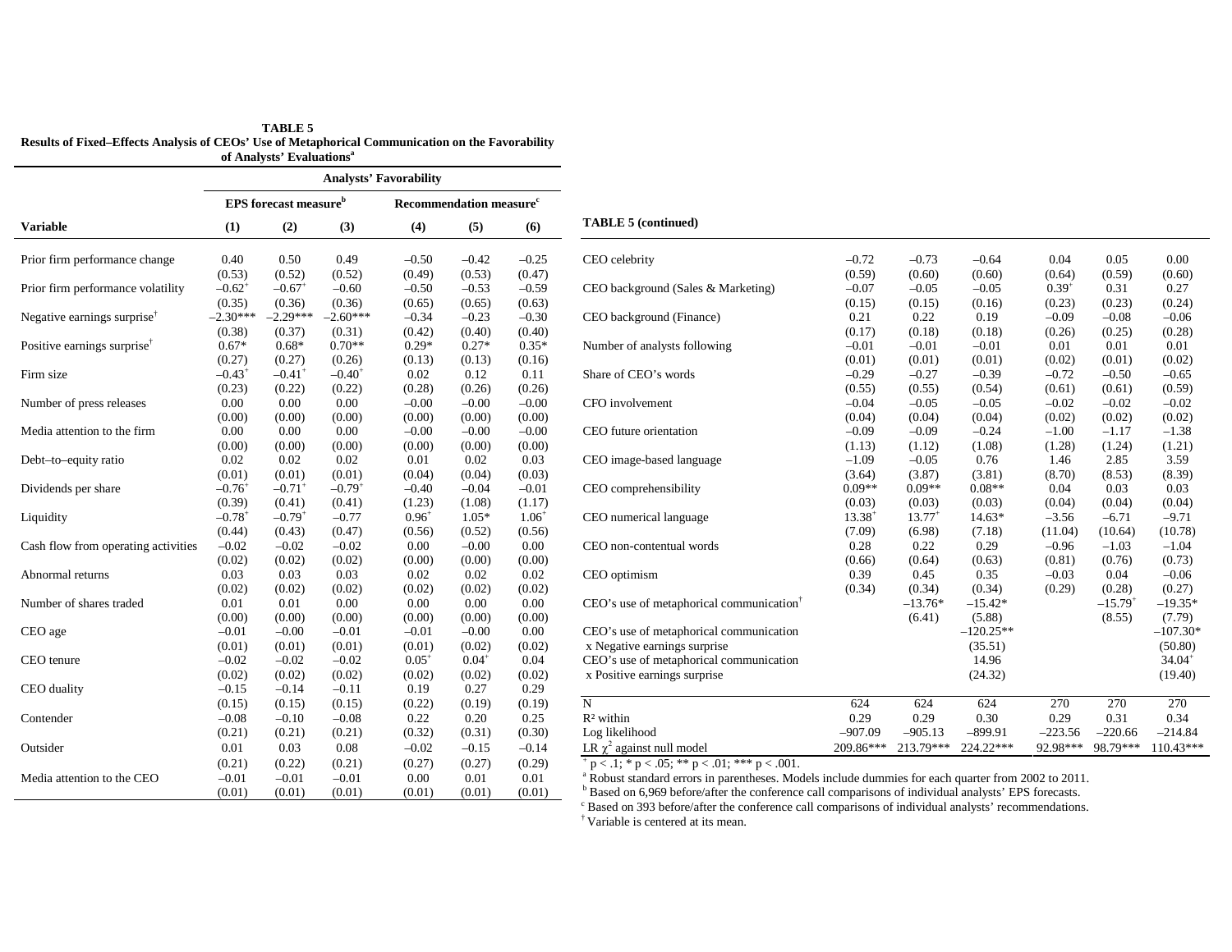**TABLE 5**
**Results of Fixed–Effects Analysis of CEOs' Use of Metaphorical Communication on the Favorability of Analysts' Evaluations[a]**

| | Analysts' Favorability | | | | | |
|---|---|---|---|---|---|---|
| | EPS forecast measure[b] | | | Recommendation measure[c] | | |
| **Variable** | **(1)** | **(2)** | **(3)** | **(4)** | **(5)** | **(6)** |
| Prior firm performance change | 0.40 | 0.50 | 0.49 | –0.50 | –0.42 | –0.25 |
| | (0.53) | (0.52) | (0.52) | (0.49) | (0.53) | (0.47) |
| Prior firm performance volatility | –0.62[†] | –0.67[†] | –0.60 | –0.50 | –0.53 | –0.59 |
| | (0.35) | (0.36) | (0.36) | (0.65) | (0.65) | (0.63) |
| Negative earnings surprise[†] | –2.30*** | –2.29*** | –2.60*** | –0.34 | –0.23 | –0.30 |
| | (0.38) | (0.37) | (0.31) | (0.42) | (0.40) | (0.40) |
| Positive earnings surprise[†] | 0.67* | 0.68* | 0.70** | 0.29* | 0.27* | 0.35* |
| | (0.27) | (0.27) | (0.26) | (0.13) | (0.13) | (0.16) |
| Firm size | –0.43[†] | –0.41[†] | –0.40[†] | 0.02 | 0.12 | 0.11 |
| | (0.23) | (0.22) | (0.22) | (0.28) | (0.26) | (0.26) |
| Number of press releases | 0.00 | 0.00 | 0.00 | –0.00 | –0.00 | –0.00 |
| | (0.00) | (0.00) | (0.00) | (0.00) | (0.00) | (0.00) |
| Media attention to the firm | 0.00 | 0.00 | 0.00 | –0.00 | –0.00 | –0.00 |
| | (0.00) | (0.00) | (0.00) | (0.00) | (0.00) | (0.00) |
| Debt–to–equity ratio | 0.02 | 0.02 | 0.02 | 0.01 | 0.02 | 0.03 |
| | (0.01) | (0.01) | (0.01) | (0.04) | (0.04) | (0.03) |
| Dividends per share | –0.76[†] | –0.71[†] | –0.79[†] | –0.40 | –0.04 | –0.01 |
| | (0.39) | (0.41) | (0.41) | (1.23) | (1.08) | (1.17) |
| Liquidity | –0.78[†] | –0.79[†] | –0.77 | 0.96[†] | 1.05* | 1.06[†] |
| | (0.44) | (0.43) | (0.47) | (0.56) | (0.52) | (0.56) |
| Cash flow from operating activities | –0.02 | –0.02 | –0.02 | 0.00 | –0.00 | 0.00 |
| | (0.02) | (0.02) | (0.02) | (0.00) | (0.00) | (0.00) |
| Abnormal returns | 0.03 | 0.03 | 0.03 | 0.02 | 0.02 | 0.02 |
| | (0.02) | (0.02) | (0.02) | (0.02) | (0.02) | (0.02) |
| Number of shares traded | 0.01 | 0.01 | 0.00 | 0.00 | 0.00 | 0.00 |
| | (0.00) | (0.00) | (0.00) | (0.00) | (0.00) | (0.00) |
| CEO age | –0.01 | –0.00 | –0.01 | –0.01 | –0.00 | 0.00 |
| | (0.01) | (0.01) | (0.01) | (0.01) | (0.02) | (0.02) |
| CEO tenure | –0.02 | –0.02 | –0.02 | 0.05[†] | 0.04[†] | 0.04 |
| | (0.02) | (0.02) | (0.02) | (0.02) | (0.02) | (0.02) |
| CEO duality | –0.15 | –0.14 | –0.11 | 0.19 | 0.27 | 0.29 |
| | (0.15) | (0.15) | (0.15) | (0.22) | (0.19) | (0.19) |
| Contender | –0.08 | –0.10 | –0.08 | 0.22 | 0.20 | 0.25 |
| | (0.21) | (0.21) | (0.21) | (0.32) | (0.31) | (0.30) |
| Outsider | 0.01 | 0.03 | 0.08 | –0.02 | –0.15 | –0.14 |
| | (0.21) | (0.22) | (0.21) | (0.27) | (0.27) | (0.29) |
| Media attention to the CEO | –0.01 | –0.01 | –0.01 | 0.00 | 0.01 | 0.01 |
| | (0.01) | (0.01) | (0.01) | (0.01) | (0.01) | (0.01) |

**TABLE 5 (continued)**

| Variable | (1) | (2) | (3) | (4) | (5) | (6) |
|---|---|---|---|---|---|---|
| CEO celebrity | –0.72 | –0.73 | –0.64 | 0.04 | 0.05 | 0.00 |
| | (0.59) | (0.60) | (0.60) | (0.64) | (0.59) | (0.60) |
| CEO background (Sales & Marketing) | –0.07 | –0.05 | –0.05 | 0.39[†] | 0.31 | 0.27 |
| | (0.15) | (0.15) | (0.16) | (0.23) | (0.23) | (0.24) |
| CEO background (Finance) | 0.21 | 0.22 | 0.19 | –0.09 | –0.08 | –0.06 |
| | (0.17) | (0.18) | (0.18) | (0.26) | (0.25) | (0.28) |
| Number of analysts following | –0.01 | –0.01 | –0.01 | 0.01 | 0.01 | 0.01 |
| | (0.01) | (0.01) | (0.01) | (0.02) | (0.01) | (0.02) |
| Share of CEO's words | –0.29 | –0.27 | –0.39 | –0.72 | –0.50 | –0.65 |
| | (0.55) | (0.55) | (0.54) | (0.61) | (0.61) | (0.59) |
| CFO involvement | –0.04 | –0.05 | –0.05 | –0.02 | –0.02 | –0.02 |
| | (0.04) | (0.04) | (0.04) | (0.02) | (0.02) | (0.02) |
| CEO future orientation | –0.09 | –0.09 | –0.24 | –1.00 | –1.17 | –1.38 |
| | (1.13) | (1.12) | (1.08) | (1.28) | (1.24) | (1.21) |
| CEO image-based language | –1.09 | –0.05 | 0.76 | 1.46 | 2.85 | 3.59 |
| | (3.64) | (3.87) | (3.81) | (8.70) | (8.53) | (8.39) |
| CEO comprehensibility | 0.09** | 0.09** | 0.08** | 0.04 | 0.03 | 0.03 |
| | (0.03) | (0.03) | (0.03) | (0.04) | (0.04) | (0.04) |
| CEO numerical language | 13.38[†] | 13.77[†] | 14.63* | –3.56 | –6.71 | –9.71 |
| | (7.09) | (6.98) | (7.18) | (11.04) | (10.64) | (10.78) |
| CEO non-contentual words | 0.28 | 0.22 | 0.29 | –0.96 | –1.03 | –1.04 |
| | (0.66) | (0.64) | (0.63) | (0.81) | (0.76) | (0.73) |
| CEO optimism | 0.39 | 0.45 | 0.35 | –0.03 | 0.04 | –0.06 |
| | (0.34) | (0.34) | (0.34) | (0.29) | (0.28) | (0.27) |
| CEO's use of metaphorical communication[†] | | –13.76* | –15.42* | | –15.79[†] | –19.35* |
| | | (6.41) | (5.88) | | (8.55) | (7.79) |
| CEO's use of metaphorical communication x Negative earnings surprise | | | –120.25** | | | –107.30* |
| | | | (35.51) | | | (50.80) |
| CEO's use of metaphorical communication x Positive earnings surprise | | | 14.96 | | | 34.04[†] |
| | | | (24.32) | | | (19.40) |
| N | 624 | 624 | 624 | 270 | 270 | 270 |
| $R^2$ within | 0.29 | 0.29 | 0.30 | 0.29 | 0.31 | 0.34 |
| Log likelihood | –907.09 | –905.13 | –899.91 | –223.56 | –220.66 | –214.84 |
| LR $\chi^2$ against null model | 209.86*** | 213.79*** | 224.22*** | 92.98*** | 98.79*** | 110.43*** |

[†] $p < .1$; * $p < .05$; ** $p < .01$; *** $p < .001$.

[a] Robust standard errors in parentheses. Models include dummies for each quarter from 2002 to 2011.

[b] Based on 6,969 before/after the conference call comparisons of individual analysts' EPS forecasts.

[c] Based on 393 before/after the conference call comparisons of individual analysts' recommendations.

[†] Variable is centered at its mean.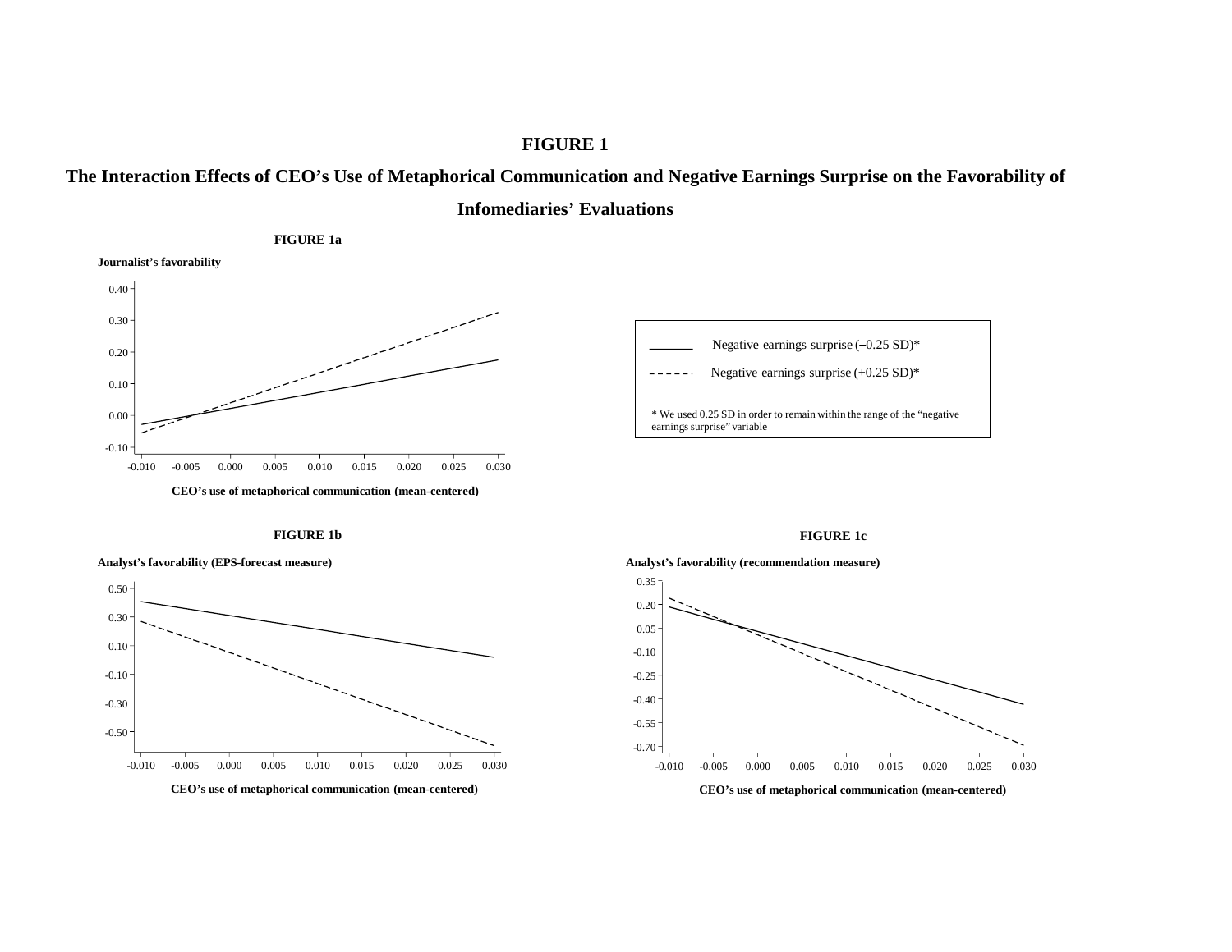# FIGURE 1

## The Interaction Effects of CEO's Use of Metaphorical Communication and Negative Earnings Surprise on the Favorability of Infomediaries' Evaluations

**FIGURE 1a**

**Journalist's favorability**

**CEO's use of metaphorical communication (mean-centered)**

Negative earnings surprise (−0.25 SD)*

Negative earnings surprise (+0.25 SD)*

* We used 0.25 SD in order to remain within the range of the "negative earnings surprise" variable

**FIGURE 1b**

**Analyst's favorability (EPS-forecast measure)**

**CEO's use of metaphorical communication (mean-centered)**

**FIGURE 1c**

**Analyst's favorability (recommendation measure)**

**CEO's use of metaphorical communication (mean-centered)**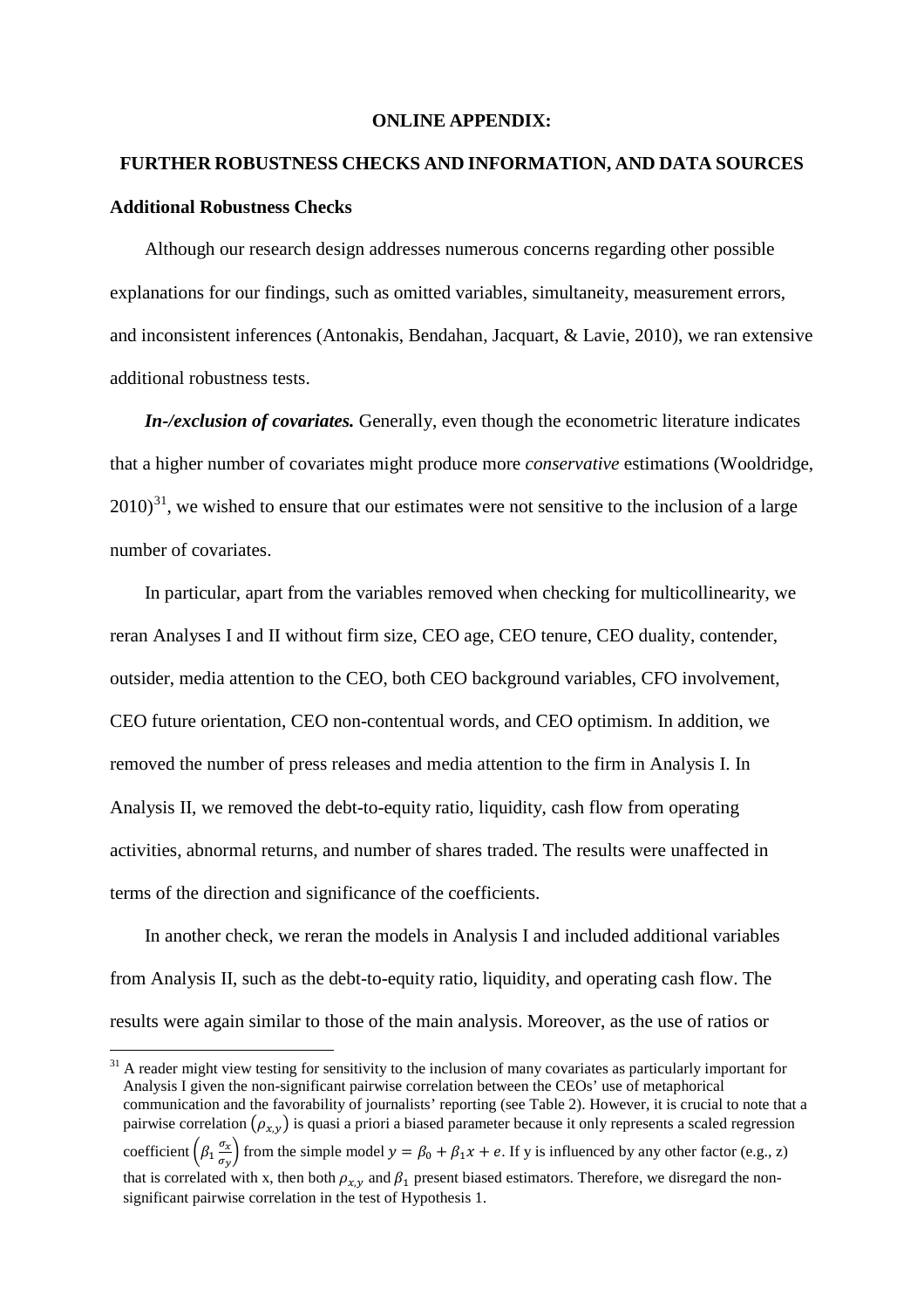**ONLINE APPENDIX:**

**FURTHER ROBUSTNESS CHECKS AND INFORMATION, AND DATA SOURCES**

**Additional Robustness Checks**

Although our research design addresses numerous concerns regarding other possible explanations for our findings, such as omitted variables, simultaneity, measurement errors, and inconsistent inferences (Antonakis, Bendahan, Jacquart, & Lavie, 2010), we ran extensive additional robustness tests.

***In-/exclusion of covariates.*** Generally, even though the econometric literature indicates that a higher number of covariates might produce more *conservative* estimations (Wooldridge, 2010)[31], we wished to ensure that our estimates were not sensitive to the inclusion of a large number of covariates.

In particular, apart from the variables removed when checking for multicollinearity, we reran Analyses I and II without firm size, CEO age, CEO tenure, CEO duality, contender, outsider, media attention to the CEO, both CEO background variables, CFO involvement, CEO future orientation, CEO non-contentual words, and CEO optimism. In addition, we removed the number of press releases and media attention to the firm in Analysis I. In Analysis II, we removed the debt-to-equity ratio, liquidity, cash flow from operating activities, abnormal returns, and number of shares traded. The results were unaffected in terms of the direction and significance of the coefficients.

In another check, we reran the models in Analysis I and included additional variables from Analysis II, such as the debt-to-equity ratio, liquidity, and operating cash flow. The results were again similar to those of the main analysis. Moreover, as the use of ratios or

[31] A reader might view testing for sensitivity to the inclusion of many covariates as particularly important for Analysis I given the non-significant pairwise correlation between the CEOs' use of metaphorical communication and the favorability of journalists' reporting (see Table 2). However, it is crucial to note that a pairwise correlation $(\rho_{x,y})$ is quasi a priori a biased parameter because it only represents a scaled regression coefficient $\left(\beta_1 \frac{\sigma_x}{\sigma_y}\right)$ from the simple model $y = \beta_0 + \beta_1 x + e$. If y is influenced by any other factor (e.g., z) that is correlated with x, then both $\rho_{x,y}$ and $\beta_1$ present biased estimators. Therefore, we disregard the non-significant pairwise correlation in the test of Hypothesis 1.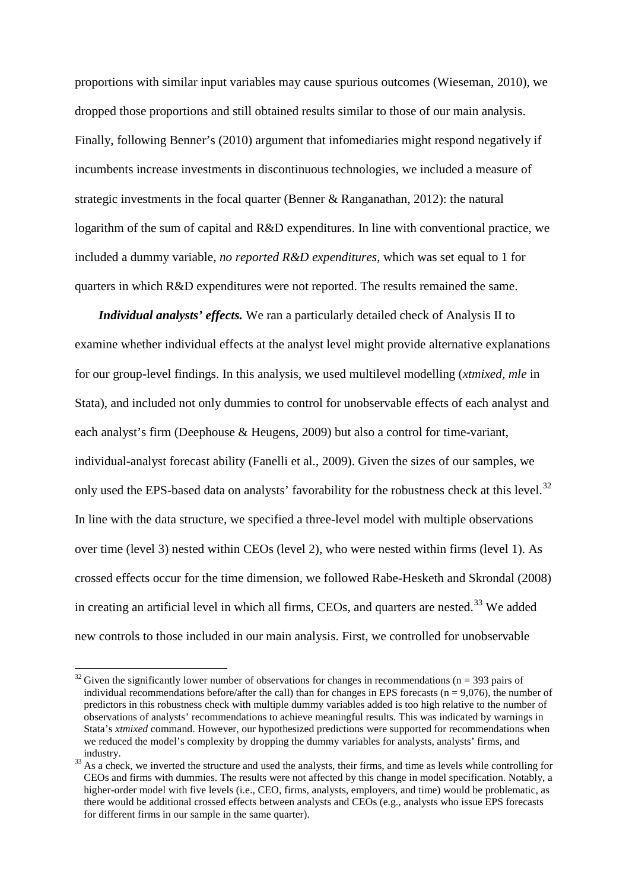proportions with similar input variables may cause spurious outcomes (Wieseman, 2010), we dropped those proportions and still obtained results similar to those of our main analysis. Finally, following Benner's (2010) argument that infomediaries might respond negatively if incumbents increase investments in discontinuous technologies, we included a measure of strategic investments in the focal quarter (Benner & Ranganathan, 2012): the natural logarithm of the sum of capital and R&D expenditures. In line with conventional practice, we included a dummy variable, *no reported R&D expenditures*, which was set equal to 1 for quarters in which R&D expenditures were not reported. The results remained the same.

***Individual analysts' effects.*** We ran a particularly detailed check of Analysis II to examine whether individual effects at the analyst level might provide alternative explanations for our group-level findings. In this analysis, we used multilevel modelling (*xtmixed, mle* in Stata), and included not only dummies to control for unobservable effects of each analyst and each analyst's firm (Deephouse & Heugens, 2009) but also a control for time-variant, individual-analyst forecast ability (Fanelli et al., 2009). Given the sizes of our samples, we only used the EPS-based data on analysts' favorability for the robustness check at this level.[32] In line with the data structure, we specified a three-level model with multiple observations over time (level 3) nested within CEOs (level 2), who were nested within firms (level 1). As crossed effects occur for the time dimension, we followed Rabe-Hesketh and Skrondal (2008) in creating an artificial level in which all firms, CEOs, and quarters are nested.[33] We added new controls to those included in our main analysis. First, we controlled for unobservable

[32] Given the significantly lower number of observations for changes in recommendations (n = 393 pairs of individual recommendations before/after the call) than for changes in EPS forecasts (n = 9,076), the number of predictors in this robustness check with multiple dummy variables added is too high relative to the number of observations of analysts' recommendations to achieve meaningful results. This was indicated by warnings in Stata's *xtmixed* command. However, our hypothesized predictions were supported for recommendations when we reduced the model's complexity by dropping the dummy variables for analysts, analysts' firms, and industry.

[33] As a check, we inverted the structure and used the analysts, their firms, and time as levels while controlling for CEOs and firms with dummies. The results were not affected by this change in model specification. Notably, a higher-order model with five levels (i.e., CEO, firms, analysts, employers, and time) would be problematic, as there would be additional crossed effects between analysts and CEOs (e.g., analysts who issue EPS forecasts for different firms in our sample in the same quarter).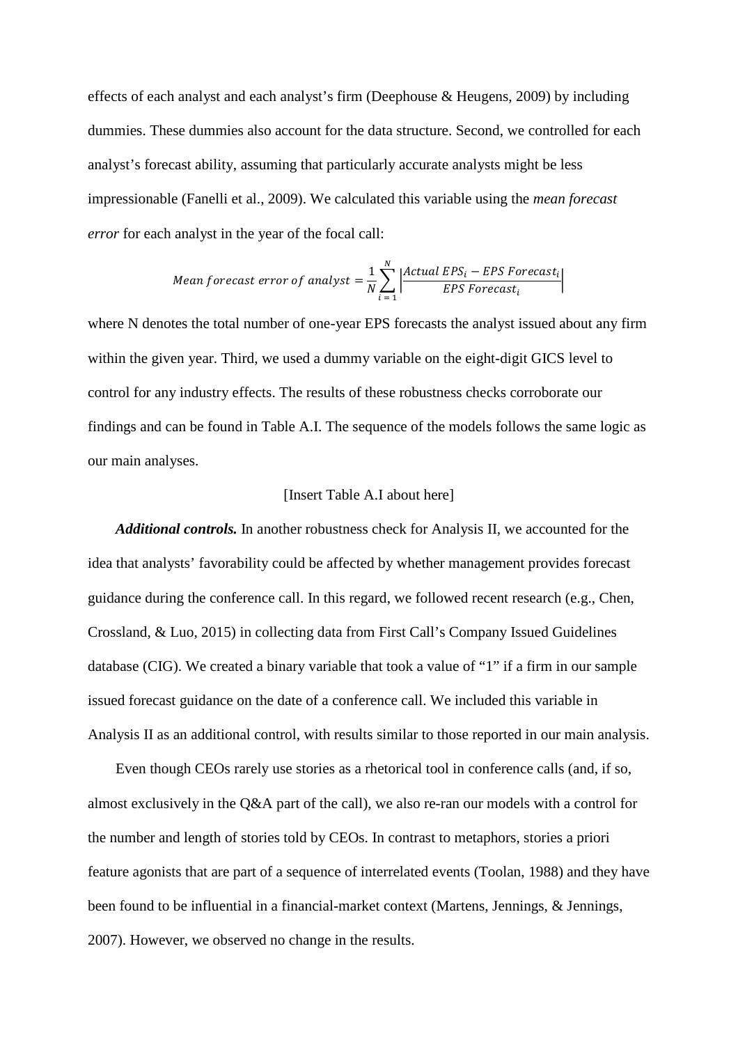effects of each analyst and each analyst's firm (Deephouse & Heugens, 2009) by including dummies. These dummies also account for the data structure. Second, we controlled for each analyst's forecast ability, assuming that particularly accurate analysts might be less impressionable (Fanelli et al., 2009). We calculated this variable using the *mean forecast error* for each analyst in the year of the focal call:

$$Mean\ forecast\ error\ of\ analyst = \frac{1}{N}\sum_{i=1}^{N}\left|\frac{Actual\ EPS_i - EPS\ Forecast_i}{EPS\ Forecast_i}\right|$$

where N denotes the total number of one-year EPS forecasts the analyst issued about any firm within the given year. Third, we used a dummy variable on the eight-digit GICS level to control for any industry effects. The results of these robustness checks corroborate our findings and can be found in Table A.I. The sequence of the models follows the same logic as our main analyses.

[Insert Table A.I about here]

***Additional controls.*** In another robustness check for Analysis II, we accounted for the idea that analysts' favorability could be affected by whether management provides forecast guidance during the conference call. In this regard, we followed recent research (e.g., Chen, Crossland, & Luo, 2015) in collecting data from First Call's Company Issued Guidelines database (CIG). We created a binary variable that took a value of "1" if a firm in our sample issued forecast guidance on the date of a conference call. We included this variable in Analysis II as an additional control, with results similar to those reported in our main analysis.

Even though CEOs rarely use stories as a rhetorical tool in conference calls (and, if so, almost exclusively in the Q&A part of the call), we also re-ran our models with a control for the number and length of stories told by CEOs. In contrast to metaphors, stories a priori feature agonists that are part of a sequence of interrelated events (Toolan, 1988) and they have been found to be influential in a financial-market context (Martens, Jennings, & Jennings, 2007). However, we observed no change in the results.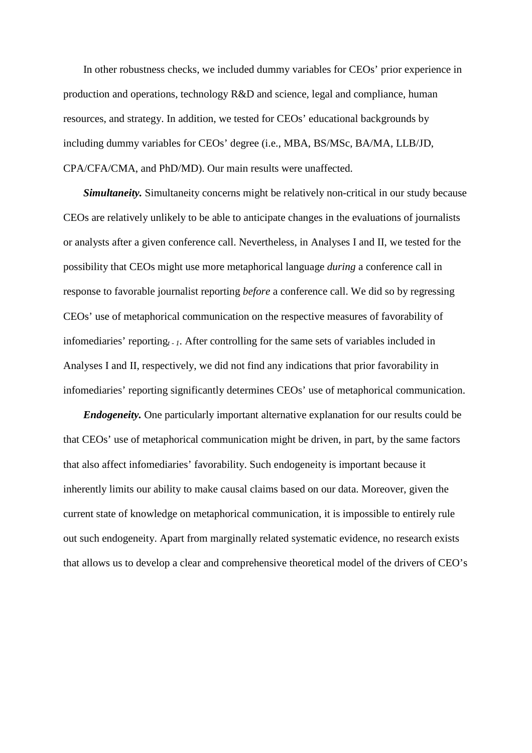In other robustness checks, we included dummy variables for CEOs' prior experience in production and operations, technology R&D and science, legal and compliance, human resources, and strategy. In addition, we tested for CEOs' educational backgrounds by including dummy variables for CEOs' degree (i.e., MBA, BS/MSc, BA/MA, LLB/JD, CPA/CFA/CMA, and PhD/MD). Our main results were unaffected.

***Simultaneity.*** Simultaneity concerns might be relatively non-critical in our study because CEOs are relatively unlikely to be able to anticipate changes in the evaluations of journalists or analysts after a given conference call. Nevertheless, in Analyses I and II, we tested for the possibility that CEOs might use more metaphorical language *during* a conference call in response to favorable journalist reporting *before* a conference call. We did so by regressing CEOs' use of metaphorical communication on the respective measures of favorability of infomediaries' reporting$_{t-1}$. After controlling for the same sets of variables included in Analyses I and II, respectively, we did not find any indications that prior favorability in infomediaries' reporting significantly determines CEOs' use of metaphorical communication.

***Endogeneity.*** One particularly important alternative explanation for our results could be that CEOs' use of metaphorical communication might be driven, in part, by the same factors that also affect infomediaries' favorability. Such endogeneity is important because it inherently limits our ability to make causal claims based on our data. Moreover, given the current state of knowledge on metaphorical communication, it is impossible to entirely rule out such endogeneity. Apart from marginally related systematic evidence, no research exists that allows us to develop a clear and comprehensive theoretical model of the drivers of CEO's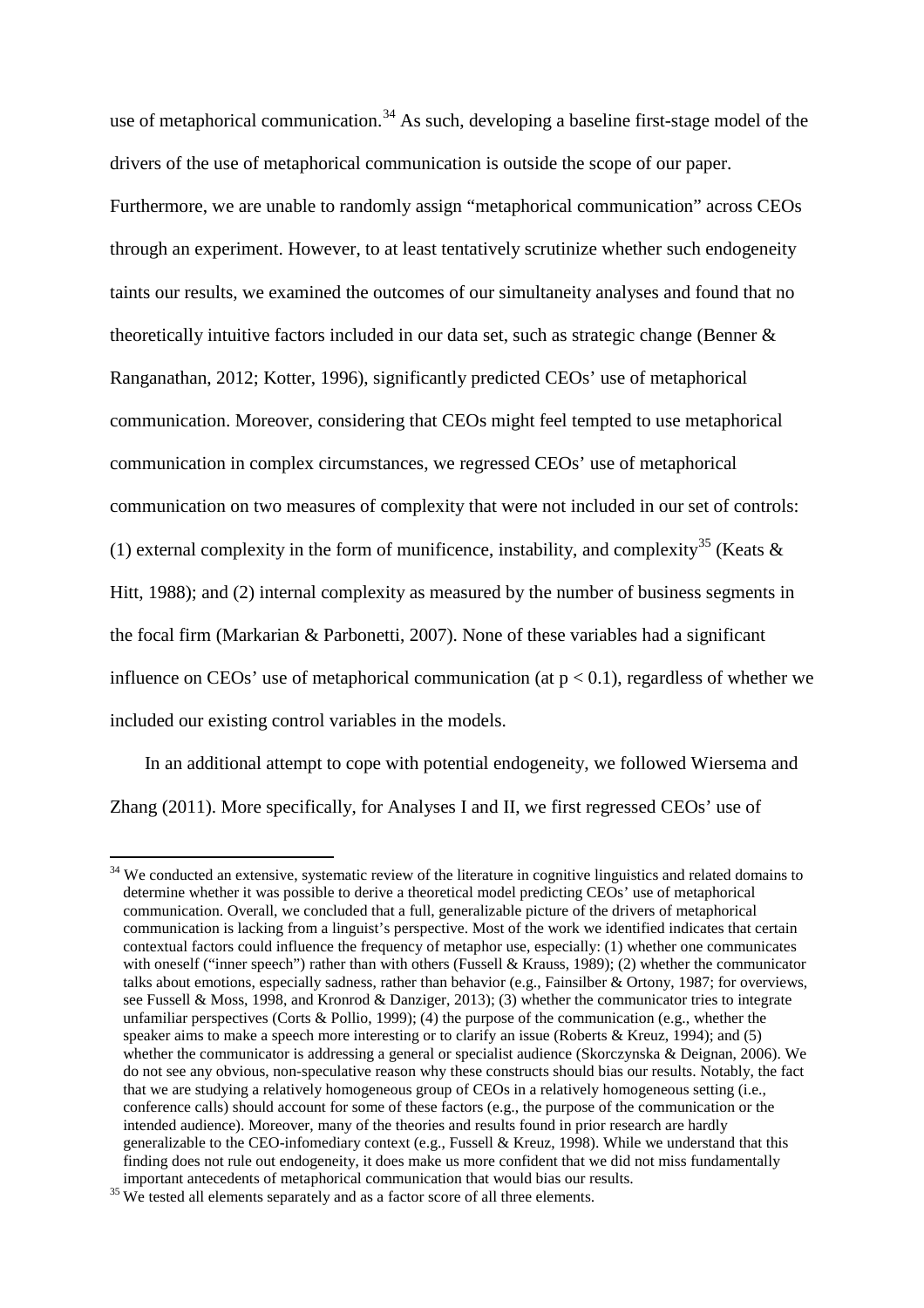use of metaphorical communication.[34] As such, developing a baseline first-stage model of the drivers of the use of metaphorical communication is outside the scope of our paper. Furthermore, we are unable to randomly assign "metaphorical communication" across CEOs through an experiment. However, to at least tentatively scrutinize whether such endogeneity taints our results, we examined the outcomes of our simultaneity analyses and found that no theoretically intuitive factors included in our data set, such as strategic change (Benner & Ranganathan, 2012; Kotter, 1996), significantly predicted CEOs' use of metaphorical communication. Moreover, considering that CEOs might feel tempted to use metaphorical communication in complex circumstances, we regressed CEOs' use of metaphorical communication on two measures of complexity that were not included in our set of controls: (1) external complexity in the form of munificence, instability, and complexity[35] (Keats & Hitt, 1988); and (2) internal complexity as measured by the number of business segments in the focal firm (Markarian & Parbonetti, 2007). None of these variables had a significant influence on CEOs' use of metaphorical communication (at $p < 0.1$), regardless of whether we included our existing control variables in the models.

In an additional attempt to cope with potential endogeneity, we followed Wiersema and Zhang (2011). More specifically, for Analyses I and II, we first regressed CEOs' use of

---

[34] We conducted an extensive, systematic review of the literature in cognitive linguistics and related domains to determine whether it was possible to derive a theoretical model predicting CEOs' use of metaphorical communication. Overall, we concluded that a full, generalizable picture of the drivers of metaphorical communication is lacking from a linguist's perspective. Most of the work we identified indicates that certain contextual factors could influence the frequency of metaphor use, especially: (1) whether one communicates with oneself ("inner speech") rather than with others (Fussell & Krauss, 1989); (2) whether the communicator talks about emotions, especially sadness, rather than behavior (e.g., Fainsilber & Ortony, 1987; for overviews, see Fussell & Moss, 1998, and Kronrod & Danziger, 2013); (3) whether the communicator tries to integrate unfamiliar perspectives (Corts & Pollio, 1999); (4) the purpose of the communication (e.g., whether the speaker aims to make a speech more interesting or to clarify an issue (Roberts & Kreuz, 1994); and (5) whether the communicator is addressing a general or specialist audience (Skorczynska & Deignan, 2006). We do not see any obvious, non-speculative reason why these constructs should bias our results. Notably, the fact that we are studying a relatively homogeneous group of CEOs in a relatively homogeneous setting (i.e., conference calls) should account for some of these factors (e.g., the purpose of the communication or the intended audience). Moreover, many of the theories and results found in prior research are hardly generalizable to the CEO-infomediary context (e.g., Fussell & Kreuz, 1998). While we understand that this finding does not rule out endogeneity, it does make us more confident that we did not miss fundamentally important antecedents of metaphorical communication that would bias our results.

[35] We tested all elements separately and as a factor score of all three elements.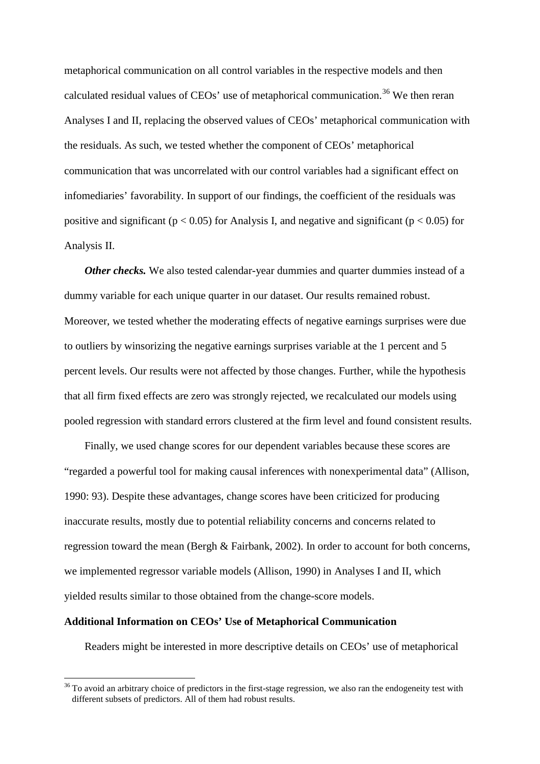metaphorical communication on all control variables in the respective models and then calculated residual values of CEOs' use of metaphorical communication.[36] We then reran Analyses I and II, replacing the observed values of CEOs' metaphorical communication with the residuals. As such, we tested whether the component of CEOs' metaphorical communication that was uncorrelated with our control variables had a significant effect on infomediaries' favorability. In support of our findings, the coefficient of the residuals was positive and significant ($p < 0.05$) for Analysis I, and negative and significant ($p < 0.05$) for Analysis II.

***Other checks.*** We also tested calendar-year dummies and quarter dummies instead of a dummy variable for each unique quarter in our dataset. Our results remained robust. Moreover, we tested whether the moderating effects of negative earnings surprises were due to outliers by winsorizing the negative earnings surprises variable at the 1 percent and 5 percent levels. Our results were not affected by those changes. Further, while the hypothesis that all firm fixed effects are zero was strongly rejected, we recalculated our models using pooled regression with standard errors clustered at the firm level and found consistent results.

Finally, we used change scores for our dependent variables because these scores are "regarded a powerful tool for making causal inferences with nonexperimental data" (Allison, 1990: 93). Despite these advantages, change scores have been criticized for producing inaccurate results, mostly due to potential reliability concerns and concerns related to regression toward the mean (Bergh & Fairbank, 2002). In order to account for both concerns, we implemented regressor variable models (Allison, 1990) in Analyses I and II, which yielded results similar to those obtained from the change-score models.

**Additional Information on CEOs' Use of Metaphorical Communication**

Readers might be interested in more descriptive details on CEOs' use of metaphorical

[36] To avoid an arbitrary choice of predictors in the first-stage regression, we also ran the endogeneity test with different subsets of predictors. All of them had robust results.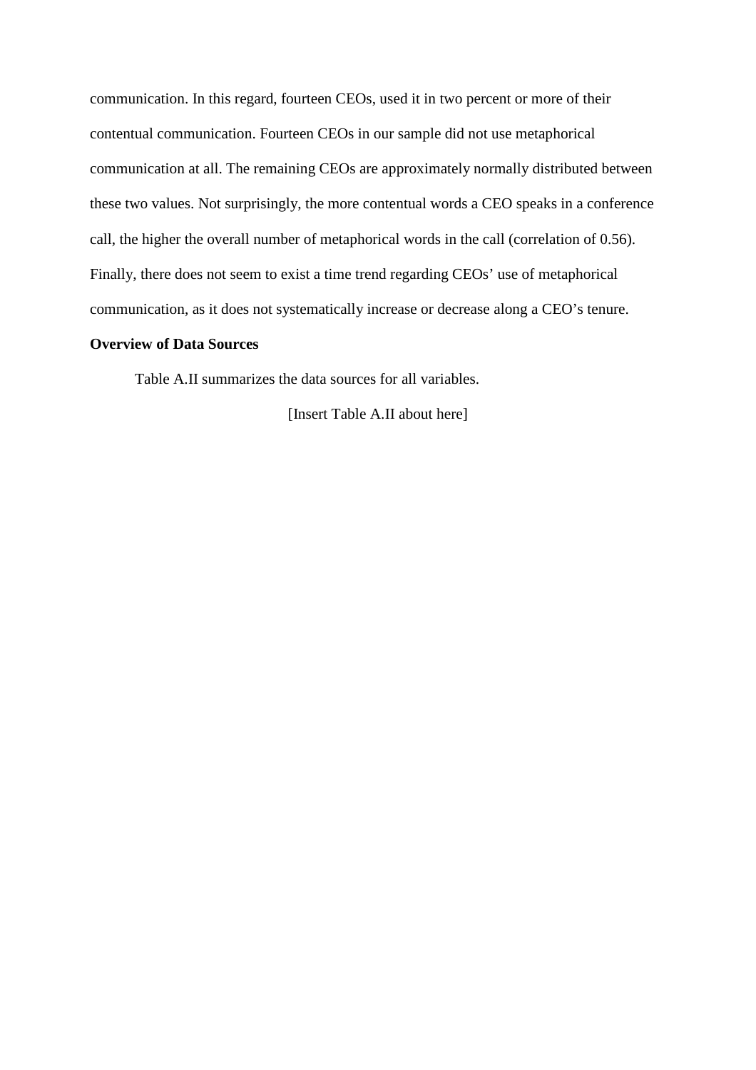communication. In this regard, fourteen CEOs, used it in two percent or more of their contentual communication. Fourteen CEOs in our sample did not use metaphorical communication at all. The remaining CEOs are approximately normally distributed between these two values. Not surprisingly, the more contentual words a CEO speaks in a conference call, the higher the overall number of metaphorical words in the call (correlation of 0.56). Finally, there does not seem to exist a time trend regarding CEOs' use of metaphorical communication, as it does not systematically increase or decrease along a CEO's tenure.

**Overview of Data Sources**

Table A.II summarizes the data sources for all variables.

[Insert Table A.II about here]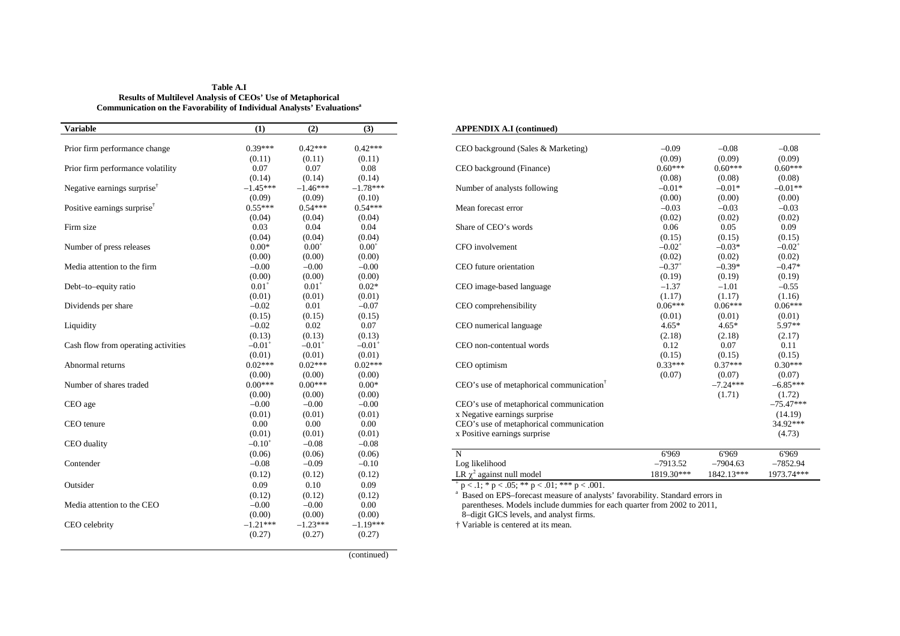**Table A.I**
**Results of Multilevel Analysis of CEOs' Use of Metaphorical Communication on the Favorability of Individual Analysts' Evaluations[a]**

| Variable | (1) | (2) | (3) |
|---|---|---|---|
| Prior firm performance change | 0.39*** | 0.42*** | 0.42*** |
| | (0.11) | (0.11) | (0.11) |
| Prior firm performance volatility | 0.07 | 0.07 | 0.08 |
| | (0.14) | (0.14) | (0.14) |
| Negative earnings surprise† | –1.45*** | –1.46*** | –1.78*** |
| | (0.09) | (0.09) | (0.10) |
| Positive earnings surprise† | 0.55*** | 0.54*** | 0.54*** |
| | (0.04) | (0.04) | (0.04) |
| Firm size | 0.03 | 0.04 | 0.04 |
| | (0.04) | (0.04) | (0.04) |
| Number of press releases | 0.00* | 0.00+ | 0.00+ |
| | (0.00) | (0.00) | (0.00) |
| Media attention to the firm | –0.00 | –0.00 | –0.00 |
| | (0.00) | (0.00) | (0.00) |
| Debt–to–equity ratio | 0.01+ | 0.01+ | 0.02* |
| | (0.01) | (0.01) | (0.01) |
| Dividends per share | –0.02 | 0.01 | –0.07 |
| | (0.15) | (0.15) | (0.15) |
| Liquidity | –0.02 | 0.02 | 0.07 |
| | (0.13) | (0.13) | (0.13) |
| Cash flow from operating activities | –0.01+ | –0.01+ | –0.01+ |
| | (0.01) | (0.01) | (0.01) |
| Abnormal returns | 0.02*** | 0.02*** | 0.02*** |
| | (0.00) | (0.00) | (0.00) |
| Number of shares traded | 0.00*** | 0.00*** | 0.00* |
| | (0.00) | (0.00) | (0.00) |
| CEO age | –0.00 | –0.00 | –0.00 |
| | (0.01) | (0.01) | (0.01) |
| CEO tenure | 0.00 | 0.00 | 0.00 |
| | (0.01) | (0.01) | (0.01) |
| CEO duality | –0.10+ | –0.08 | –0.08 |
| | (0.06) | (0.06) | (0.06) |
| Contender | –0.08 | –0.09 | –0.10 |
| | (0.12) | (0.12) | (0.12) |
| Outsider | 0.09 | 0.10 | 0.09 |
| | (0.12) | (0.12) | (0.12) |
| Media attention to the CEO | –0.00 | –0.00 | 0.00 |
| | (0.00) | (0.00) | (0.00) |
| CEO celebrity | –1.21*** | –1.23*** | –1.19*** |
| | (0.27) | (0.27) | (0.27) |
| CEO background (Sales & Marketing) | –0.09 | –0.08 | –0.08 |
| | (0.09) | (0.09) | (0.09) |
| CEO background (Finance) | 0.60*** | 0.60*** | 0.60*** |
| | (0.08) | (0.08) | (0.08) |
| Number of analysts following | –0.01* | –0.01* | –0.01** |
| | (0.00) | (0.00) | (0.00) |
| Mean forecast error | –0.03 | –0.03 | –0.03 |
| | (0.02) | (0.02) | (0.02) |
| Share of CEO's words | 0.06 | 0.05 | 0.09 |
| | (0.15) | (0.15) | (0.15) |
| CFO involvement | –0.02+ | –0.03* | –0.02+ |
| | (0.02) | (0.02) | (0.02) |
| CEO future orientation | –0.37+ | –0.39* | –0.47* |
| | (0.19) | (0.19) | (0.19) |
| CEO image-based language | –1.37 | –1.01 | –0.55 |
| | (1.17) | (1.17) | (1.16) |
| CEO comprehensibility | 0.06*** | 0.06*** | 0.06*** |
| | (0.01) | (0.01) | (0.01) |
| CEO numerical language | 4.65* | 4.65* | 5.97** |
| | (2.18) | (2.18) | (2.17) |
| CEO non-contentual words | 0.12 | 0.07 | 0.11 |
| | (0.15) | (0.15) | (0.15) |
| CEO optimism | 0.33*** | 0.37*** | 0.30*** |
| | (0.07) | (0.07) | (0.07) |
| CEO's use of metaphorical communication† | | –7.24*** | –6.85*** |
| | | (1.71) | (1.72) |
| CEO's use of metaphorical communication x Negative earnings surprise | | | –75.47*** |
| | | | (14.19) |
| CEO's use of metaphorical communication x Positive earnings surprise | | | 34.92*** |
| | | | (4.73) |
| N | 6'969 | 6'969 | 6'969 |
| Log likelihood | –7913.52 | –7904.63 | –7852.94 |
| LR $\chi^2$ against null model | 1819.30*** | 1842.13*** | 1973.74*** |

+ $p < .1$; * $p < .05$; ** $p < .01$; *** $p < .001$.

[a] Based on EPS–forecast measure of analysts' favorability. Standard errors in parentheses. Models include dummies for each quarter from 2002 to 2011, 8–digit GICS levels, and analyst firms.

† Variable is centered at its mean.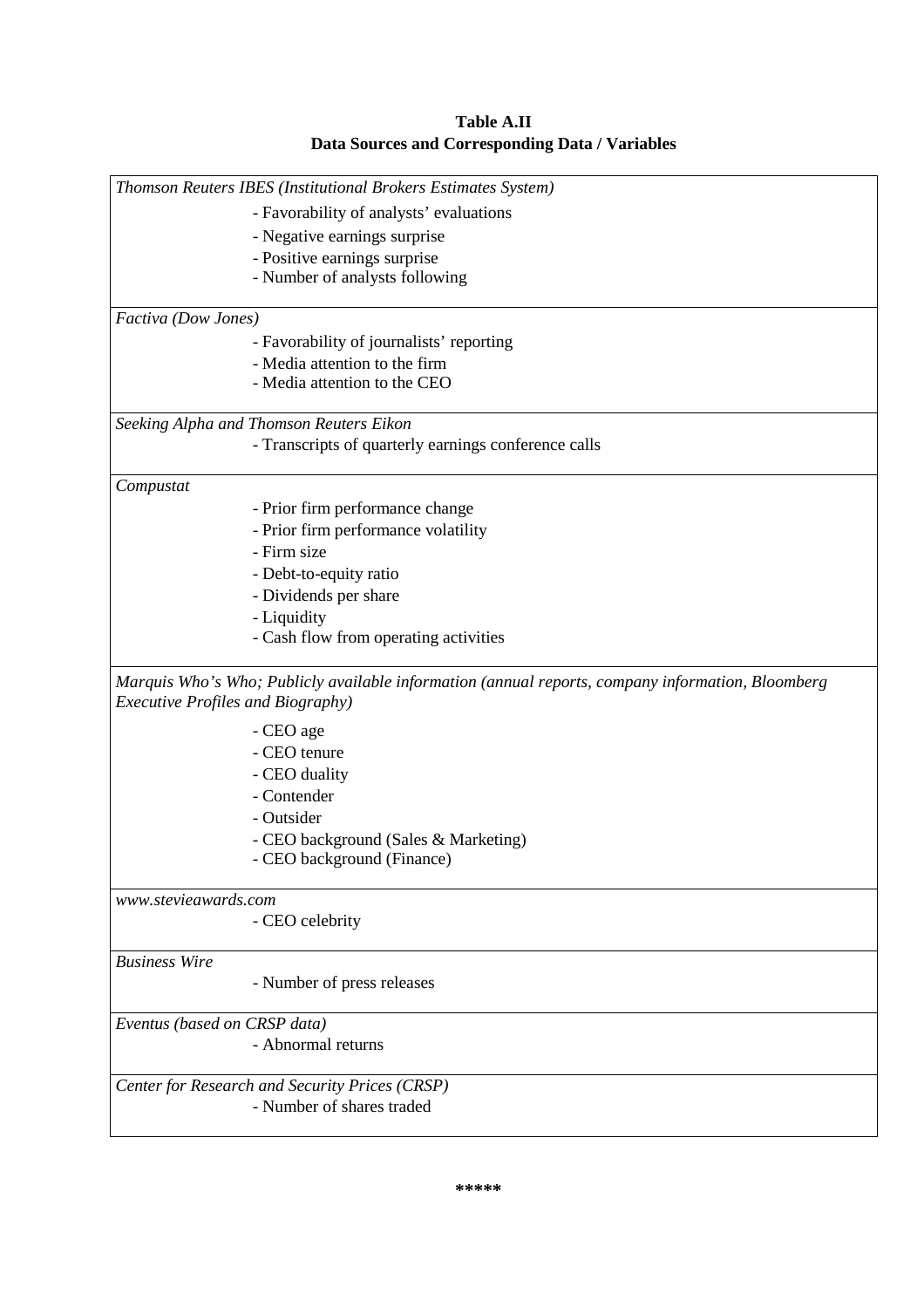**Table A.II**
**Data Sources and Corresponding Data / Variables**

| Data Source | Data / Variables |
|---|---|
| *Thomson Reuters IBES (Institutional Brokers Estimates System)* | |
| | - Favorability of analysts' evaluations |
| | - Negative earnings surprise |
| | - Positive earnings surprise |
| | - Number of analysts following |
| *Factiva (Dow Jones)* | |
| | - Favorability of journalists' reporting |
| | - Media attention to the firm |
| | - Media attention to the CEO |
| *Seeking Alpha and Thomson Reuters Eikon* | |
| | - Transcripts of quarterly earnings conference calls |
| *Compustat* | |
| | - Prior firm performance change |
| | - Prior firm performance volatility |
| | - Firm size |
| | - Debt-to-equity ratio |
| | - Dividends per share |
| | - Liquidity |
| | - Cash flow from operating activities |
| *Marquis Who's Who; Publicly available information (annual reports, company information, Bloomberg Executive Profiles and Biography)* | |
| | - CEO age |
| | - CEO tenure |
| | - CEO duality |
| | - Contender |
| | - Outsider |
| | - CEO background (Sales & Marketing) |
| | - CEO background (Finance) |
| *www.stevieawards.com* | |
| | - CEO celebrity |
| *Business Wire* | |
| | - Number of press releases |
| *Eventus (based on CRSP data)* | |
| | - Abnormal returns |
| *Center for Research and Security Prices (CRSP)* | |
| | - Number of shares traded |

**\*\*\*\*\***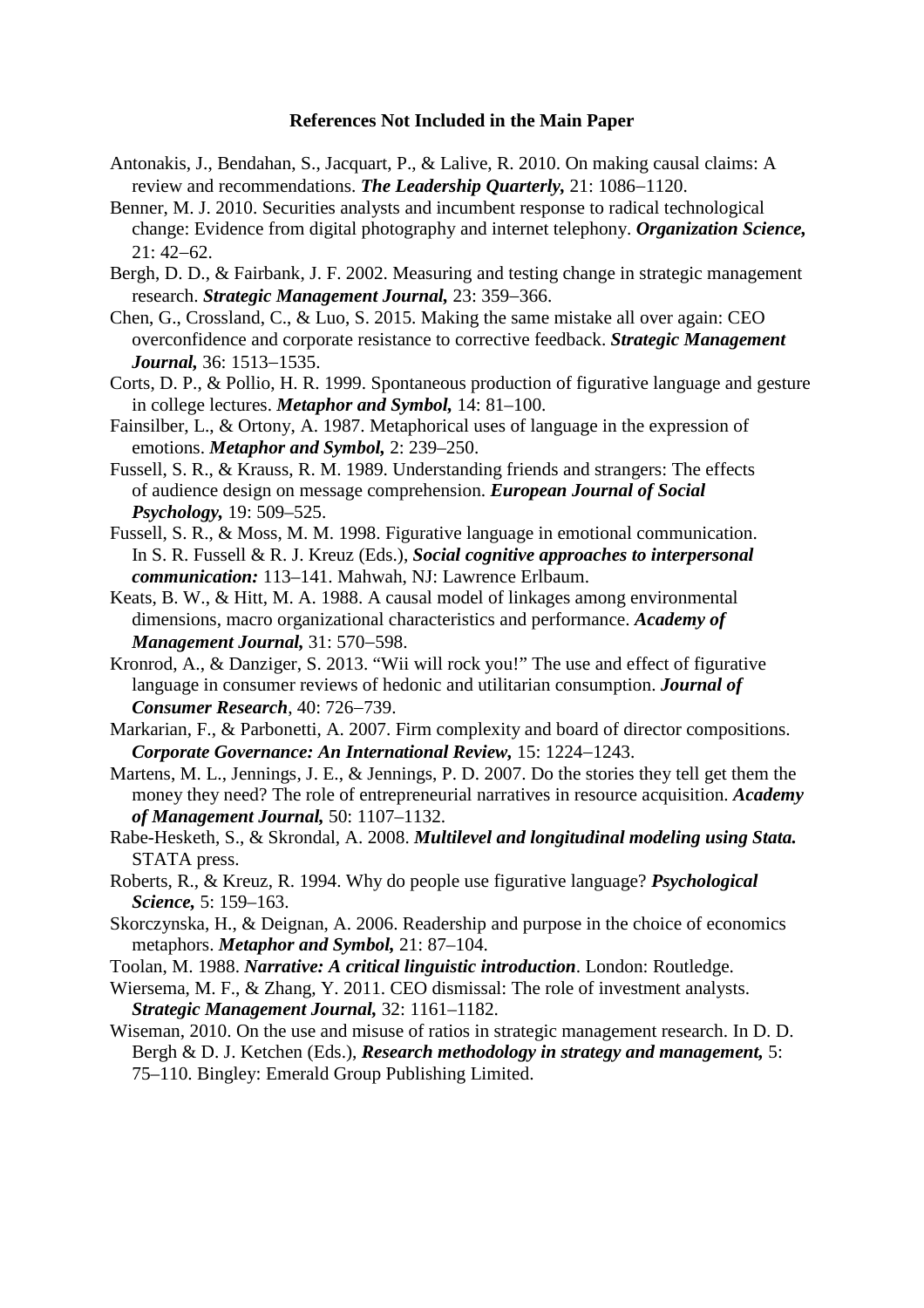**References Not Included in the Main Paper**

Antonakis, J., Bendahan, S., Jacquart, P., & Lalive, R. 2010. On making causal claims: A review and recommendations. ***The Leadership Quarterly,*** 21: 1086–1120.

Benner, M. J. 2010. Securities analysts and incumbent response to radical technological change: Evidence from digital photography and internet telephony. ***Organization Science,*** 21: 42–62.

Bergh, D. D., & Fairbank, J. F. 2002. Measuring and testing change in strategic management research. ***Strategic Management Journal,*** 23: 359–366.

Chen, G., Crossland, C., & Luo, S. 2015. Making the same mistake all over again: CEO overconfidence and corporate resistance to corrective feedback. ***Strategic Management Journal,*** 36: 1513–1535.

Corts, D. P., & Pollio, H. R. 1999. Spontaneous production of figurative language and gesture in college lectures. ***Metaphor and Symbol,*** 14: 81–100.

Fainsilber, L., & Ortony, A. 1987. Metaphorical uses of language in the expression of emotions. ***Metaphor and Symbol,*** 2: 239–250.

Fussell, S. R., & Krauss, R. M. 1989. Understanding friends and strangers: The effects of audience design on message comprehension. ***European Journal of Social Psychology,*** 19: 509–525.

Fussell, S. R., & Moss, M. M. 1998. Figurative language in emotional communication. In S. R. Fussell & R. J. Kreuz (Eds.), ***Social cognitive approaches to interpersonal communication:*** 113–141. Mahwah, NJ: Lawrence Erlbaum.

Keats, B. W., & Hitt, M. A. 1988. A causal model of linkages among environmental dimensions, macro organizational characteristics and performance. ***Academy of Management Journal,*** 31: 570–598.

Kronrod, A., & Danziger, S. 2013. "Wii will rock you!" The use and effect of figurative language in consumer reviews of hedonic and utilitarian consumption. ***Journal of Consumer Research***, 40: 726–739.

Markarian, F., & Parbonetti, A. 2007. Firm complexity and board of director compositions. ***Corporate Governance: An International Review,*** 15: 1224–1243.

Martens, M. L., Jennings, J. E., & Jennings, P. D. 2007. Do the stories they tell get them the money they need? The role of entrepreneurial narratives in resource acquisition. ***Academy of Management Journal,*** 50: 1107–1132.

Rabe-Hesketh, S., & Skrondal, A. 2008. ***Multilevel and longitudinal modeling using Stata.*** STATA press.

Roberts, R., & Kreuz, R. 1994. Why do people use figurative language? ***Psychological Science,*** 5: 159–163.

Skorczynska, H., & Deignan, A. 2006. Readership and purpose in the choice of economics metaphors. ***Metaphor and Symbol,*** 21: 87–104.

Toolan, M. 1988. ***Narrative: A critical linguistic introduction***. London: Routledge.

Wiersema, M. F., & Zhang, Y. 2011. CEO dismissal: The role of investment analysts. ***Strategic Management Journal,*** 32: 1161–1182.

Wiseman, 2010. On the use and misuse of ratios in strategic management research. In D. D. Bergh & D. J. Ketchen (Eds.), ***Research methodology in strategy and management,*** 5: 75–110. Bingley: Emerald Group Publishing Limited.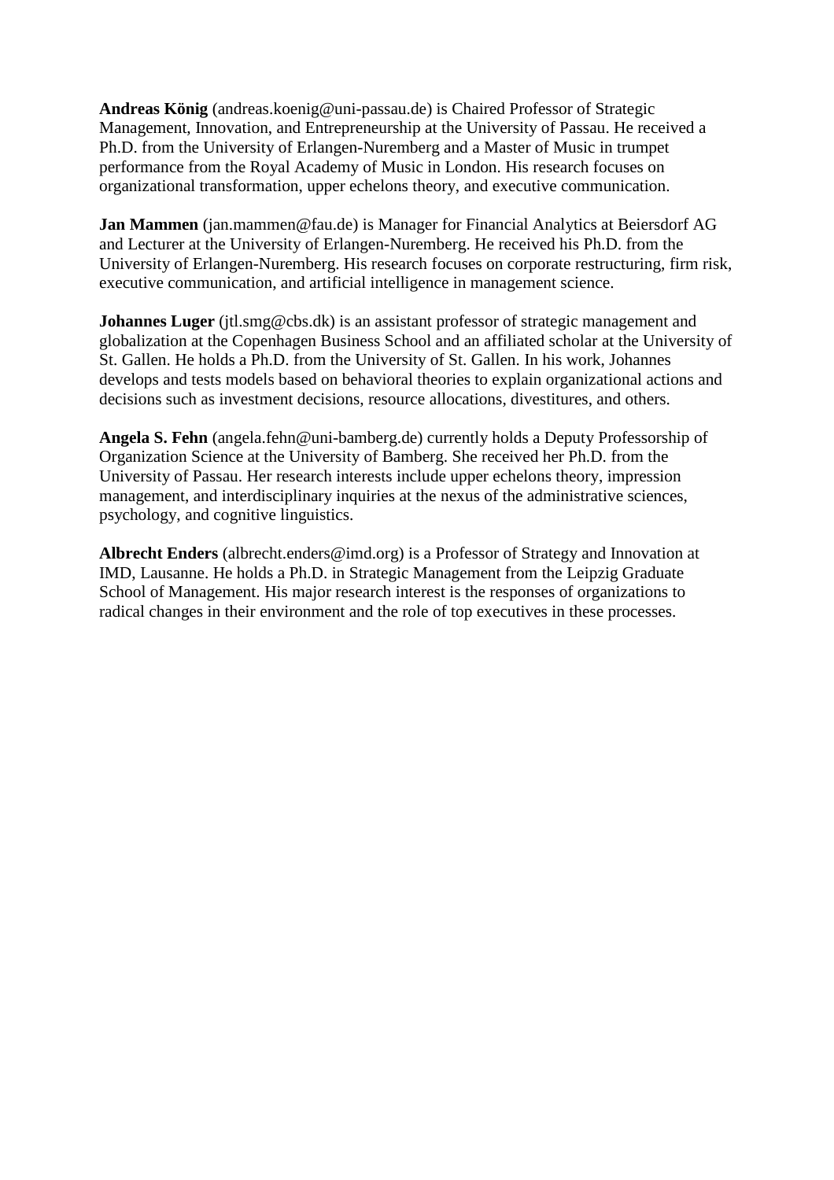**Andreas König** (andreas.koenig@uni-passau.de) is Chaired Professor of Strategic Management, Innovation, and Entrepreneurship at the University of Passau. He received a Ph.D. from the University of Erlangen-Nuremberg and a Master of Music in trumpet performance from the Royal Academy of Music in London. His research focuses on organizational transformation, upper echelons theory, and executive communication.

**Jan Mammen** (jan.mammen@fau.de) is Manager for Financial Analytics at Beiersdorf AG and Lecturer at the University of Erlangen-Nuremberg. He received his Ph.D. from the University of Erlangen-Nuremberg. His research focuses on corporate restructuring, firm risk, executive communication, and artificial intelligence in management science.

**Johannes Luger** (jtl.smg@cbs.dk) is an assistant professor of strategic management and globalization at the Copenhagen Business School and an affiliated scholar at the University of St. Gallen. He holds a Ph.D. from the University of St. Gallen. In his work, Johannes develops and tests models based on behavioral theories to explain organizational actions and decisions such as investment decisions, resource allocations, divestitures, and others.

**Angela S. Fehn** (angela.fehn@uni-bamberg.de) currently holds a Deputy Professorship of Organization Science at the University of Bamberg. She received her Ph.D. from the University of Passau. Her research interests include upper echelons theory, impression management, and interdisciplinary inquiries at the nexus of the administrative sciences, psychology, and cognitive linguistics.

**Albrecht Enders** (albrecht.enders@imd.org) is a Professor of Strategy and Innovation at IMD, Lausanne. He holds a Ph.D. in Strategic Management from the Leipzig Graduate School of Management. His major research interest is the responses of organizations to radical changes in their environment and the role of top executives in these processes.